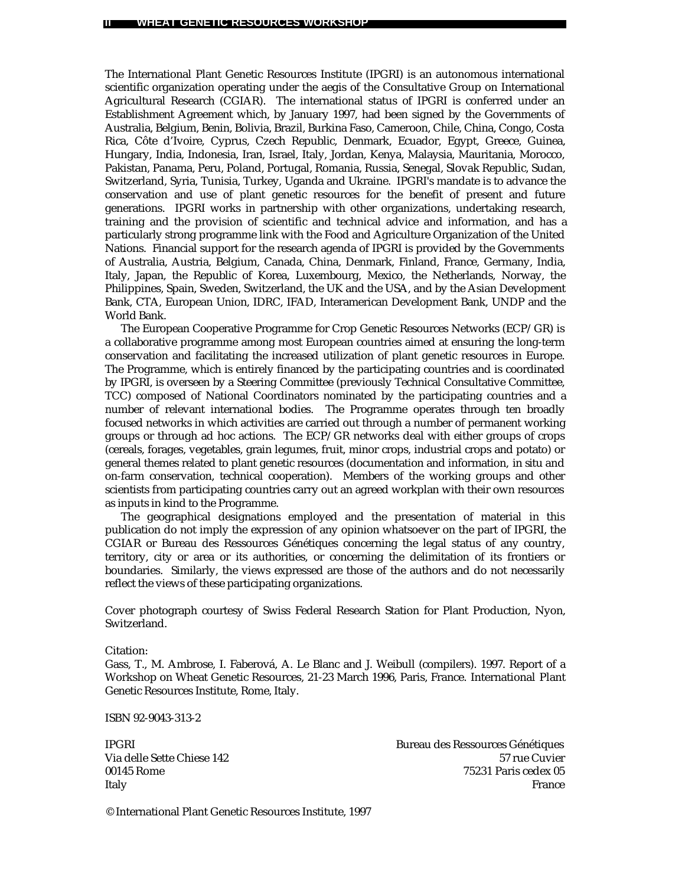The International Plant Genetic Resources Institute (IPGRI) is an autonomous international scientific organization operating under the aegis of the Consultative Group on International Agricultural Research (CGIAR). The international status of IPGRI is conferred under an Establishment Agreement which, by January 1997, had been signed by the Governments of Australia, Belgium, Benin, Bolivia, Brazil, Burkina Faso, Cameroon, Chile, China, Congo, Costa Rica, Côte d'Ivoire, Cyprus, Czech Republic, Denmark, Ecuador, Egypt, Greece, Guinea, Hungary, India, Indonesia, Iran, Israel, Italy, Jordan, Kenya, Malaysia, Mauritania, Morocco, Pakistan, Panama, Peru, Poland, Portugal, Romania, Russia, Senegal, Slovak Republic, Sudan, Switzerland, Syria, Tunisia, Turkey, Uganda and Ukraine. IPGRI's mandate is to advance the conservation and use of plant genetic resources for the benefit of present and future generations. IPGRI works in partnership with other organizations, undertaking research, training and the provision of scientific and technical advice and information, and has a particularly strong programme link with the Food and Agriculture Organization of the United Nations. Financial support for the research agenda of IPGRI is provided by the Governments of Australia, Austria, Belgium, Canada, China, Denmark, Finland, France, Germany, India, Italy, Japan, the Republic of Korea, Luxembourg, Mexico, the Netherlands, Norway, the Philippines, Spain, Sweden, Switzerland, the UK and the USA, and by the Asian Development Bank, CTA, European Union, IDRC, IFAD, Interamerican Development Bank, UNDP and the World Bank.

The European Cooperative Programme for Crop Genetic Resources Networks (ECP/GR) is a collaborative programme among most European countries aimed at ensuring the long-term conservation and facilitating the increased utilization of plant genetic resources in Europe. The Programme, which is entirely financed by the participating countries and is coordinated by IPGRI, is overseen by a Steering Committee (previously Technical Consultative Committee, TCC) composed of National Coordinators nominated by the participating countries and a number of relevant international bodies. The Programme operates through ten broadly focused networks in which activities are carried out through a number of permanent working groups or through ad hoc actions. The ECP/GR networks deal with either groups of crops (cereals, forages, vegetables, grain legumes, fruit, minor crops, industrial crops and potato) or general themes related to plant genetic resources (documentation and information, in situ and on-farm conservation, technical cooperation). Members of the working groups and other scientists from participating countries carry out an agreed workplan with their own resources as inputs in kind to the Programme.

The geographical designations employed and the presentation of material in this publication do not imply the expression of any opinion whatsoever on the part of IPGRI, the CGIAR or Bureau des Ressources Génétiques concerning the legal status of any country, territory, city or area or its authorities, or concerning the delimitation of its frontiers or boundaries. Similarly, the views expressed are those of the authors and do not necessarily reflect the views of these participating organizations.

Cover photograph courtesy of Swiss Federal Research Station for Plant Production, Nyon, Switzerland.

Citation:
Gass, T., M. Ambrose, I. Faberová, A. Le Blanc and J. Weibull (compilers). 1997. Report of a Workshop on Wheat Genetic Resources, 21-23 March 1996, Paris, France. International Plant Genetic Resources Institute, Rome, Italy.

ISBN 92-9043-313-2

IPGRI
Via delle Sette Chiese 142
00145 Rome
Italy

Bureau des Ressources Génétiques
57 rue Cuvier
75231 Paris cedex 05
France

© International Plant Genetic Resources Institute, 1997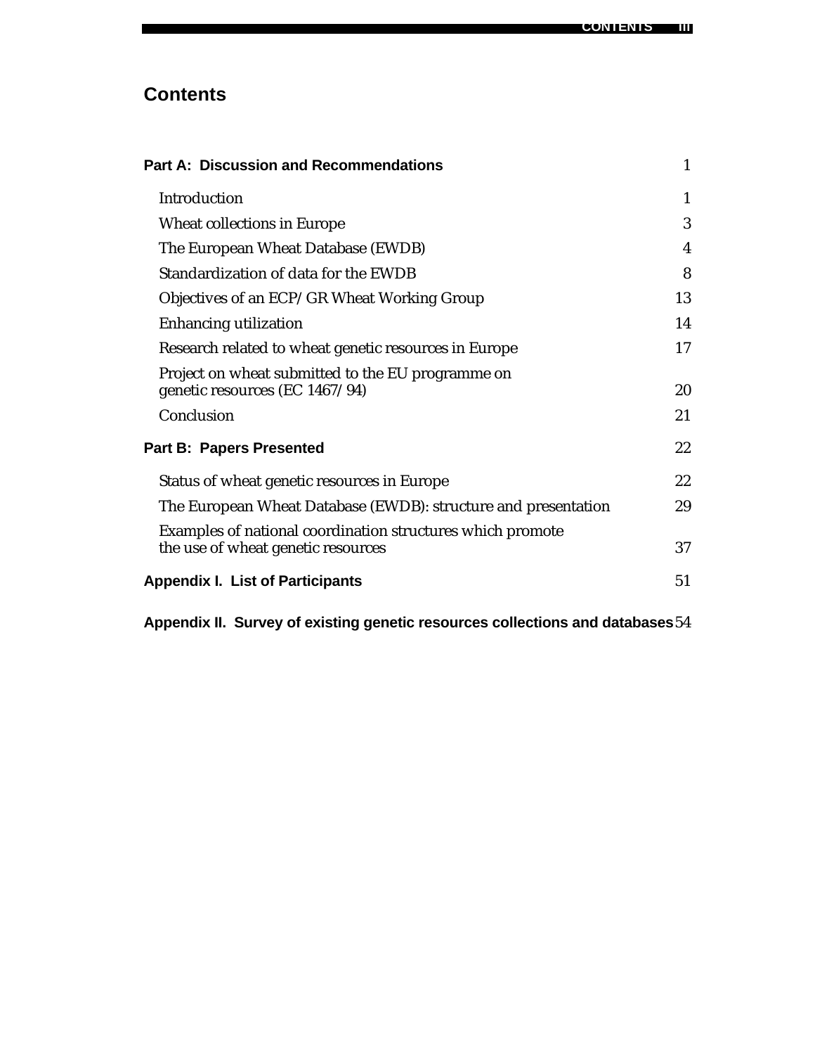# Contents

| | |
|---|---|
| **Part A: Discussion and Recommendations** | 1 |
| Introduction | 1 |
| Wheat collections in Europe | 3 |
| The European Wheat Database (EWDB) | 4 |
| Standardization of data for the EWDB | 8 |
| Objectives of an ECP/GR Wheat Working Group | 13 |
| Enhancing utilization | 14 |
| Research related to wheat genetic resources in Europe | 17 |
| Project on wheat submitted to the EU programme on genetic resources (EC 1467/94) | 20 |
| Conclusion | 21 |
| **Part B: Papers Presented** | 22 |
| Status of wheat genetic resources in Europe | 22 |
| The European Wheat Database (EWDB): structure and presentation | 29 |
| Examples of national coordination structures which promote the use of wheat genetic resources | 37 |
| **Appendix I. List of Participants** | 51 |
| **Appendix II. Survey of existing genetic resources collections and databases** | 54 |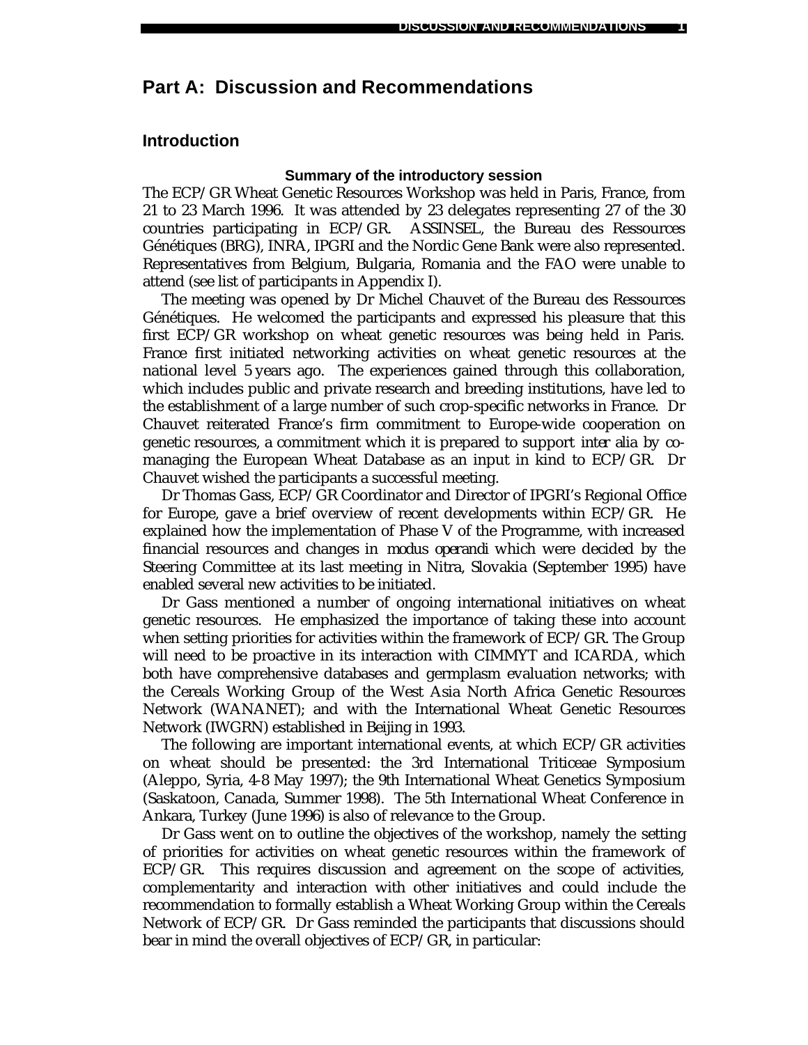# Part A: Discussion and Recommendations

## Introduction

### Summary of the introductory session

The ECP/GR Wheat Genetic Resources Workshop was held in Paris, France, from 21 to 23 March 1996. It was attended by 23 delegates representing 27 of the 30 countries participating in ECP/GR. ASSINSEL, the Bureau des Ressources Génétiques (BRG), INRA, IPGRI and the Nordic Gene Bank were also represented. Representatives from Belgium, Bulgaria, Romania and the FAO were unable to attend (see list of participants in Appendix I).

The meeting was opened by Dr Michel Chauvet of the Bureau des Ressources Génétiques. He welcomed the participants and expressed his pleasure that this first ECP/GR workshop on wheat genetic resources was being held in Paris. France first initiated networking activities on wheat genetic resources at the national level 5 years ago. The experiences gained through this collaboration, which includes public and private research and breeding institutions, have led to the establishment of a large number of such crop-specific networks in France. Dr Chauvet reiterated France's firm commitment to Europe-wide cooperation on genetic resources, a commitment which it is prepared to support *inter alia* by co-managing the European Wheat Database as an input in kind to ECP/GR. Dr Chauvet wished the participants a successful meeting.

Dr Thomas Gass, ECP/GR Coordinator and Director of IPGRI's Regional Office for Europe, gave a brief overview of recent developments within ECP/GR. He explained how the implementation of Phase V of the Programme, with increased financial resources and changes in *modus operandi* which were decided by the Steering Committee at its last meeting in Nitra, Slovakia (September 1995) have enabled several new activities to be initiated.

Dr Gass mentioned a number of ongoing international initiatives on wheat genetic resources. He emphasized the importance of taking these into account when setting priorities for activities within the framework of ECP/GR. The Group will need to be proactive in its interaction with CIMMYT and ICARDA, which both have comprehensive databases and germplasm evaluation networks; with the Cereals Working Group of the West Asia North Africa Genetic Resources Network (WANANET); and with the International Wheat Genetic Resources Network (IWGRN) established in Beijing in 1993.

The following are important international events, at which ECP/GR activities on wheat should be presented: the 3rd International Triticeae Symposium (Aleppo, Syria, 4-8 May 1997); the 9th International Wheat Genetics Symposium (Saskatoon, Canada, Summer 1998). The 5th International Wheat Conference in Ankara, Turkey (June 1996) is also of relevance to the Group.

Dr Gass went on to outline the objectives of the workshop, namely the setting of priorities for activities on wheat genetic resources within the framework of ECP/GR. This requires discussion and agreement on the scope of activities, complementarity and interaction with other initiatives and could include the recommendation to formally establish a Wheat Working Group within the Cereals Network of ECP/GR. Dr Gass reminded the participants that discussions should bear in mind the overall objectives of ECP/GR, in particular: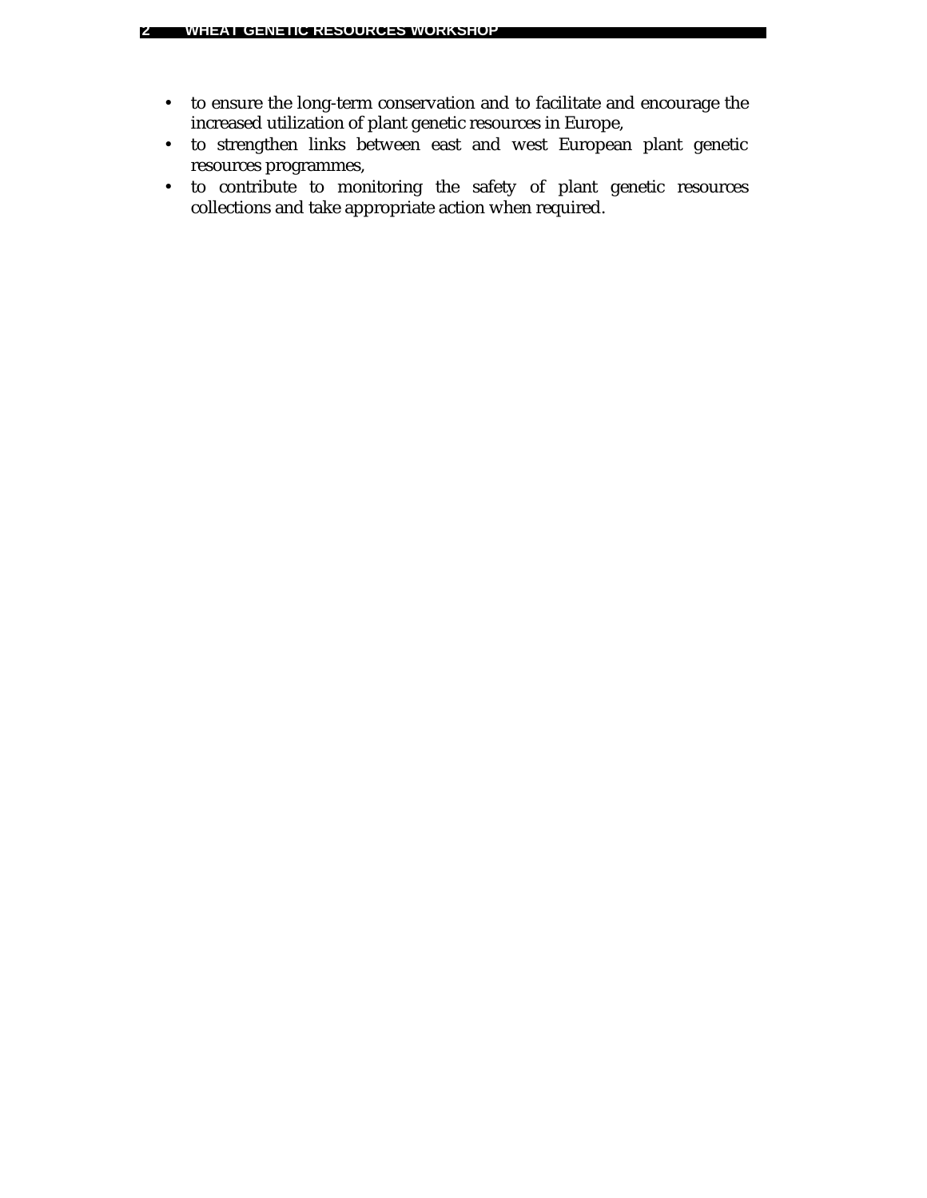- to ensure the long-term conservation and to facilitate and encourage the increased utilization of plant genetic resources in Europe,
- to strengthen links between east and west European plant genetic resources programmes,
- to contribute to monitoring the safety of plant genetic resources collections and take appropriate action when required.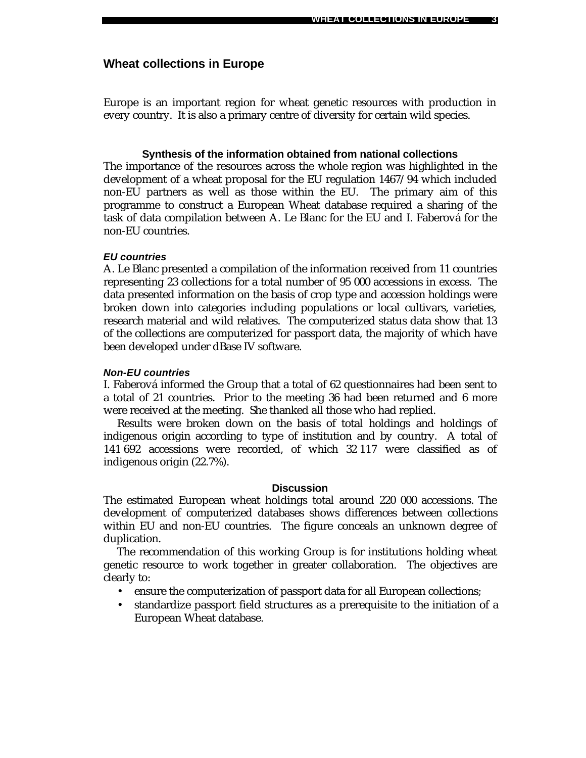## Wheat collections in Europe

Europe is an important region for wheat genetic resources with production in every country. It is also a primary centre of diversity for certain wild species.

### Synthesis of the information obtained from national collections

The importance of the resources across the whole region was highlighted in the development of a wheat proposal for the EU regulation 1467/94 which included non-EU partners as well as those within the EU. The primary aim of this programme to construct a European Wheat database required a sharing of the task of data compilation between A. Le Blanc for the EU and I. Faberová for the non-EU countries.

#### *EU countries*

A. Le Blanc presented a compilation of the information received from 11 countries representing 23 collections for a total number of 95 000 accessions in excess. The data presented information on the basis of crop type and accession holdings were broken down into categories including populations or local cultivars, varieties, research material and wild relatives. The computerized status data show that 13 of the collections are computerized for passport data, the majority of which have been developed under dBase IV software.

#### *Non-EU countries*

I. Faberová informed the Group that a total of 62 questionnaires had been sent to a total of 21 countries. Prior to the meeting 36 had been returned and 6 more were received at the meeting. She thanked all those who had replied.

Results were broken down on the basis of total holdings and holdings of indigenous origin according to type of institution and by country. A total of 141 692 accessions were recorded, of which 32 117 were classified as of indigenous origin (22.7%).

### Discussion

The estimated European wheat holdings total around 220 000 accessions. The development of computerized databases shows differences between collections within EU and non-EU countries. The figure conceals an unknown degree of duplication.

The recommendation of this working Group is for institutions holding wheat genetic resource to work together in greater collaboration. The objectives are clearly to:

- ensure the computerization of passport data for all European collections;
- standardize passport field structures as a prerequisite to the initiation of a European Wheat database.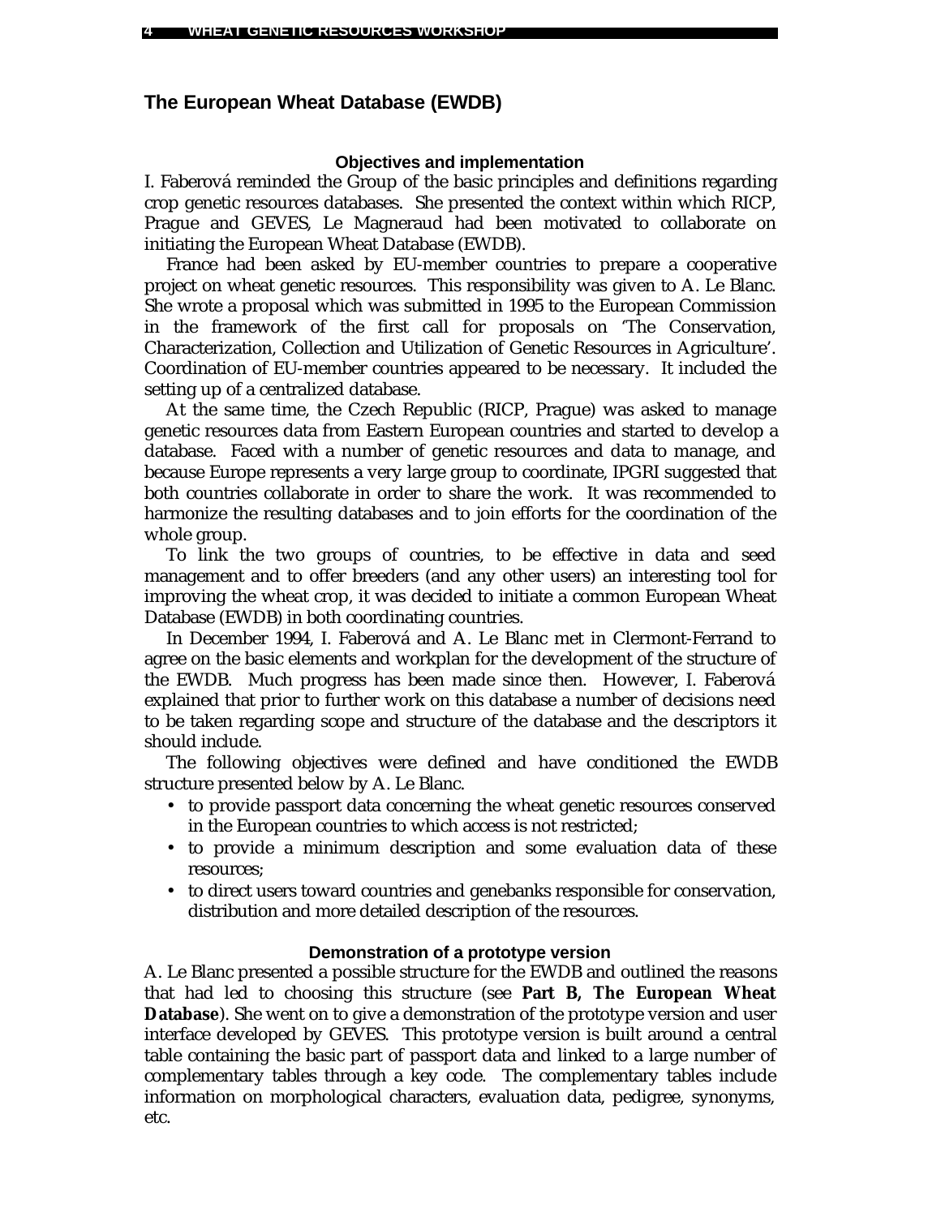## The European Wheat Database (EWDB)

### Objectives and implementation

I. Faberová reminded the Group of the basic principles and definitions regarding crop genetic resources databases. She presented the context within which RICP, Prague and GEVES, Le Magneraud had been motivated to collaborate on initiating the European Wheat Database (EWDB).

France had been asked by EU-member countries to prepare a cooperative project on wheat genetic resources. This responsibility was given to A. Le Blanc. She wrote a proposal which was submitted in 1995 to the European Commission in the framework of the first call for proposals on 'The Conservation, Characterization, Collection and Utilization of Genetic Resources in Agriculture'. Coordination of EU-member countries appeared to be necessary. It included the setting up of a centralized database.

At the same time, the Czech Republic (RICP, Prague) was asked to manage genetic resources data from Eastern European countries and started to develop a database. Faced with a number of genetic resources and data to manage, and because Europe represents a very large group to coordinate, IPGRI suggested that both countries collaborate in order to share the work. It was recommended to harmonize the resulting databases and to join efforts for the coordination of the whole group.

To link the two groups of countries, to be effective in data and seed management and to offer breeders (and any other users) an interesting tool for improving the wheat crop, it was decided to initiate a common European Wheat Database (EWDB) in both coordinating countries.

In December 1994, I. Faberová and A. Le Blanc met in Clermont-Ferrand to agree on the basic elements and workplan for the development of the structure of the EWDB. Much progress has been made since then. However, I. Faberová explained that prior to further work on this database a number of decisions need to be taken regarding scope and structure of the database and the descriptors it should include.

The following objectives were defined and have conditioned the EWDB structure presented below by A. Le Blanc.

- to provide passport data concerning the wheat genetic resources conserved in the European countries to which access is not restricted;
- to provide a minimum description and some evaluation data of these resources;
- to direct users toward countries and genebanks responsible for conservation, distribution and more detailed description of the resources.

### Demonstration of a prototype version

A. Le Blanc presented a possible structure for the EWDB and outlined the reasons that had led to choosing this structure (see **Part B, The European Wheat Database**). She went on to give a demonstration of the prototype version and user interface developed by GEVES. This prototype version is built around a central table containing the basic part of passport data and linked to a large number of complementary tables through a key code. The complementary tables include information on morphological characters, evaluation data, pedigree, synonyms, etc.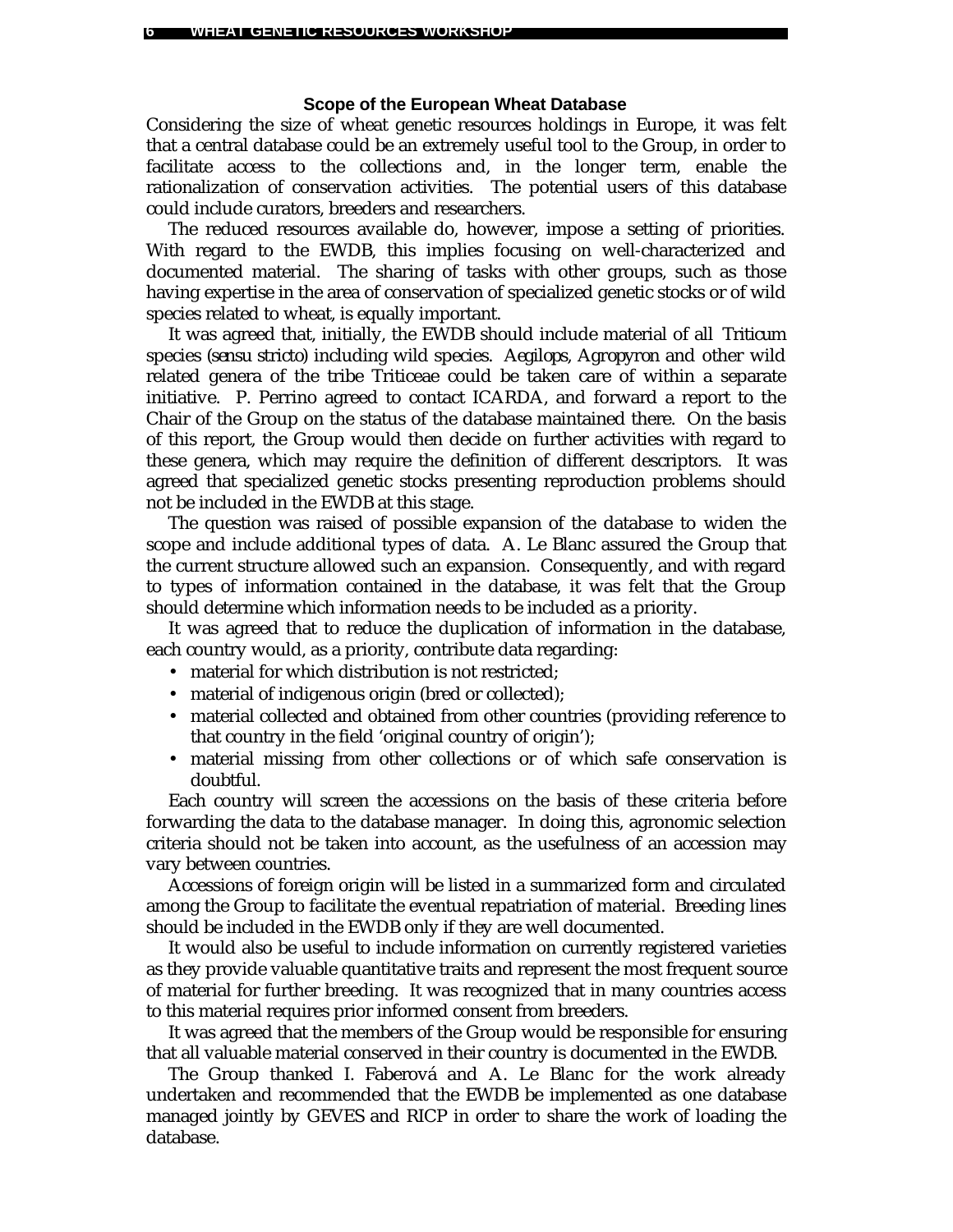### Scope of the European Wheat Database

Considering the size of wheat genetic resources holdings in Europe, it was felt that a central database could be an extremely useful tool to the Group, in order to facilitate access to the collections and, in the longer term, enable the rationalization of conservation activities. The potential users of this database could include curators, breeders and researchers.

The reduced resources available do, however, impose a setting of priorities. With regard to the EWDB, this implies focusing on well-characterized and documented material. The sharing of tasks with other groups, such as those having expertise in the area of conservation of specialized genetic stocks or of wild species related to wheat, is equally important.

It was agreed that, initially, the EWDB should include material of all *Triticum* species (*sensu stricto*) including wild species. *Aegilops*, *Agropyron* and other wild related genera of the tribe Triticeae could be taken care of within a separate initiative. P. Perrino agreed to contact ICARDA, and forward a report to the Chair of the Group on the status of the database maintained there. On the basis of this report, the Group would then decide on further activities with regard to these genera, which may require the definition of different descriptors. It was agreed that specialized genetic stocks presenting reproduction problems should not be included in the EWDB at this stage.

The question was raised of possible expansion of the database to widen the scope and include additional types of data. A. Le Blanc assured the Group that the current structure allowed such an expansion. Consequently, and with regard to types of information contained in the database, it was felt that the Group should determine which information needs to be included as a priority.

It was agreed that to reduce the duplication of information in the database, each country would, as a priority, contribute data regarding:

- material for which distribution is not restricted;
- material of indigenous origin (bred or collected);
- material collected and obtained from other countries (providing reference to that country in the field 'original country of origin');
- material missing from other collections or of which safe conservation is doubtful.

Each country will screen the accessions on the basis of these criteria before forwarding the data to the database manager. In doing this, agronomic selection criteria should not be taken into account, as the usefulness of an accession may vary between countries.

Accessions of foreign origin will be listed in a summarized form and circulated among the Group to facilitate the eventual repatriation of material. Breeding lines should be included in the EWDB only if they are well documented.

It would also be useful to include information on currently registered varieties as they provide valuable quantitative traits and represent the most frequent source of material for further breeding. It was recognized that in many countries access to this material requires prior informed consent from breeders.

It was agreed that the members of the Group would be responsible for ensuring that all valuable material conserved in their country is documented in the EWDB.

The Group thanked I. Faberová and A. Le Blanc for the work already undertaken and recommended that the EWDB be implemented as one database managed jointly by GEVES and RICP in order to share the work of loading the database.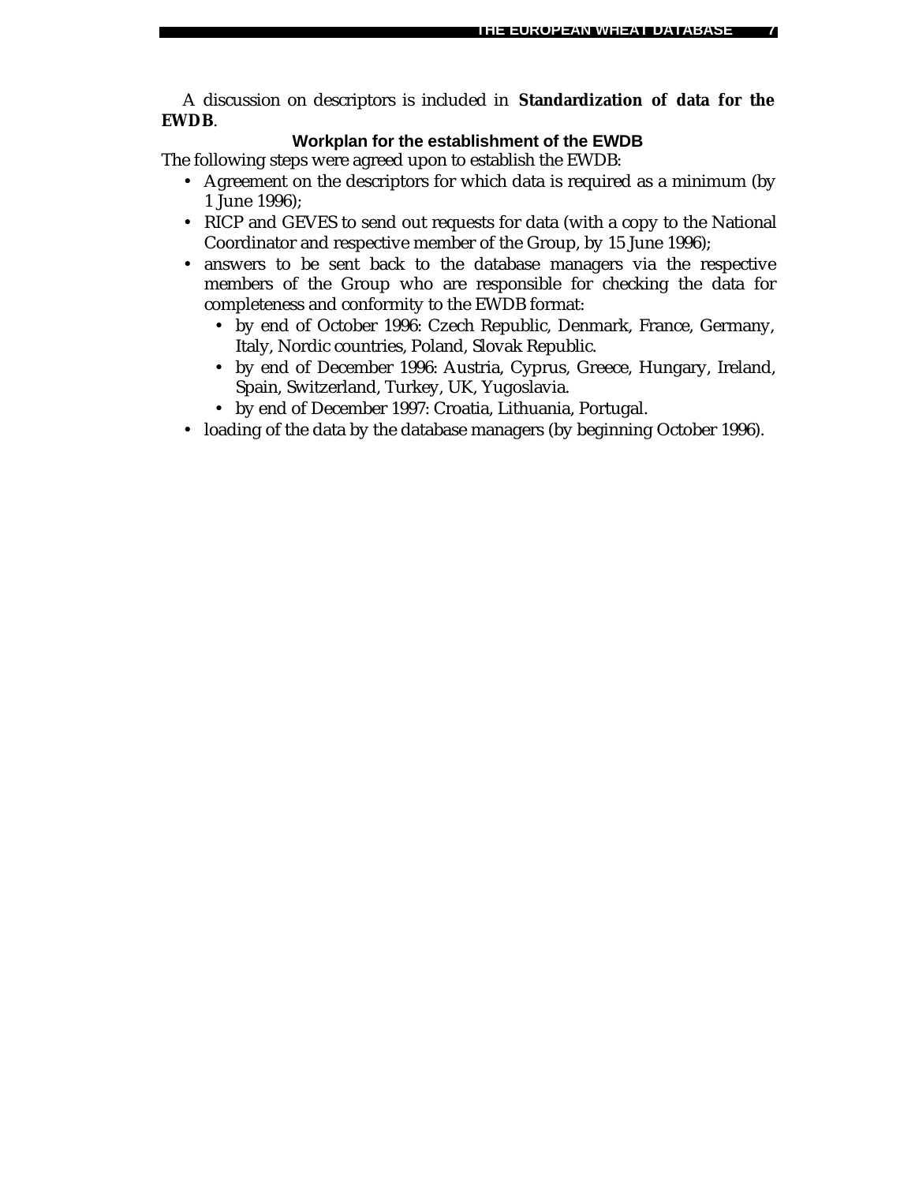A discussion on descriptors is included in **Standardization of data for the EWDB**.

### Workplan for the establishment of the EWDB

The following steps were agreed upon to establish the EWDB:

- Agreement on the descriptors for which data is required as a minimum (by 1 June 1996);
- RICP and GEVES to send out requests for data (with a copy to the National Coordinator and respective member of the Group, by 15 June 1996);
- answers to be sent back to the database managers via the respective members of the Group who are responsible for checking the data for completeness and conformity to the EWDB format:
  - by end of October 1996: Czech Republic, Denmark, France, Germany, Italy, Nordic countries, Poland, Slovak Republic.
  - by end of December 1996: Austria, Cyprus, Greece, Hungary, Ireland, Spain, Switzerland, Turkey, UK, Yugoslavia.
  - by end of December 1997: Croatia, Lithuania, Portugal.
- loading of the data by the database managers (by beginning October 1996).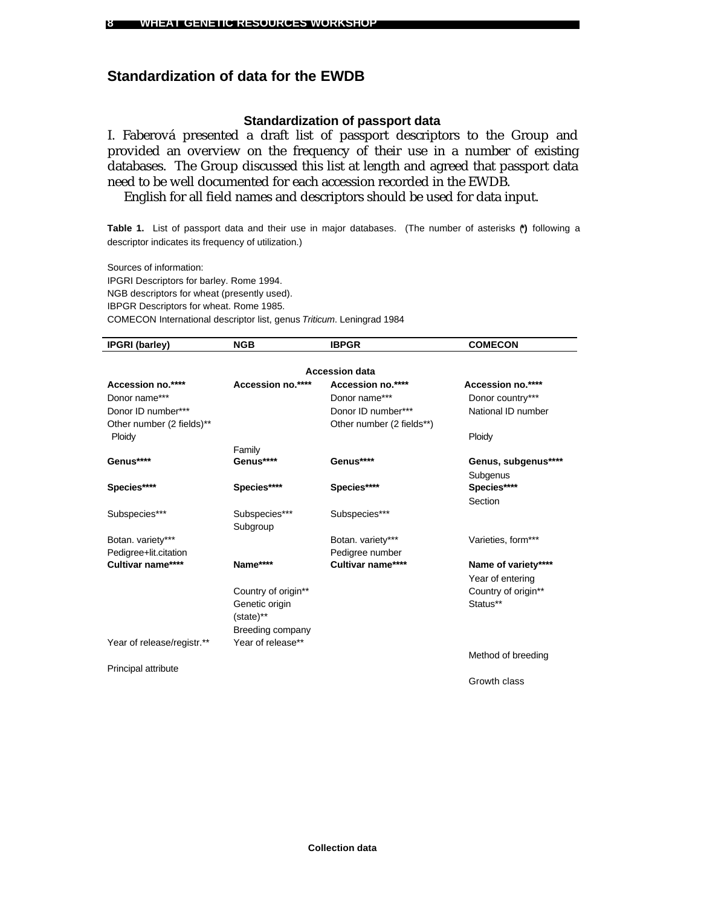## Standardization of data for the EWDB

### Standardization of passport data

I. Faberová presented a draft list of passport descriptors to the Group and provided an overview on the frequency of their use in a number of existing databases. The Group discussed this list at length and agreed that passport data need to be well documented for each accession recorded in the EWDB.

English for all field names and descriptors should be used for data input.

**Table 1.** List of passport data and their use in major databases. (The number of asterisks (*) following a descriptor indicates its frequency of utilization.)

Sources of information:
IPGRI Descriptors for barley. Rome 1994.
NGB descriptors for wheat (presently used).
IBPGR Descriptors for wheat. Rome 1985.
COMECON International descriptor list, genus *Triticum*. Leningrad 1984

| IPGRI (barley) | NGB | IBPGR | COMECON |
|---|---|---|---|
| | | **Accession data** | |
| **Accession no.\*\*\*\*** | **Accession no.\*\*\*\*** | **Accession no.\*\*\*\*** | **Accession no.\*\*\*\*** |
| Donor name*** | | Donor name*** | Donor country*** |
| Donor ID number*** | | Donor ID number*** | National ID number |
| Other number (2 fields)** | | Other number (2 fields**) | |
| Ploidy | | | Ploidy |
| | Family | | |
| **Genus\*\*\*\*** | **Genus\*\*\*\*** | **Genus\*\*\*\*** | **Genus, subgenus\*\*\*\*** |
| | | | Subgenus |
| **Species\*\*\*\*** | **Species\*\*\*\*** | **Species\*\*\*\*** | **Species\*\*\*\*** |
| | | | Section |
| Subspecies*** | Subspecies*** | Subspecies*** | |
| | Subgroup | | |
| Botan. variety*** | | Botan. variety*** | Varieties, form*** |
| Pedigree+lit.citation | | Pedigree number | |
| **Cultivar name\*\*\*\*** | **Name\*\*\*\*** | **Cultivar name\*\*\*\*** | **Name of variety\*\*\*\*** |
| | | | Year of entering |
| | Country of origin** | | Country of origin** |
| | Genetic origin (state)** | | Status** |
| | Breeding company | | |
| Year of release/registr.** | Year of release** | | |
| | | | Method of breeding |
| Principal attribute | | | |
| | | | Growth class |
| | | **Collection data** | |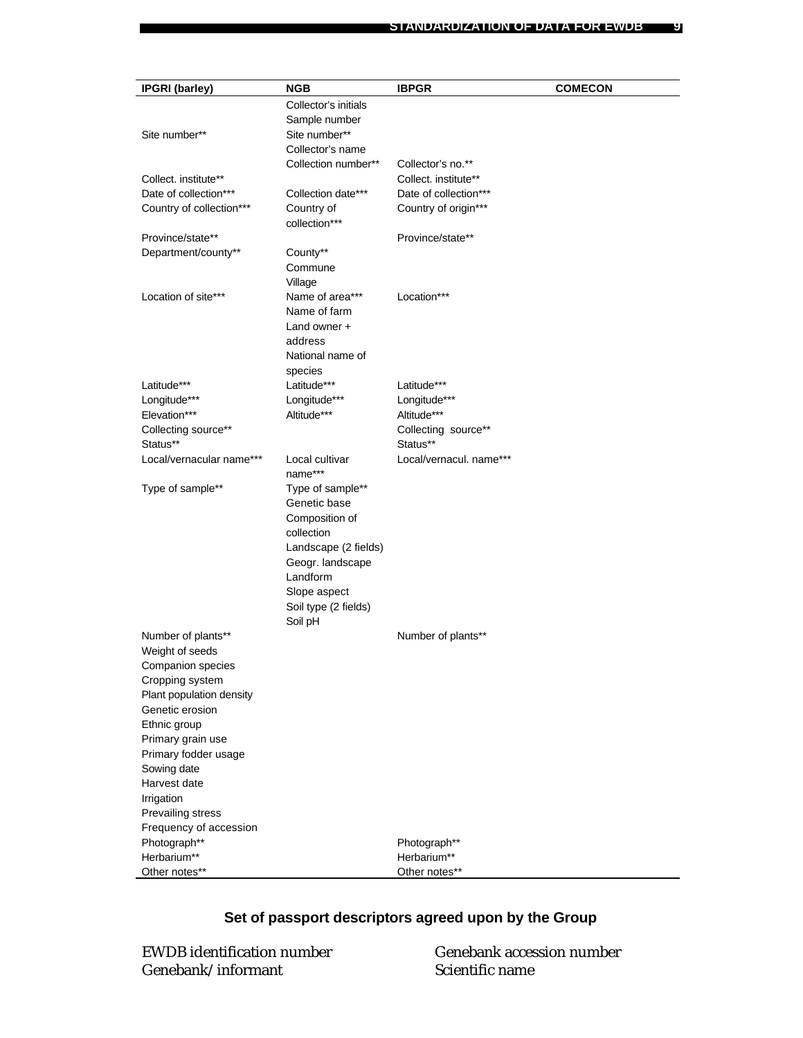| IPGRI (barley) | NGB | IBPGR | COMECON |
|---|---|---|---|
| | Collector's initials | | |
| | Sample number | | |
| Site number** | Site number** | | |
| | Collector's name | | |
| | Collection number** | Collector's no.** | |
| Collect. institute** | | Collect. institute** | |
| Date of collection*** | Collection date*** | Date of collection*** | |
| Country of collection*** | Country of collection*** | Country of origin*** | |
| Province/state** | | Province/state** | |
| Department/county** | County** | | |
| | Commune | | |
| | Village | | |
| Location of site*** | Name of area*** | Location*** | |
| | Name of farm | | |
| | Land owner + address | | |
| | National name of species | | |
| Latitude*** | Latitude*** | Latitude*** | |
| Longitude*** | Longitude*** | Longitude*** | |
| Elevation*** | Altitude*** | Altitude*** | |
| Collecting source** | | Collecting source** | |
| Status** | | Status** | |
| Local/vernacular name*** | Local cultivar name*** | Local/vernacul. name*** | |
| Type of sample** | Type of sample** | | |
| | Genetic base | | |
| | Composition of collection | | |
| | Landscape (2 fields) | | |
| | Geogr. landscape | | |
| | Landform | | |
| | Slope aspect | | |
| | Soil type (2 fields) | | |
| | Soil pH | | |
| Number of plants** | | Number of plants** | |
| Weight of seeds | | | |
| Companion species | | | |
| Cropping system | | | |
| Plant population density | | | |
| Genetic erosion | | | |
| Ethnic group | | | |
| Primary grain use | | | |
| Primary fodder usage | | | |
| Sowing date | | | |
| Harvest date | | | |
| Irrigation | | | |
| Prevailing stress | | | |
| Frequency of accession | | | |
| Photograph** | | Photograph** | |
| Herbarium** | | Herbarium** | |
| Other notes** | | Other notes** | |

### Set of passport descriptors agreed upon by the Group

EWDB identification number
Genebank/informant
Genebank accession number
Scientific name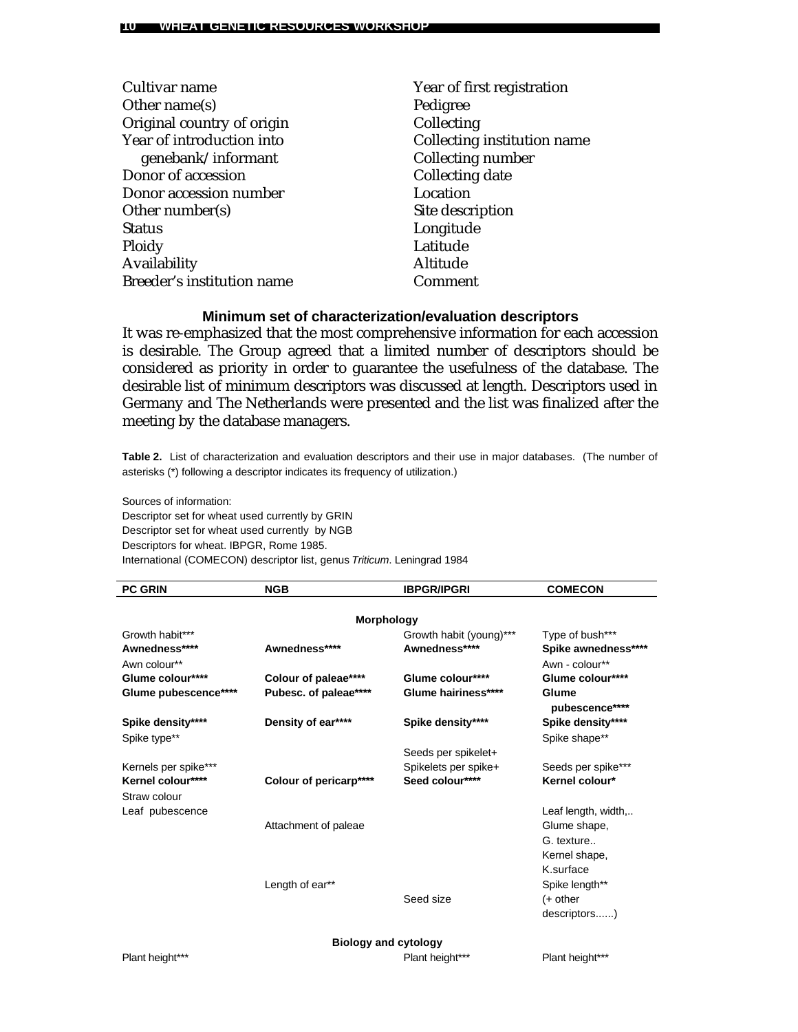Cultivar name
Other name(s)
Original country of origin
Year of introduction into genebank/informant
Donor of accession
Donor accession number
Other number(s)
Status
Ploidy
Availability
Breeder's institution name
Year of first registration
Pedigree
Collecting
Collecting institution name
Collecting number
Collecting date
Location
Site description
Longitude
Latitude
Altitude
Comment

### Minimum set of characterization/evaluation descriptors

It was re-emphasized that the most comprehensive information for each accession is desirable. The Group agreed that a limited number of descriptors should be considered as priority in order to guarantee the usefulness of the database. The desirable list of minimum descriptors was discussed at length. Descriptors used in Germany and The Netherlands were presented and the list was finalized after the meeting by the database managers.

**Table 2.** List of characterization and evaluation descriptors and their use in major databases. (The number of asterisks (*) following a descriptor indicates its frequency of utilization.)

Sources of information:
Descriptor set for wheat used currently by GRIN
Descriptor set for wheat used currently by NGB
Descriptors for wheat. IBPGR, Rome 1985.
International (COMECON) descriptor list, genus *Triticum*. Leningrad 1984

| PC GRIN | NGB | IBPGR/IPGRI | COMECON |
|---|---|---|---|
| | | **Morphology** | |
| Growth habit*** | | Growth habit (young)*** | Type of bush*** |
| **Awnedness**** | **Awnedness**** | **Awnedness**** | **Spike awnedness**** |
| Awn colour** | | | Awn - colour** |
| **Glume colour**** | **Colour of paleae**** | **Glume colour**** | **Glume colour**** |
| **Glume pubescence**** | **Pubesc. of paleae**** | **Glume hairiness**** | **Glume pubescence**** |
| **Spike density**** | **Density of ear**** | **Spike density**** | **Spike density**** |
| Spike type** | | | Spike shape** |
| | | Seeds per spikelet+ | |
| Kernels per spike*** | | Spikelets per spike+ | Seeds per spike*** |
| **Kernel colour**** | **Colour of pericarp**** | **Seed colour**** | **Kernel colour*** |
| Straw colour | | | |
| Leaf pubescence | | | Leaf length, width,.. |
| | Attachment of paleae | | Glume shape, |
| | | | G. texture.. |
| | | | Kernel shape, |
| | | | K.surface |
| | Length of ear** | | Spike length** |
| | | Seed size | (+ other descriptors......) |
| | | **Biology and cytology** | |
| Plant height*** | | Plant height*** | Plant height*** |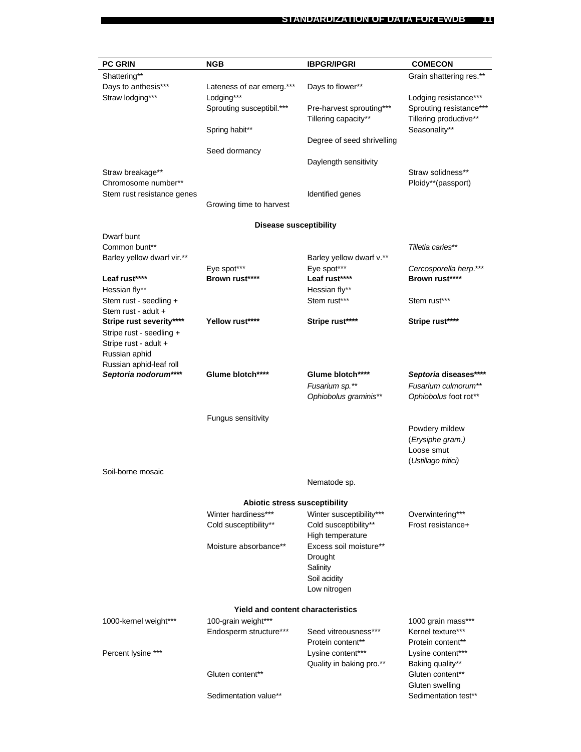| PC GRIN | NGB | IBPGR/IPGRI | COMECON |
|---|---|---|---|
| Shattering** | | | Grain shattering res.** |
| Days to anthesis*** | Lateness of ear emerg.*** | Days to flower** | |
| Straw lodging*** | Lodging*** | | Lodging resistance*** |
| | Sprouting susceptibil.*** | Pre-harvest sprouting*** | Sprouting resistance*** |
| | | Tillering capacity** | Tillering productive** |
| | Spring habit** | | Seasonality** |
| | | Degree of seed shrivelling | |
| | Seed dormancy | | |
| | | Daylength sensitivity | |
| Straw breakage** | | | Straw solidness** |
| Chromosome number** | | | Ploidy**(passport) |
| Stem rust resistance genes | | Identified genes | |
| | Growing time to harvest | | |
| | **Disease susceptibility** | | |
| Dwarf bunt | | | |
| Common bunt** | | | *Tilletia caries*** |
| Barley yellow dwarf vir.** | | Barley yellow dwarf v.** | |
| | Eye spot*** | Eye spot*** | *Cercosporella herp.**** |
| **Leaf rust******** | **Brown rust******** | **Leaf rust******** | **Brown rust******** |
| Hessian fly** | | Hessian fly** | |
| Stem rust - seedling + | | Stem rust*** | Stem rust*** |
| Stem rust - adult + | | | |
| **Stripe rust severity******** | **Yellow rust******** | **Stripe rust******** | **Stripe rust******** |
| Stripe rust - seedling + | | | |
| Stripe rust - adult + | | | |
| Russian aphid | | | |
| Russian aphid-leaf roll | | | |
| ***Septoria nodorum******** | **Glume blotch******** | **Glume blotch******** | ***Septoria* diseases******** |
| | | *Fusarium sp.*** | *Fusarium culmorum*** |
| | | *Ophiobolus graminis*** | *Ophiobolus* foot rot** |
| | Fungus sensitivity | | |
| | | | Powdery mildew (*Erysiphe gram.)* |
| | | | Loose smut (*Ustillago tritici)* |
| Soil-borne mosaic | | | |
| | | Nematode sp. | |
| | **Abiotic stress susceptibility** | | |
| | Winter hardiness*** | Winter susceptibility*** | Overwintering*** |
| | Cold susceptibility** | Cold susceptibility** | Frost resistance+ |
| | | High temperature | |
| | Moisture absorbance** | Excess soil moisture** | |
| | | Drought | |
| | | Salinity | |
| | | Soil acidity | |
| | | Low nitrogen | |
| | **Yield and content characteristics** | | |
| 1000-kernel weight*** | 100-grain weight*** | | 1000 grain mass*** |
| | Endosperm structure*** | Seed vitreousness*** | Kernel texture*** |
| | | Protein content** | Protein content** |
| Percent lysine *** | | Lysine content*** | Lysine content*** |
| | | Quality in baking pro.** | Baking quality** |
| | Gluten content** | | Gluten content** |
| | | | Gluten swelling |
| | Sedimentation value** | | Sedimentation test** |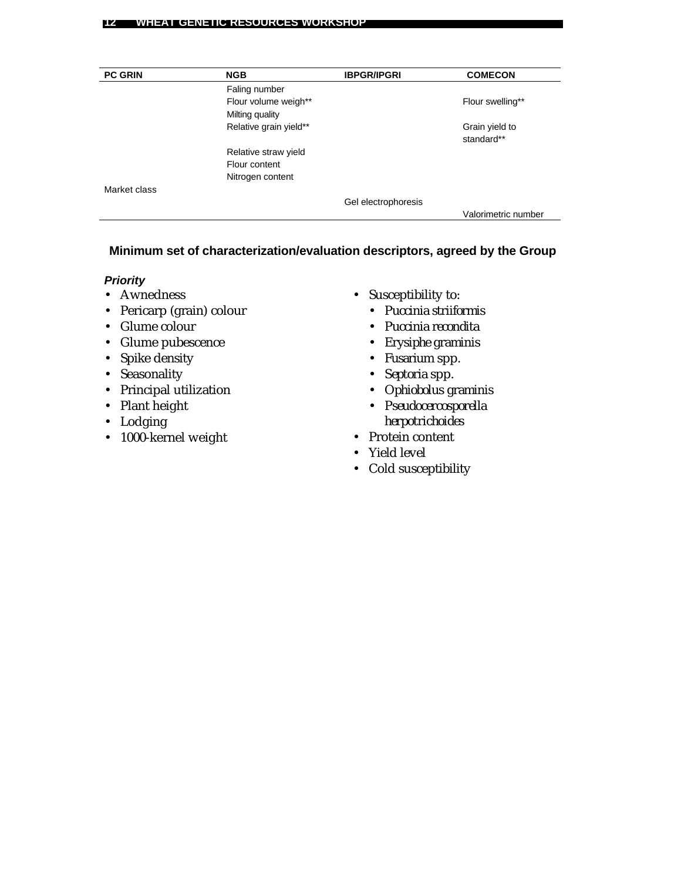| PC GRIN | NGB | IBPGR/IPGRI | COMECON |
|---|---|---|---|
| | Faling number | | |
| | Flour volume weigh** | | Flour swelling** |
| | Milting quality | | |
| | Relative grain yield** | | Grain yield to standard** |
| | Relative straw yield | | |
| | Flour content | | |
| | Nitrogen content | | |
| Market class | | | |
| | | Gel electrophoresis | |
| | | | Valorimetric number |

### Minimum set of characterization/evaluation descriptors, agreed by the Group

***Priority***

- Awnedness
- Pericarp (grain) colour
- Glume colour
- Glume pubescence
- Spike density
- Seasonality
- Principal utilization
- Plant height
- Lodging
- 1000-kernel weight
- Susceptibility to:
  - *Puccinia striiformis*
  - *Puccinia recondita*
  - *Erysiphe graminis*
  - *Fusarium* spp.
  - *Septoria* spp.
  - *Ophiobolus graminis*
  - *Pseudocercosporella herpotrichoides*
- Protein content
- Yield level
- Cold susceptibility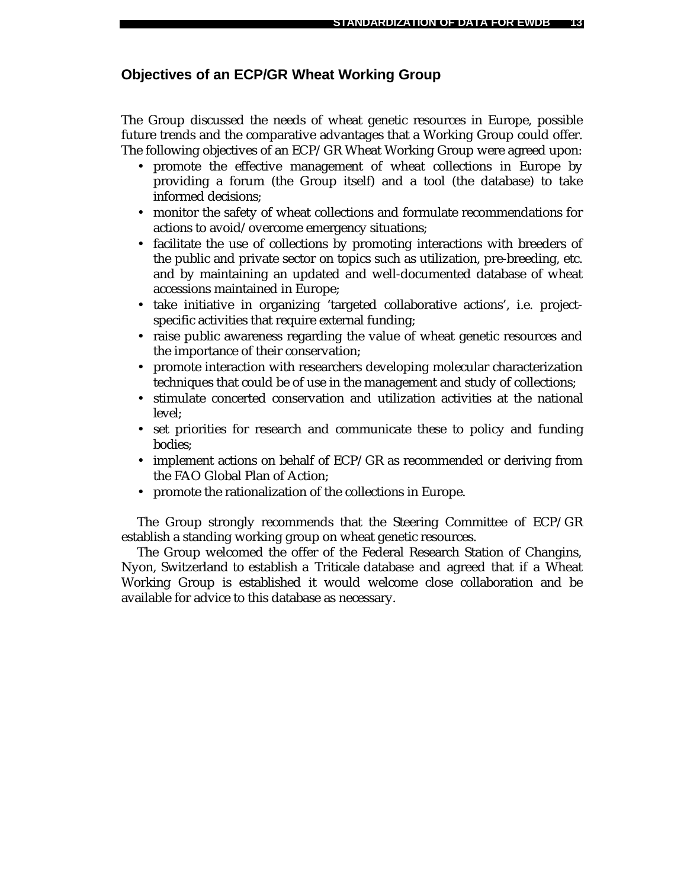## Objectives of an ECP/GR Wheat Working Group

The Group discussed the needs of wheat genetic resources in Europe, possible future trends and the comparative advantages that a Working Group could offer. The following objectives of an ECP/GR Wheat Working Group were agreed upon:

- promote the effective management of wheat collections in Europe by providing a forum (the Group itself) and a tool (the database) to take informed decisions;
- monitor the safety of wheat collections and formulate recommendations for actions to avoid/overcome emergency situations;
- facilitate the use of collections by promoting interactions with breeders of the public and private sector on topics such as utilization, pre-breeding, etc. and by maintaining an updated and well-documented database of wheat accessions maintained in Europe;
- take initiative in organizing 'targeted collaborative actions', i.e. project-specific activities that require external funding;
- raise public awareness regarding the value of wheat genetic resources and the importance of their conservation;
- promote interaction with researchers developing molecular characterization techniques that could be of use in the management and study of collections;
- stimulate concerted conservation and utilization activities at the national level;
- set priorities for research and communicate these to policy and funding bodies;
- implement actions on behalf of ECP/GR as recommended or deriving from the FAO Global Plan of Action;
- promote the rationalization of the collections in Europe.

The Group strongly recommends that the Steering Committee of ECP/GR establish a standing working group on wheat genetic resources.

The Group welcomed the offer of the Federal Research Station of Changins, Nyon, Switzerland to establish a Triticale database and agreed that if a Wheat Working Group is established it would welcome close collaboration and be available for advice to this database as necessary.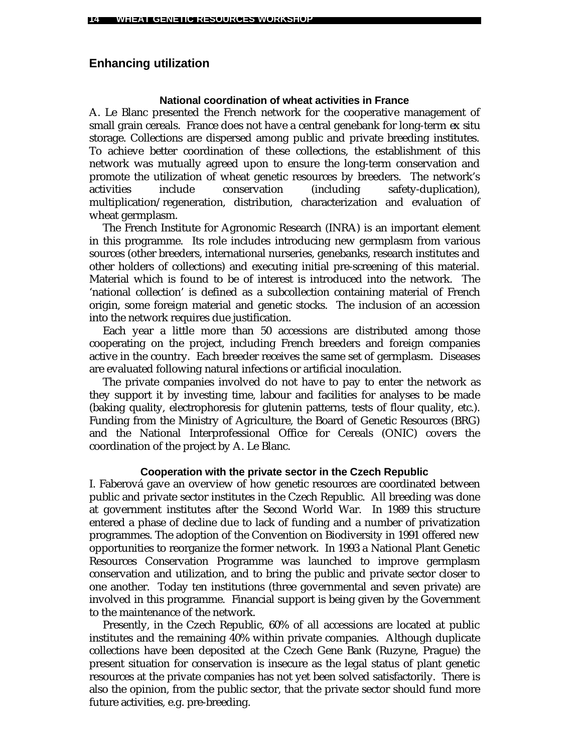## Enhancing utilization

### National coordination of wheat activities in France

A. Le Blanc presented the French network for the cooperative management of small grain cereals. France does not have a central genebank for long-term *ex situ* storage. Collections are dispersed among public and private breeding institutes. To achieve better coordination of these collections, the establishment of this network was mutually agreed upon to ensure the long-term conservation and promote the utilization of wheat genetic resources by breeders. The network's activities include conservation (including safety-duplication), multiplication/regeneration, distribution, characterization and evaluation of wheat germplasm.

The French Institute for Agronomic Research (INRA) is an important element in this programme. Its role includes introducing new germplasm from various sources (other breeders, international nurseries, genebanks, research institutes and other holders of collections) and executing initial pre-screening of this material. Material which is found to be of interest is introduced into the network. The 'national collection' is defined as a subcollection containing material of French origin, some foreign material and genetic stocks. The inclusion of an accession into the network requires due justification.

Each year a little more than 50 accessions are distributed among those cooperating on the project, including French breeders and foreign companies active in the country. Each breeder receives the same set of germplasm. Diseases are evaluated following natural infections or artificial inoculation.

The private companies involved do not have to pay to enter the network as they support it by investing time, labour and facilities for analyses to be made (baking quality, electrophoresis for glutenin patterns, tests of flour quality, etc.). Funding from the Ministry of Agriculture, the Board of Genetic Resources (BRG) and the National Interprofessional Office for Cereals (ONIC) covers the coordination of the project by A. Le Blanc.

### Cooperation with the private sector in the Czech Republic

I. Faberová gave an overview of how genetic resources are coordinated between public and private sector institutes in the Czech Republic. All breeding was done at government institutes after the Second World War. In 1989 this structure entered a phase of decline due to lack of funding and a number of privatization programmes. The adoption of the Convention on Biodiversity in 1991 offered new opportunities to reorganize the former network. In 1993 a National Plant Genetic Resources Conservation Programme was launched to improve germplasm conservation and utilization, and to bring the public and private sector closer to one another. Today ten institutions (three governmental and seven private) are involved in this programme. Financial support is being given by the Government to the maintenance of the network.

Presently, in the Czech Republic, 60% of all accessions are located at public institutes and the remaining 40% within private companies. Although duplicate collections have been deposited at the Czech Gene Bank (Ruzyne, Prague) the present situation for conservation is insecure as the legal status of plant genetic resources at the private companies has not yet been solved satisfactorily. There is also the opinion, from the public sector, that the private sector should fund more future activities, e.g. pre-breeding.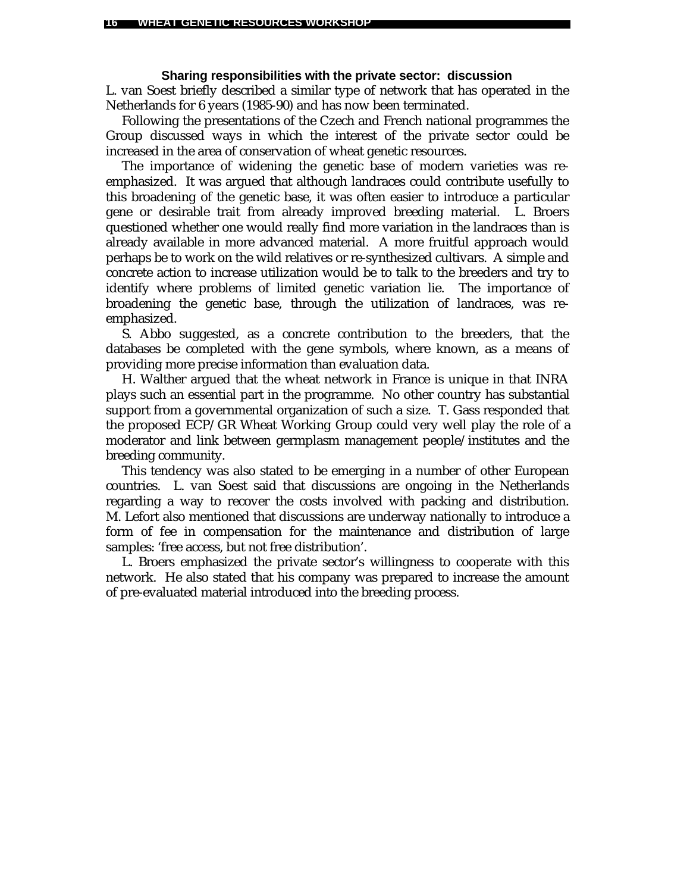### Sharing responsibilities with the private sector: discussion

L. van Soest briefly described a similar type of network that has operated in the Netherlands for 6 years (1985-90) and has now been terminated.

Following the presentations of the Czech and French national programmes the Group discussed ways in which the interest of the private sector could be increased in the area of conservation of wheat genetic resources.

The importance of widening the genetic base of modern varieties was re-emphasized. It was argued that although landraces could contribute usefully to this broadening of the genetic base, it was often easier to introduce a particular gene or desirable trait from already improved breeding material. L. Broers questioned whether one would really find more variation in the landraces than is already available in more advanced material. A more fruitful approach would perhaps be to work on the wild relatives or re-synthesized cultivars. A simple and concrete action to increase utilization would be to talk to the breeders and try to identify where problems of limited genetic variation lie. The importance of broadening the genetic base, through the utilization of landraces, was re-emphasized.

S. Abbo suggested, as a concrete contribution to the breeders, that the databases be completed with the gene symbols, where known, as a means of providing more precise information than evaluation data.

H. Walther argued that the wheat network in France is unique in that INRA plays such an essential part in the programme. No other country has substantial support from a governmental organization of such a size. T. Gass responded that the proposed ECP/GR Wheat Working Group could very well play the role of a moderator and link between germplasm management people/institutes and the breeding community.

This tendency was also stated to be emerging in a number of other European countries. L. van Soest said that discussions are ongoing in the Netherlands regarding a way to recover the costs involved with packing and distribution. M. Lefort also mentioned that discussions are underway nationally to introduce a form of fee in compensation for the maintenance and distribution of large samples: 'free access, but not free distribution'.

L. Broers emphasized the private sector's willingness to cooperate with this network. He also stated that his company was prepared to increase the amount of pre-evaluated material introduced into the breeding process.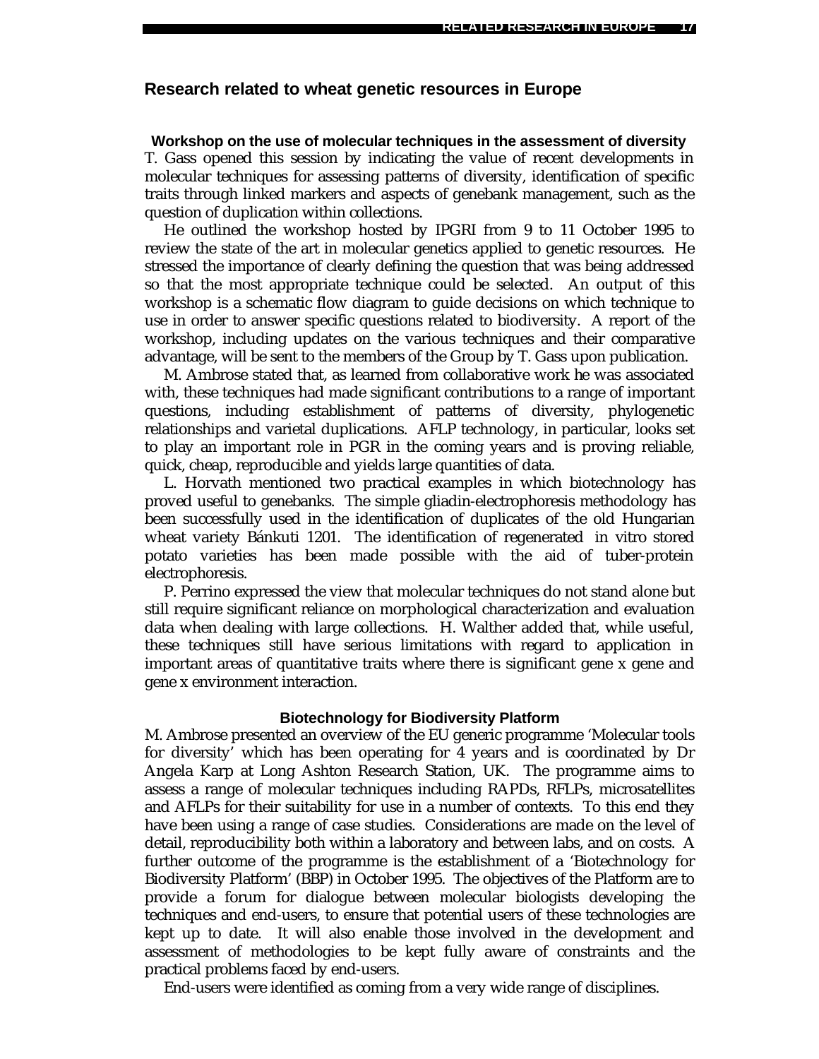## Research related to wheat genetic resources in Europe

### Workshop on the use of molecular techniques in the assessment of diversity

T. Gass opened this session by indicating the value of recent developments in molecular techniques for assessing patterns of diversity, identification of specific traits through linked markers and aspects of genebank management, such as the question of duplication within collections.

He outlined the workshop hosted by IPGRI from 9 to 11 October 1995 to review the state of the art in molecular genetics applied to genetic resources. He stressed the importance of clearly defining the question that was being addressed so that the most appropriate technique could be selected. An output of this workshop is a schematic flow diagram to guide decisions on which technique to use in order to answer specific questions related to biodiversity. A report of the workshop, including updates on the various techniques and their comparative advantage, will be sent to the members of the Group by T. Gass upon publication.

M. Ambrose stated that, as learned from collaborative work he was associated with, these techniques had made significant contributions to a range of important questions, including establishment of patterns of diversity, phylogenetic relationships and varietal duplications. AFLP technology, in particular, looks set to play an important role in PGR in the coming years and is proving reliable, quick, cheap, reproducible and yields large quantities of data.

L. Horvath mentioned two practical examples in which biotechnology has proved useful to genebanks. The simple gliadin-electrophoresis methodology has been successfully used in the identification of duplicates of the old Hungarian wheat variety Bánkuti 1201. The identification of regenerated *in vitro* stored potato varieties has been made possible with the aid of tuber-protein electrophoresis.

P. Perrino expressed the view that molecular techniques do not stand alone but still require significant reliance on morphological characterization and evaluation data when dealing with large collections. H. Walther added that, while useful, these techniques still have serious limitations with regard to application in important areas of quantitative traits where there is significant gene x gene and gene x environment interaction.

### Biotechnology for Biodiversity Platform

M. Ambrose presented an overview of the EU generic programme 'Molecular tools for diversity' which has been operating for 4 years and is coordinated by Dr Angela Karp at Long Ashton Research Station, UK. The programme aims to assess a range of molecular techniques including RAPDs, RFLPs, microsatellites and AFLPs for their suitability for use in a number of contexts. To this end they have been using a range of case studies. Considerations are made on the level of detail, reproducibility both within a laboratory and between labs, and on costs. A further outcome of the programme is the establishment of a 'Biotechnology for Biodiversity Platform' (BBP) in October 1995. The objectives of the Platform are to provide a forum for dialogue between molecular biologists developing the techniques and end-users, to ensure that potential users of these technologies are kept up to date. It will also enable those involved in the development and assessment of methodologies to be kept fully aware of constraints and the practical problems faced by end-users.

End-users were identified as coming from a very wide range of disciplines.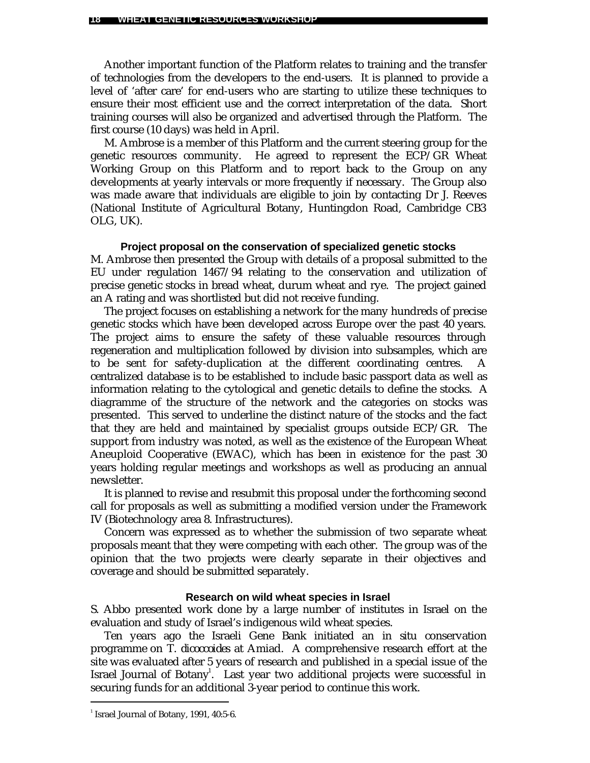Another important function of the Platform relates to training and the transfer of technologies from the developers to the end-users. It is planned to provide a level of 'after care' for end-users who are starting to utilize these techniques to ensure their most efficient use and the correct interpretation of the data. Short training courses will also be organized and advertised through the Platform. The first course (10 days) was held in April.

M. Ambrose is a member of this Platform and the current steering group for the genetic resources community. He agreed to represent the ECP/GR Wheat Working Group on this Platform and to report back to the Group on any developments at yearly intervals or more frequently if necessary. The Group also was made aware that individuals are eligible to join by contacting Dr J. Reeves (National Institute of Agricultural Botany, Huntingdon Road, Cambridge CB3 OLG, UK).

### Project proposal on the conservation of specialized genetic stocks

M. Ambrose then presented the Group with details of a proposal submitted to the EU under regulation 1467/94 relating to the conservation and utilization of precise genetic stocks in bread wheat, durum wheat and rye. The project gained an A rating and was shortlisted but did not receive funding.

The project focuses on establishing a network for the many hundreds of precise genetic stocks which have been developed across Europe over the past 40 years. The project aims to ensure the safety of these valuable resources through regeneration and multiplication followed by division into subsamples, which are to be sent for safety-duplication at the different coordinating centres. A centralized database is to be established to include basic passport data as well as information relating to the cytological and genetic details to define the stocks. A diagramme of the structure of the network and the categories on stocks was presented. This served to underline the distinct nature of the stocks and the fact that they are held and maintained by specialist groups outside ECP/GR. The support from industry was noted, as well as the existence of the European Wheat Aneuploid Cooperative (EWAC), which has been in existence for the past 30 years holding regular meetings and workshops as well as producing an annual newsletter.

It is planned to revise and resubmit this proposal under the forthcoming second call for proposals as well as submitting a modified version under the Framework IV (Biotechnology area 8. Infrastructures).

Concern was expressed as to whether the submission of two separate wheat proposals meant that they were competing with each other. The group was of the opinion that the two projects were clearly separate in their objectives and coverage and should be submitted separately.

### Research on wild wheat species in Israel

S. Abbo presented work done by a large number of institutes in Israel on the evaluation and study of Israel's indigenous wild wheat species.

Ten years ago the Israeli Gene Bank initiated an in situ conservation programme on *T. dicoccoides* at Amiad. A comprehensive research effort at the site was evaluated after 5 years of research and published in a special issue of the Israel Journal of Botany[1]. Last year two additional projects were successful in securing funds for an additional 3-year period to continue this work.

---

[1] Israel Journal of Botany, 1991, 40:5-6.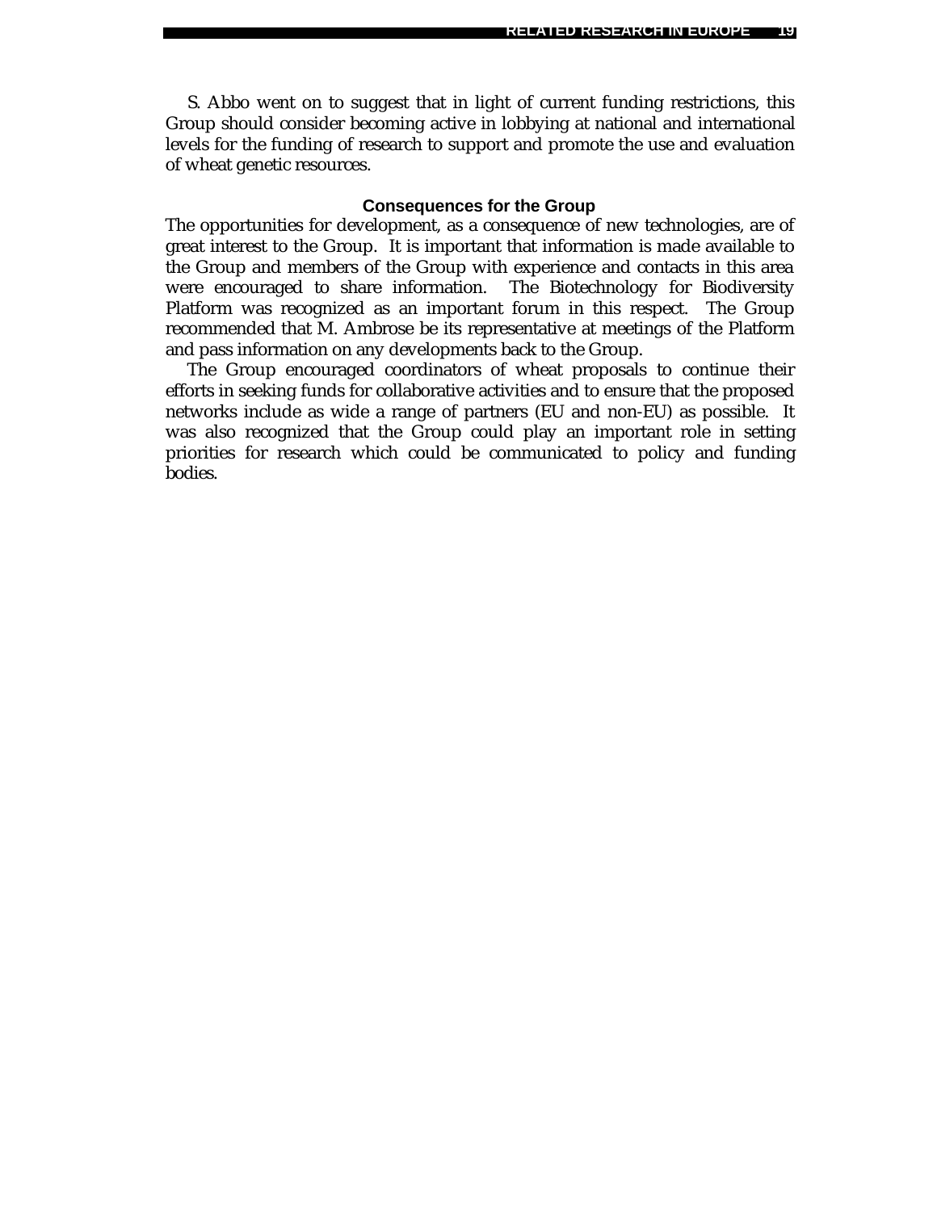S. Abbo went on to suggest that in light of current funding restrictions, this Group should consider becoming active in lobbying at national and international levels for the funding of research to support and promote the use and evaluation of wheat genetic resources.

### Consequences for the Group

The opportunities for development, as a consequence of new technologies, are of great interest to the Group. It is important that information is made available to the Group and members of the Group with experience and contacts in this area were encouraged to share information. The Biotechnology for Biodiversity Platform was recognized as an important forum in this respect. The Group recommended that M. Ambrose be its representative at meetings of the Platform and pass information on any developments back to the Group.

The Group encouraged coordinators of wheat proposals to continue their efforts in seeking funds for collaborative activities and to ensure that the proposed networks include as wide a range of partners (EU and non-EU) as possible. It was also recognized that the Group could play an important role in setting priorities for research which could be communicated to policy and funding bodies.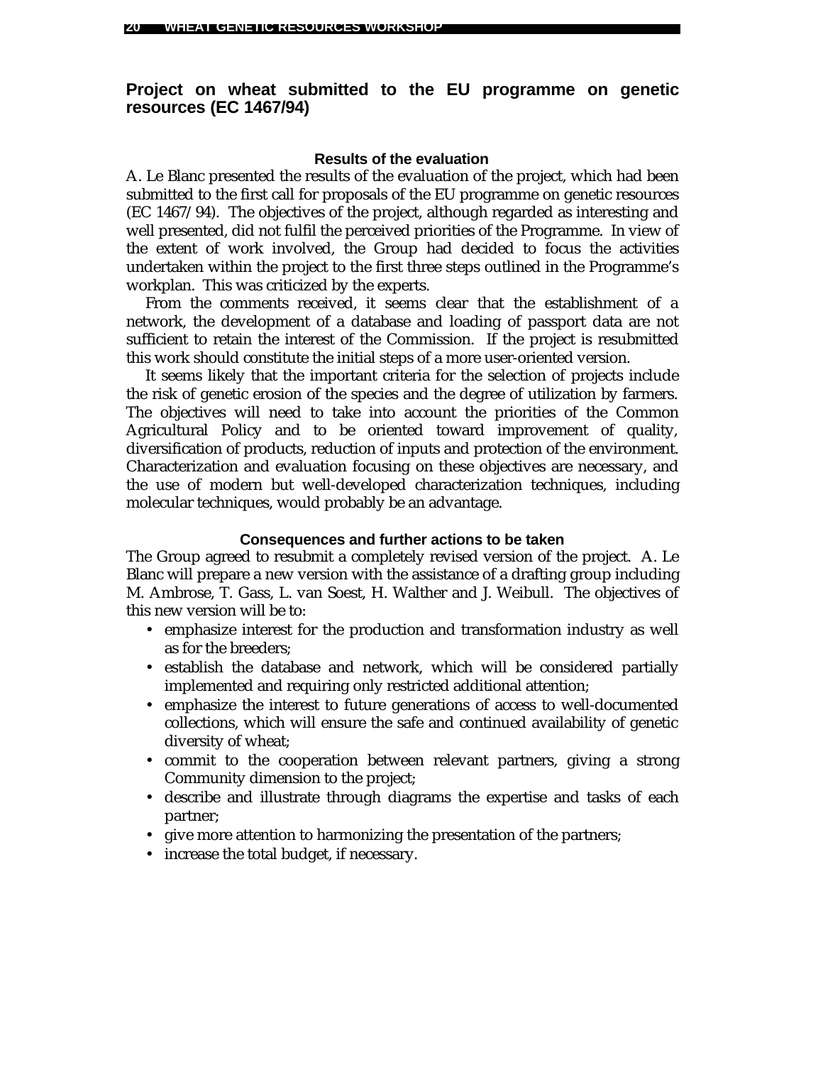## Project on wheat submitted to the EU programme on genetic resources (EC 1467/94)

### Results of the evaluation

A. Le Blanc presented the results of the evaluation of the project, which had been submitted to the first call for proposals of the EU programme on genetic resources (EC 1467/94). The objectives of the project, although regarded as interesting and well presented, did not fulfil the perceived priorities of the Programme. In view of the extent of work involved, the Group had decided to focus the activities undertaken within the project to the first three steps outlined in the Programme's workplan. This was criticized by the experts.

From the comments received, it seems clear that the establishment of a network, the development of a database and loading of passport data are not sufficient to retain the interest of the Commission. If the project is resubmitted this work should constitute the initial steps of a more user-oriented version.

It seems likely that the important criteria for the selection of projects include the risk of genetic erosion of the species and the degree of utilization by farmers. The objectives will need to take into account the priorities of the Common Agricultural Policy and to be oriented toward improvement of quality, diversification of products, reduction of inputs and protection of the environment. Characterization and evaluation focusing on these objectives are necessary, and the use of modern but well-developed characterization techniques, including molecular techniques, would probably be an advantage.

### Consequences and further actions to be taken

The Group agreed to resubmit a completely revised version of the project. A. Le Blanc will prepare a new version with the assistance of a drafting group including M. Ambrose, T. Gass, L. van Soest, H. Walther and J. Weibull. The objectives of this new version will be to:

- emphasize interest for the production and transformation industry as well as for the breeders;
- establish the database and network, which will be considered partially implemented and requiring only restricted additional attention;
- emphasize the interest to future generations of access to well-documented collections, which will ensure the safe and continued availability of genetic diversity of wheat;
- commit to the cooperation between relevant partners, giving a strong Community dimension to the project;
- describe and illustrate through diagrams the expertise and tasks of each partner;
- give more attention to harmonizing the presentation of the partners;
- increase the total budget, if necessary.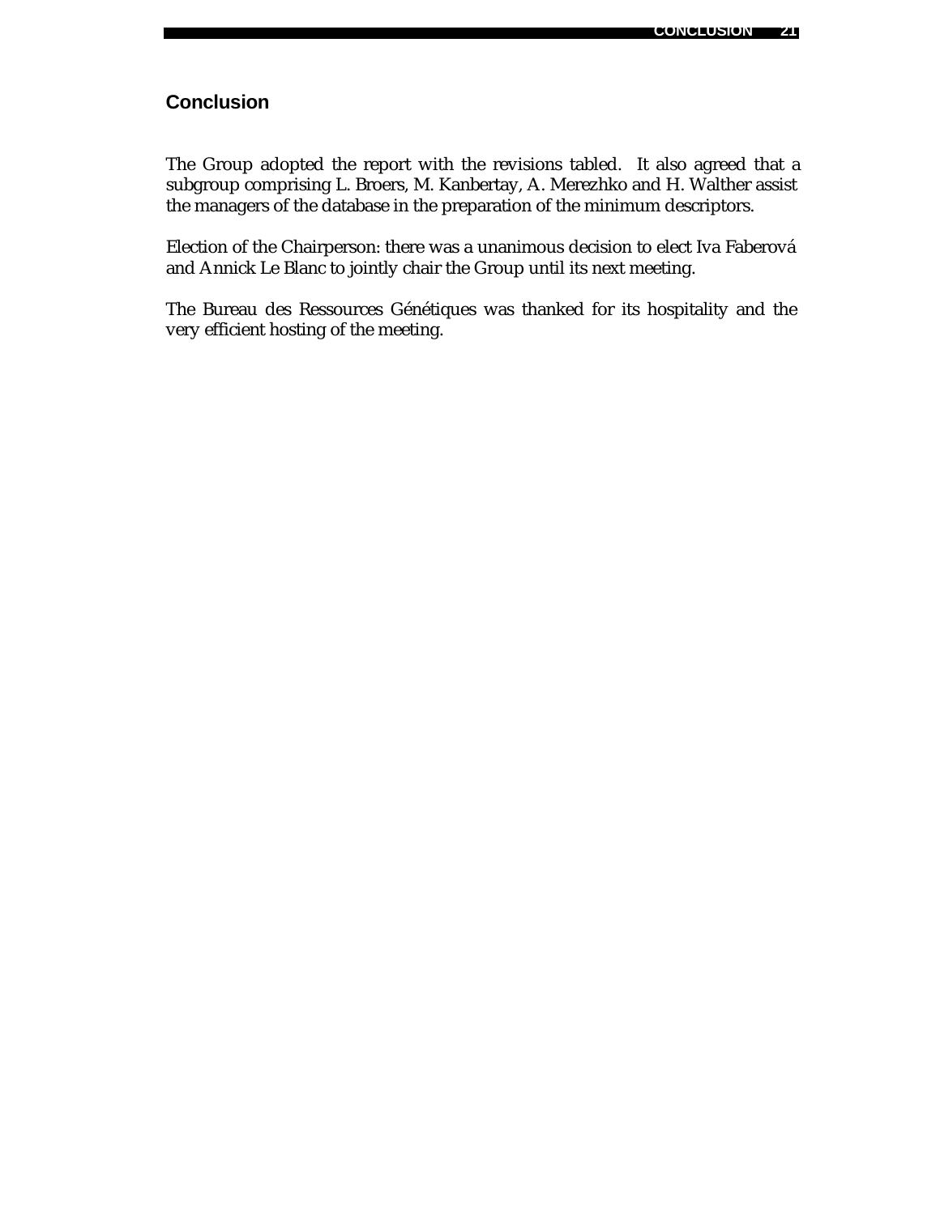## Conclusion

The Group adopted the report with the revisions tabled. It also agreed that a subgroup comprising L. Broers, M. Kanbertay, A. Merezhko and H. Walther assist the managers of the database in the preparation of the minimum descriptors.

Election of the Chairperson: there was a unanimous decision to elect Iva Faberová and Annick Le Blanc to jointly chair the Group until its next meeting.

The Bureau des Ressources Génétiques was thanked for its hospitality and the very efficient hosting of the meeting.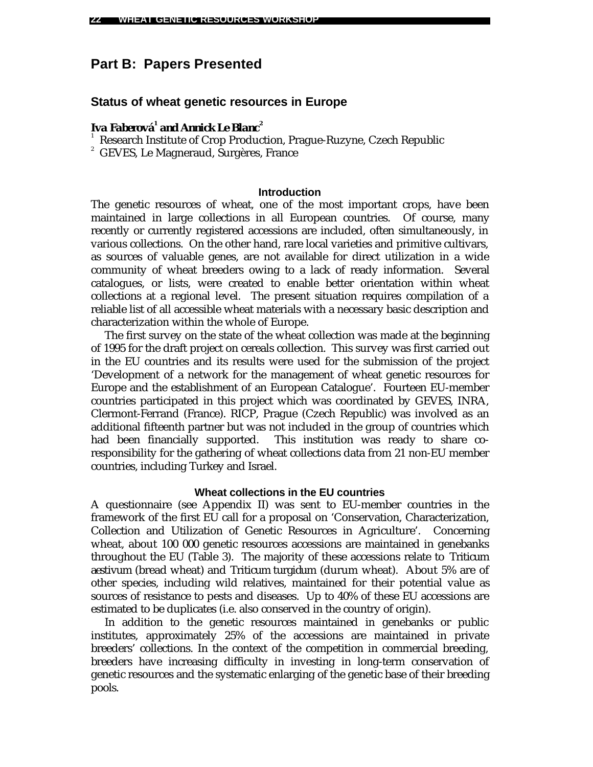## Part B: Papers Presented

### Status of wheat genetic resources in Europe

**Iva Faberová[1] and Annick Le Blanc[2]**

[1] Research Institute of Crop Production, Prague-Ruzyne, Czech Republic
[2] GEVES, Le Magneraud, Surgères, France

#### Introduction

The genetic resources of wheat, one of the most important crops, have been maintained in large collections in all European countries. Of course, many recently or currently registered accessions are included, often simultaneously, in various collections. On the other hand, rare local varieties and primitive cultivars, as sources of valuable genes, are not available for direct utilization in a wide community of wheat breeders owing to a lack of ready information. Several catalogues, or lists, were created to enable better orientation within wheat collections at a regional level. The present situation requires compilation of a reliable list of all accessible wheat materials with a necessary basic description and characterization within the whole of Europe.

The first survey on the state of the wheat collection was made at the beginning of 1995 for the draft project on cereals collection. This survey was first carried out in the EU countries and its results were used for the submission of the project 'Development of a network for the management of wheat genetic resources for Europe and the establishment of an European Catalogue'. Fourteen EU-member countries participated in this project which was coordinated by GEVES, INRA, Clermont-Ferrand (France). RICP, Prague (Czech Republic) was involved as an additional fifteenth partner but was not included in the group of countries which had been financially supported. This institution was ready to share co-responsibility for the gathering of wheat collections data from 21 non-EU member countries, including Turkey and Israel.

#### Wheat collections in the EU countries

A questionnaire (see Appendix II) was sent to EU-member countries in the framework of the first EU call for a proposal on 'Conservation, Characterization, Collection and Utilization of Genetic Resources in Agriculture'. Concerning wheat, about 100 000 genetic resources accessions are maintained in genebanks throughout the EU (Table 3). The majority of these accessions relate to *Triticum aestivum* (bread wheat) and *Triticum turgidum* (durum wheat). About 5% are of other species, including wild relatives, maintained for their potential value as sources of resistance to pests and diseases. Up to 40% of these EU accessions are estimated to be duplicates (i.e. also conserved in the country of origin).

In addition to the genetic resources maintained in genebanks or public institutes, approximately 25% of the accessions are maintained in private breeders' collections. In the context of the competition in commercial breeding, breeders have increasing difficulty in investing in long-term conservation of genetic resources and the systematic enlarging of the genetic base of their breeding pools.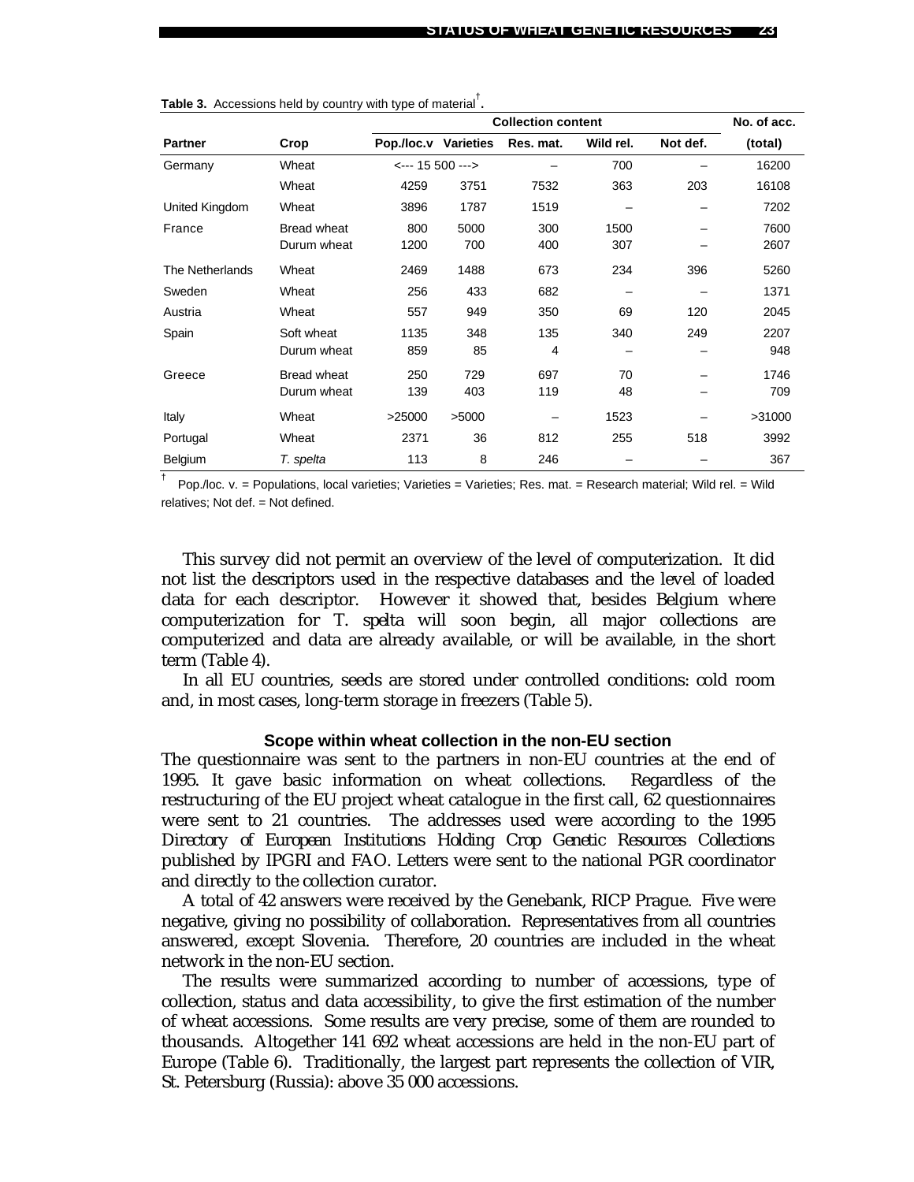**Table 3.** Accessions held by country with type of material[†].

| Partner | Crop | Collection content | | | | | No. of acc. |
|---|---|---|---|---|---|---|---|
| | | Pop./loc.v | Varieties | Res. mat. | Wild rel. | Not def. | (total) |
| Germany | Wheat | <--- 15 500 ---> | | – | 700 | – | 16200 |
| | Wheat | 4259 | 3751 | 7532 | 363 | 203 | 16108 |
| United Kingdom | Wheat | 3896 | 1787 | 1519 | – | – | 7202 |
| France | Bread wheat | 800 | 5000 | 300 | 1500 | – | 7600 |
| | Durum wheat | 1200 | 700 | 400 | 307 | – | 2607 |
| The Netherlands | Wheat | 2469 | 1488 | 673 | 234 | 396 | 5260 |
| Sweden | Wheat | 256 | 433 | 682 | – | – | 1371 |
| Austria | Wheat | 557 | 949 | 350 | 69 | 120 | 2045 |
| Spain | Soft wheat | 1135 | 348 | 135 | 340 | 249 | 2207 |
| | Durum wheat | 859 | 85 | 4 | – | – | 948 |
| Greece | Bread wheat | 250 | 729 | 697 | 70 | – | 1746 |
| | Durum wheat | 139 | 403 | 119 | 48 | – | 709 |
| Italy | Wheat | >25000 | >5000 | – | 1523 | – | >31000 |
| Portugal | Wheat | 2371 | 36 | 812 | 255 | 518 | 3992 |
| Belgium | *T. spelta* | 113 | 8 | 246 | – | – | 367 |

[†] Pop./loc. v. = Populations, local varieties; Varieties = Varieties; Res. mat. = Research material; Wild rel. = Wild relatives; Not def. = Not defined.

This survey did not permit an overview of the level of computerization. It did not list the descriptors used in the respective databases and the level of loaded data for each descriptor. However it showed that, besides Belgium where computerization for T. *spelta* will soon begin, all major collections are computerized and data are already available, or will be available, in the short term (Table 4).

In all EU countries, seeds are stored under controlled conditions: cold room and, in most cases, long-term storage in freezers (Table 5).

### Scope within wheat collection in the non-EU section

The questionnaire was sent to the partners in non-EU countries at the end of 1995. It gave basic information on wheat collections. Regardless of the restructuring of the EU project wheat catalogue in the first call, 62 questionnaires were sent to 21 countries. The addresses used were according to the 1995 *Directory of European Institutions Holding Crop Genetic Resources Collections* published by IPGRI and FAO. Letters were sent to the national PGR coordinator and directly to the collection curator.

A total of 42 answers were received by the Genebank, RICP Prague. Five were negative, giving no possibility of collaboration. Representatives from all countries answered, except Slovenia. Therefore, 20 countries are included in the wheat network in the non-EU section.

The results were summarized according to number of accessions, type of collection, status and data accessibility, to give the first estimation of the number of wheat accessions. Some results are very precise, some of them are rounded to thousands. Altogether 141 692 wheat accessions are held in the non-EU part of Europe (Table 6). Traditionally, the largest part represents the collection of VIR, St. Petersburg (Russia): above 35 000 accessions.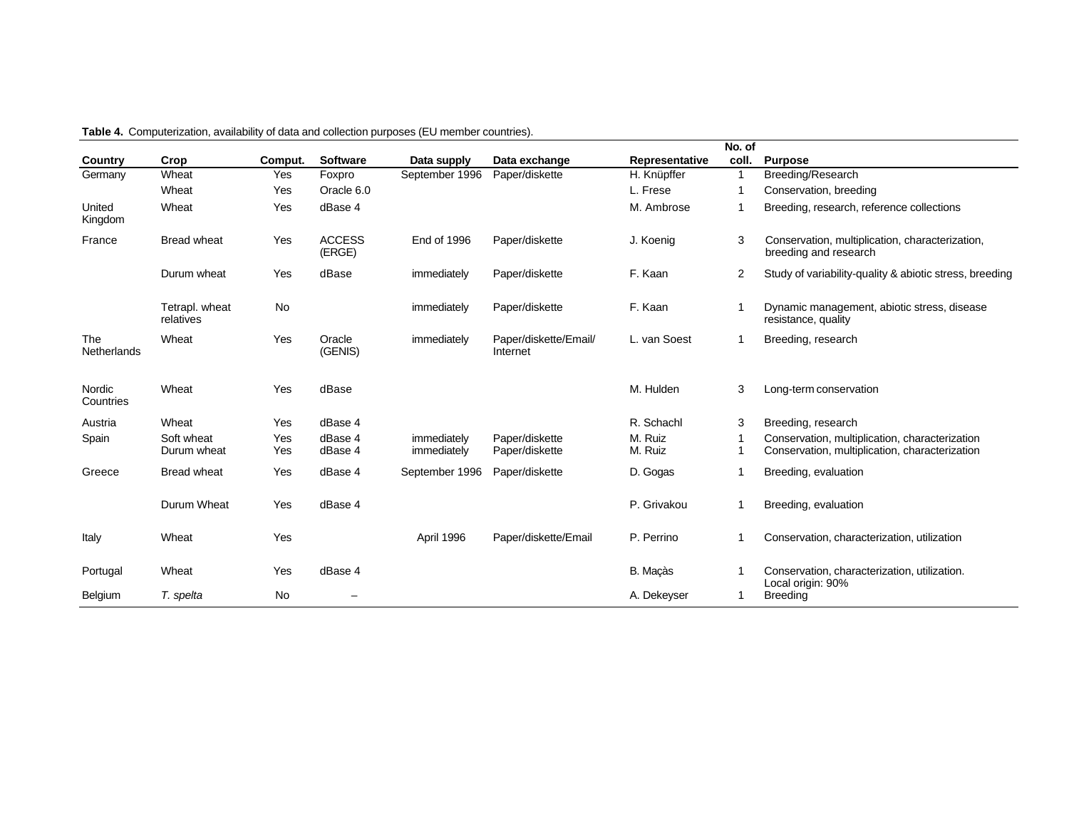**Table 4.** Computerization, availability of data and collection purposes (EU member countries).

| Country | Crop | Comput. | Software | Data supply | Data exchange | Representative | No. of coll. | Purpose |
|---|---|---|---|---|---|---|---|---|
| Germany | Wheat | Yes | Foxpro | September 1996 | Paper/diskette | H. Knüpffer | 1 | Breeding/Research |
| | Wheat | Yes | Oracle 6.0 | | | L. Frese | 1 | Conservation, breeding |
| United Kingdom | Wheat | Yes | dBase 4 | | | M. Ambrose | 1 | Breeding, research, reference collections |
| France | Bread wheat | Yes | ACCESS (ERGE) | End of 1996 | Paper/diskette | J. Koenig | 3 | Conservation, multiplication, characterization, breeding and research |
| | Durum wheat | Yes | dBase | immediately | Paper/diskette | F. Kaan | 2 | Study of variability-quality & abiotic stress, breeding |
| | Tetrapl. wheat relatives | No | | immediately | Paper/diskette | F. Kaan | 1 | Dynamic management, abiotic stress, disease resistance, quality |
| The Netherlands | Wheat | Yes | Oracle (GENIS) | immediately | Paper/diskette/Email/ Internet | L. van Soest | 1 | Breeding, research |
| Nordic Countries | Wheat | Yes | dBase | | | M. Hulden | 3 | Long-term conservation |
| Austria | Wheat | Yes | dBase 4 | | | R. Schachl | 3 | Breeding, research |
| Spain | Soft wheat | Yes | dBase 4 | immediately | Paper/diskette | M. Ruiz | 1 | Conservation, multiplication, characterization |
| | Durum wheat | Yes | dBase 4 | immediately | Paper/diskette | M. Ruiz | 1 | Conservation, multiplication, characterization |
| Greece | Bread wheat | Yes | dBase 4 | September 1996 | Paper/diskette | D. Gogas | 1 | Breeding, evaluation |
| | Durum Wheat | Yes | dBase 4 | | | P. Grivakou | 1 | Breeding, evaluation |
| Italy | Wheat | Yes | | April 1996 | Paper/diskette/Email | P. Perrino | 1 | Conservation, characterization, utilization |
| Portugal | Wheat | Yes | dBase 4 | | | B. Maçàs | 1 | Conservation, characterization, utilization. Local origin: 90% |
| Belgium | *T. spelta* | No | – | | | A. Dekeyser | 1 | Breeding |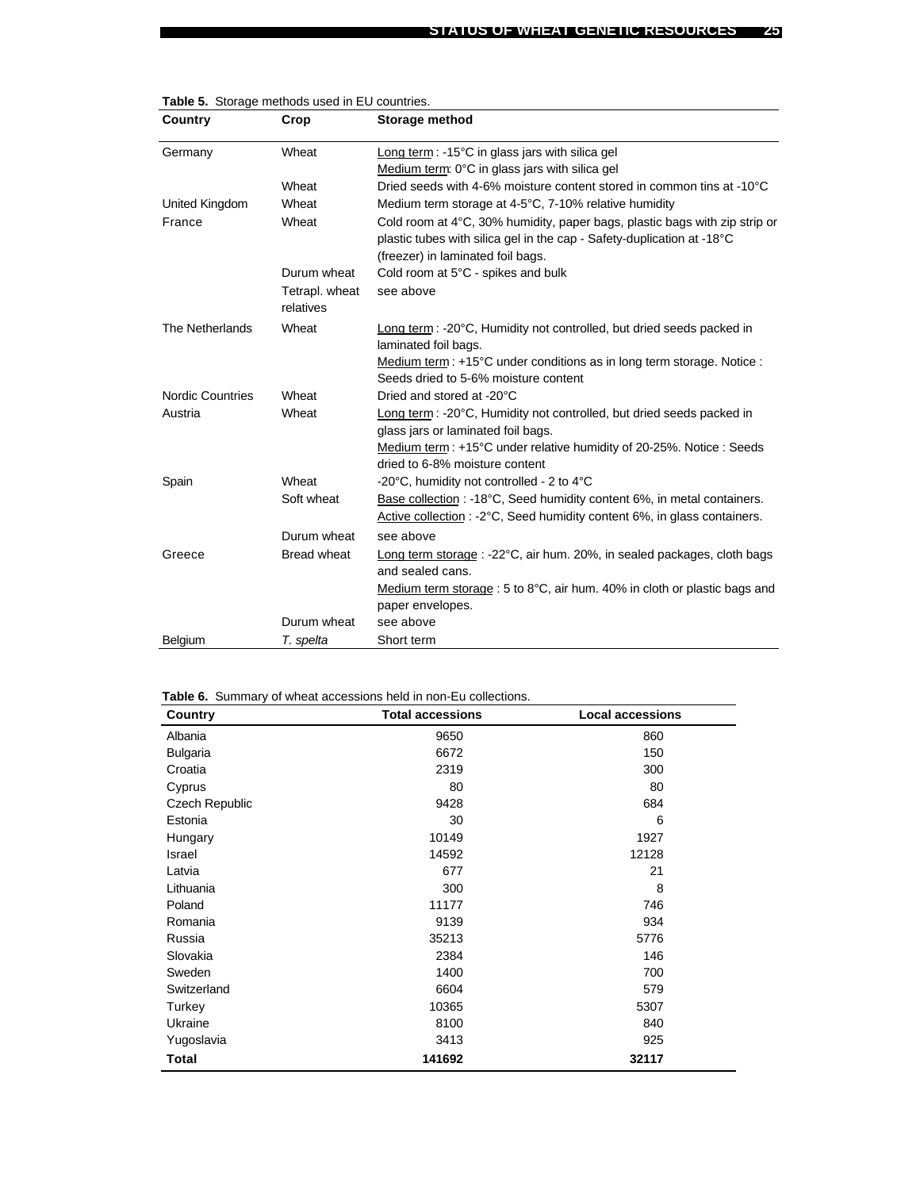**Table 5.** Storage methods used in EU countries.

| Country | Crop | Storage method |
|---|---|---|
| Germany | Wheat | Long term : -15°C in glass jars with silica gel<br>Medium term: 0°C in glass jars with silica gel |
| | Wheat | Dried seeds with 4-6% moisture content stored in common tins at -10°C |
| United Kingdom | Wheat | Medium term storage at 4-5°C, 7-10% relative humidity |
| France | Wheat | Cold room at 4°C, 30% humidity, paper bags, plastic bags with zip strip or plastic tubes with silica gel in the cap - Safety-duplication at -18°C (freezer) in laminated foil bags. |
| | Durum wheat | Cold room at 5°C - spikes and bulk |
| | Tetrapl. wheat relatives | see above |
| The Netherlands | Wheat | Long term : -20°C, Humidity not controlled, but dried seeds packed in laminated foil bags.<br>Medium term : +15°C under conditions as in long term storage. Notice : Seeds dried to 5-6% moisture content |
| Nordic Countries | Wheat | Dried and stored at -20°C |
| Austria | Wheat | Long term : -20°C, Humidity not controlled, but dried seeds packed in glass jars or laminated foil bags.<br>Medium term : +15°C under relative humidity of 20-25%. Notice : Seeds dried to 6-8% moisture content |
| Spain | Wheat | -20°C, humidity not controlled - 2 to 4°C |
| | Soft wheat | Base collection : -18°C, Seed humidity content 6%, in metal containers.<br>Active collection : -2°C, Seed humidity content 6%, in glass containers. |
| | Durum wheat | see above |
| Greece | Bread wheat | Long term storage : -22°C, air hum. 20%, in sealed packages, cloth bags and sealed cans.<br>Medium term storage : 5 to 8°C, air hum. 40% in cloth or plastic bags and paper envelopes. |
| | Durum wheat | see above |
| Belgium | *T. spelta* | Short term |

**Table 6.** Summary of wheat accessions held in non-Eu collections.

| Country | Total accessions | Local accessions |
|---|---|---|
| Albania | 9650 | 860 |
| Bulgaria | 6672 | 150 |
| Croatia | 2319 | 300 |
| Cyprus | 80 | 80 |
| Czech Republic | 9428 | 684 |
| Estonia | 30 | 6 |
| Hungary | 10149 | 1927 |
| Israel | 14592 | 12128 |
| Latvia | 677 | 21 |
| Lithuania | 300 | 8 |
| Poland | 11177 | 746 |
| Romania | 9139 | 934 |
| Russia | 35213 | 5776 |
| Slovakia | 2384 | 146 |
| Sweden | 1400 | 700 |
| Switzerland | 6604 | 579 |
| Turkey | 10365 | 5307 |
| Ukraine | 8100 | 840 |
| Yugoslavia | 3413 | 925 |
| **Total** | **141692** | **32117** |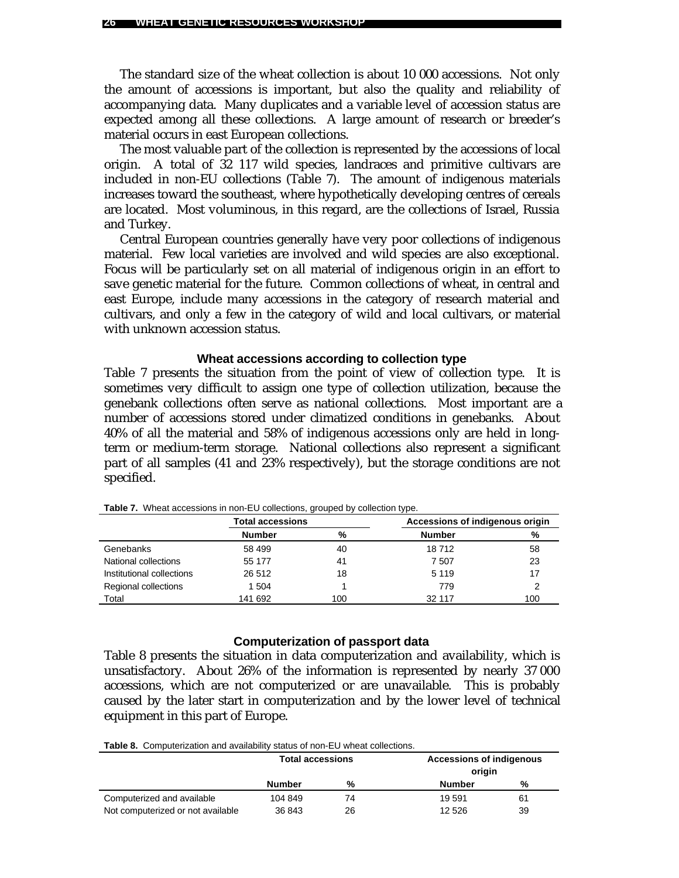The standard size of the wheat collection is about 10 000 accessions. Not only the amount of accessions is important, but also the quality and reliability of accompanying data. Many duplicates and a variable level of accession status are expected among all these collections. A large amount of research or breeder's material occurs in east European collections.

The most valuable part of the collection is represented by the accessions of local origin. A total of 32 117 wild species, landraces and primitive cultivars are included in non-EU collections (Table 7). The amount of indigenous materials increases toward the southeast, where hypothetically developing centres of cereals are located. Most voluminous, in this regard, are the collections of Israel, Russia and Turkey.

Central European countries generally have very poor collections of indigenous material. Few local varieties are involved and wild species are also exceptional. Focus will be particularly set on all material of indigenous origin in an effort to save genetic material for the future. Common collections of wheat, in central and east Europe, include many accessions in the category of research material and cultivars, and only a few in the category of wild and local cultivars, or material with unknown accession status.

### Wheat accessions according to collection type

Table 7 presents the situation from the point of view of collection type. It is sometimes very difficult to assign one type of collection utilization, because the genebank collections often serve as national collections. Most important are a number of accessions stored under climatized conditions in genebanks. About 40% of all the material and 58% of indigenous accessions only are held in long-term or medium-term storage. National collections also represent a significant part of all samples (41 and 23% respectively), but the storage conditions are not specified.

**Table 7.** Wheat accessions in non-EU collections, grouped by collection type.

| | Total accessions | | Accessions of indigenous origin | |
|---|---|---|---|---|
| | **Number** | **%** | **Number** | **%** |
| Genebanks | 58 499 | 40 | 18 712 | 58 |
| National collections | 55 177 | 41 | 7 507 | 23 |
| Institutional collections | 26 512 | 18 | 5 119 | 17 |
| Regional collections | 1 504 | 1 | 779 | 2 |
| Total | 141 692 | 100 | 32 117 | 100 |

### Computerization of passport data

Table 8 presents the situation in data computerization and availability, which is unsatisfactory. About 26% of the information is represented by nearly 37 000 accessions, which are not computerized or are unavailable. This is probably caused by the later start in computerization and by the lower level of technical equipment in this part of Europe.

**Table 8.** Computerization and availability status of non-EU wheat collections.

| | Total accessions | | Accessions of indigenous origin | |
|---|---|---|---|---|
| | **Number** | **%** | **Number** | **%** |
| Computerized and available | 104 849 | 74 | 19 591 | 61 |
| Not computerized or not available | 36 843 | 26 | 12 526 | 39 |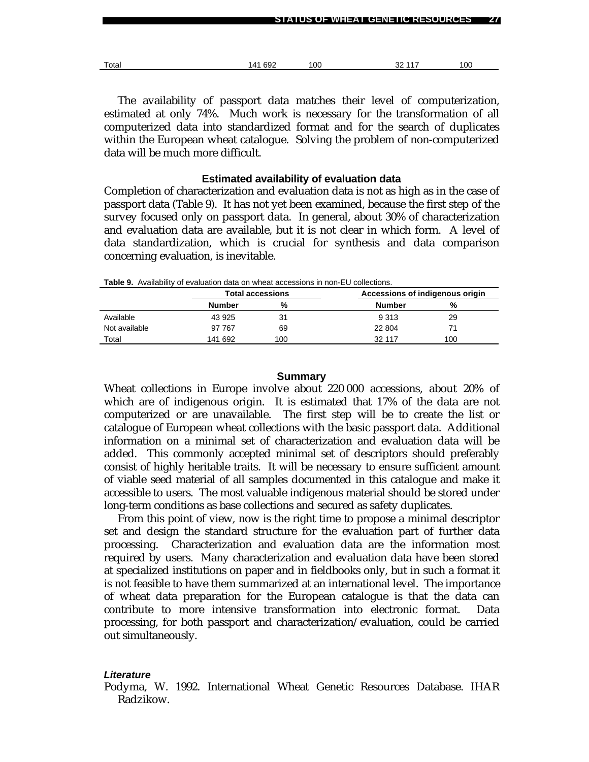| Total | 141 692 | 100 | 32 117 | 100 |
|---|---|---|---|---|

The availability of passport data matches their level of computerization, estimated at only 74%. Much work is necessary for the transformation of all computerized data into standardized format and for the search of duplicates within the European wheat catalogue. Solving the problem of non-computerized data will be much more difficult.

### Estimated availability of evaluation data

Completion of characterization and evaluation data is not as high as in the case of passport data (Table 9). It has not yet been examined, because the first step of the survey focused only on passport data. In general, about 30% of characterization and evaluation data are available, but it is not clear in which form. A level of data standardization, which is crucial for synthesis and data comparison concerning evaluation, is inevitable.

**Table 9.** Availability of evaluation data on wheat accessions in non-EU collections.

| | Total accessions | | Accessions of indigenous origin | |
|---|---|---|---|---|
| | **Number** | **%** | **Number** | **%** |
| Available | 43 925 | 31 | 9 313 | 29 |
| Not available | 97 767 | 69 | 22 804 | 71 |
| Total | 141 692 | 100 | 32 117 | 100 |

### Summary

Wheat collections in Europe involve about 220 000 accessions, about 20% of which are of indigenous origin. It is estimated that 17% of the data are not computerized or are unavailable. The first step will be to create the list or catalogue of European wheat collections with the basic passport data. Additional information on a minimal set of characterization and evaluation data will be added. This commonly accepted minimal set of descriptors should preferably consist of highly heritable traits. It will be necessary to ensure sufficient amount of viable seed material of all samples documented in this catalogue and make it accessible to users. The most valuable indigenous material should be stored under long-term conditions as base collections and secured as safety duplicates.

From this point of view, now is the right time to propose a minimal descriptor set and design the standard structure for the evaluation part of further data processing. Characterization and evaluation data are the information most required by users. Many characterization and evaluation data have been stored at specialized institutions on paper and in fieldbooks only, but in such a format it is not feasible to have them summarized at an international level. The importance of wheat data preparation for the European catalogue is that the data can contribute to more intensive transformation into electronic format. Data processing, for both passport and characterization/evaluation, could be carried out simultaneously.

#### *Literature*

Podyma, W. 1992. International Wheat Genetic Resources Database. IHAR Radzikow.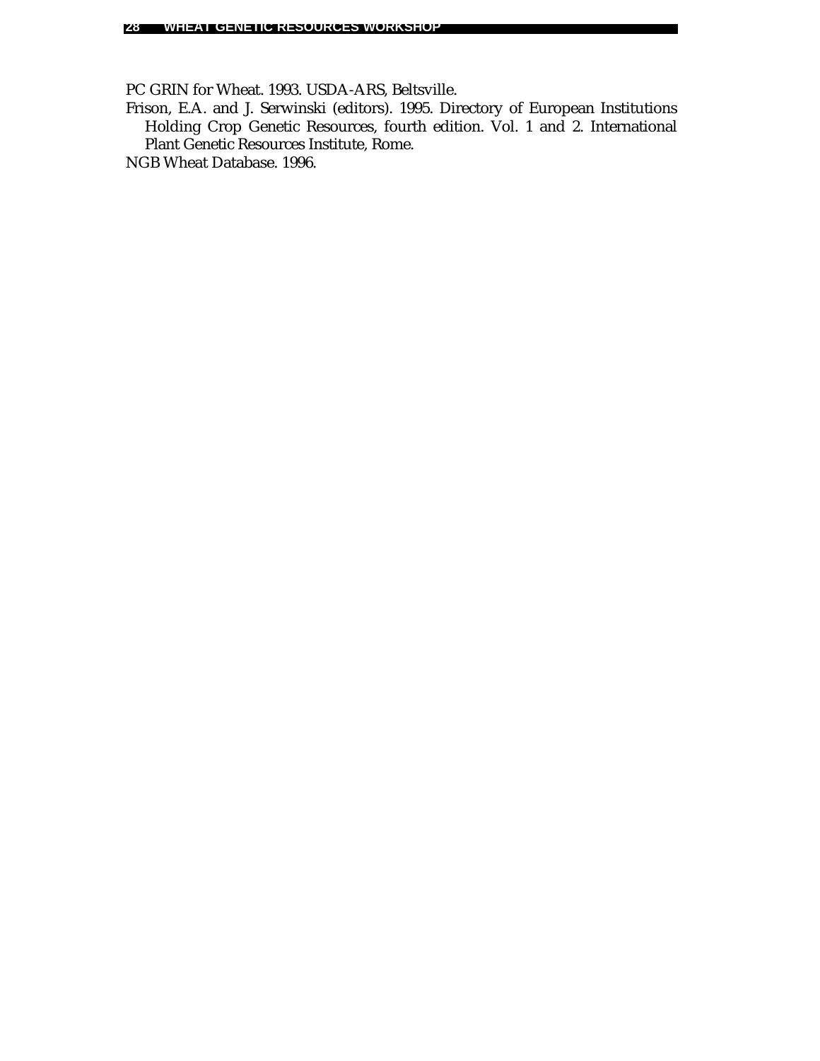PC GRIN for Wheat. 1993. USDA-ARS, Beltsville.

Frison, E.A. and J. Serwinski (editors). 1995. Directory of European Institutions Holding Crop Genetic Resources, fourth edition. Vol. 1 and 2. International Plant Genetic Resources Institute, Rome.

NGB Wheat Database. 1996.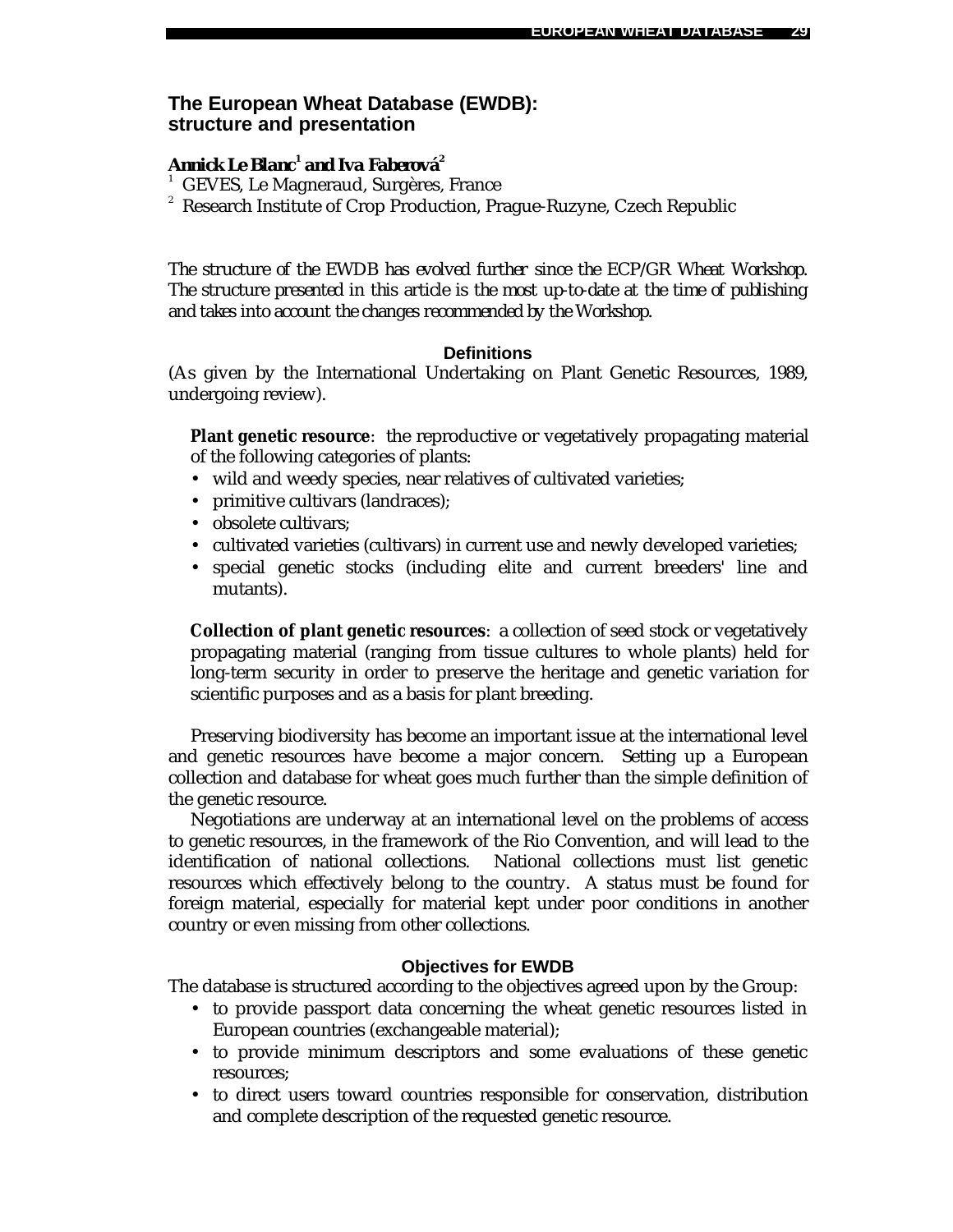## The European Wheat Database (EWDB): structure and presentation

**Annick Le Blanc[1] and Iva Faberová[2]**

[1] GEVES, Le Magneraud, Surgères, France

[2] Research Institute of Crop Production, Prague-Ruzyne, Czech Republic

*The structure of the EWDB has evolved further since the ECP/GR Wheat Workshop. The structure presented in this article is the most up-to-date at the time of publishing and takes into account the changes recommended by the Workshop.*

### Definitions

(As given by the International Undertaking on Plant Genetic Resources, 1989, undergoing review).

**Plant genetic resource**: the reproductive or vegetatively propagating material of the following categories of plants:

- wild and weedy species, near relatives of cultivated varieties;
- primitive cultivars (landraces);
- obsolete cultivars;
- cultivated varieties (cultivars) in current use and newly developed varieties;
- special genetic stocks (including elite and current breeders' line and mutants).

**Collection of plant genetic resources**: a collection of seed stock or vegetatively propagating material (ranging from tissue cultures to whole plants) held for long-term security in order to preserve the heritage and genetic variation for scientific purposes and as a basis for plant breeding.

Preserving biodiversity has become an important issue at the international level and genetic resources have become a major concern. Setting up a European collection and database for wheat goes much further than the simple definition of the genetic resource.

Negotiations are underway at an international level on the problems of access to genetic resources, in the framework of the Rio Convention, and will lead to the identification of national collections. National collections must list genetic resources which effectively belong to the country. A status must be found for foreign material, especially for material kept under poor conditions in another country or even missing from other collections.

### Objectives for EWDB

The database is structured according to the objectives agreed upon by the Group:

- to provide passport data concerning the wheat genetic resources listed in European countries (exchangeable material);
- to provide minimum descriptors and some evaluations of these genetic resources;
- to direct users toward countries responsible for conservation, distribution and complete description of the requested genetic resource.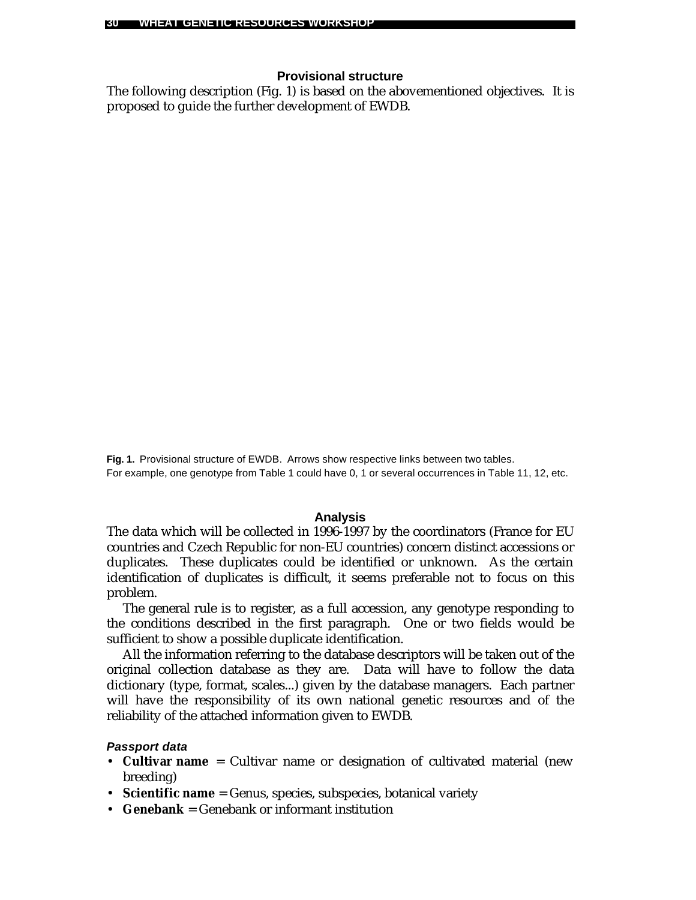### Provisional structure

The following description (Fig. 1) is based on the abovementioned objectives. It is proposed to guide the further development of EWDB.

**Fig. 1.** Provisional structure of EWDB. Arrows show respective links between two tables. For example, one genotype from Table 1 could have 0, 1 or several occurrences in Table 11, 12, etc.

### Analysis

The data which will be collected in 1996-1997 by the coordinators (France for EU countries and Czech Republic for non-EU countries) concern distinct accessions or duplicates. These duplicates could be identified or unknown. As the certain identification of duplicates is difficult, it seems preferable not to focus on this problem.

The general rule is to register, as a full accession, any genotype responding to the conditions described in the first paragraph. One or two fields would be sufficient to show a possible duplicate identification.

All the information referring to the database descriptors will be taken out of the original collection database as they are. Data will have to follow the data dictionary (type, format, scales...) given by the database managers. Each partner will have the responsibility of its own national genetic resources and of the reliability of the attached information given to EWDB.

#### *Passport data*

- **Cultivar name** = Cultivar name or designation of cultivated material (new breeding)
- **Scientific name** = Genus, species, subspecies, botanical variety
- **Genebank** = Genebank or informant institution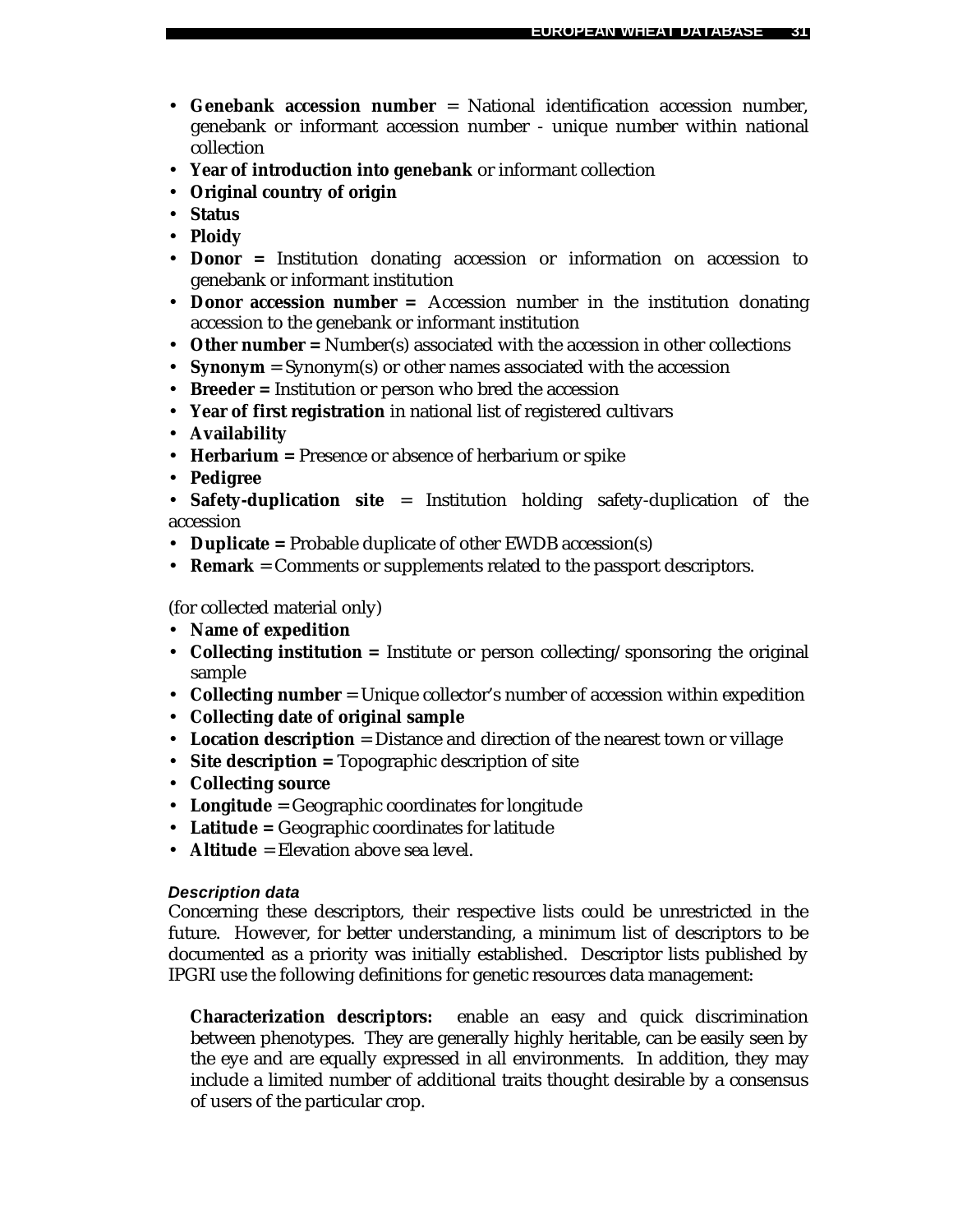- **Genebank accession number** = National identification accession number, genebank or informant accession number - unique number within national collection
- **Year of introduction into genebank** or informant collection
- **Original country of origin**
- **Status**
- **Ploidy**
- **Donor =** Institution donating accession or information on accession to genebank or informant institution
- **Donor accession number =** Accession number in the institution donating accession to the genebank or informant institution
- **Other number =** Number(s) associated with the accession in other collections
- **Synonym** = Synonym(s) or other names associated with the accession
- **Breeder =** Institution or person who bred the accession
- **Year of first registration** in national list of registered cultivars
- **Availability**
- **Herbarium =** Presence or absence of herbarium or spike
- **Pedigree**
- **Safety-duplication site** = Institution holding safety-duplication of the accession
- **Duplicate =** Probable duplicate of other EWDB accession(s)
- **Remark** = Comments or supplements related to the passport descriptors.

(for collected material only)

- **Name of expedition**
- **Collecting institution =** Institute or person collecting/sponsoring the original sample
- **Collecting number** = Unique collector's number of accession within expedition
- **Collecting date of original sample**
- **Location description** = Distance and direction of the nearest town or village
- **Site description =** Topographic description of site
- **Collecting source**
- **Longitude** = Geographic coordinates for longitude
- **Latitude =** Geographic coordinates for latitude
- **Altitude** = Elevation above sea level.

#### *Description data*

Concerning these descriptors, their respective lists could be unrestricted in the future. However, for better understanding, a minimum list of descriptors to be documented as a priority was initially established. Descriptor lists published by IPGRI use the following definitions for genetic resources data management:

> **Characterization descriptors:** enable an easy and quick discrimination between phenotypes. They are generally highly heritable, can be easily seen by the eye and are equally expressed in all environments. In addition, they may include a limited number of additional traits thought desirable by a consensus of users of the particular crop.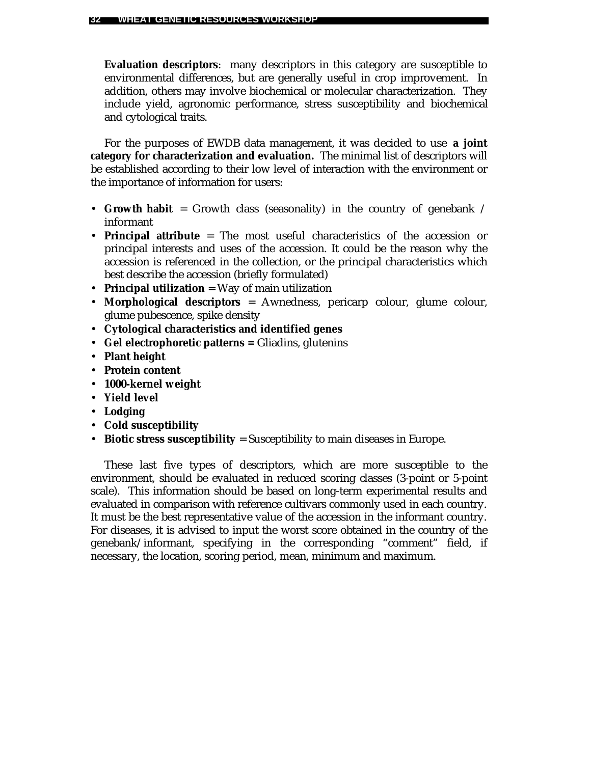**Evaluation descriptors**: many descriptors in this category are susceptible to environmental differences, but are generally useful in crop improvement. In addition, others may involve biochemical or molecular characterization. They include yield, agronomic performance, stress susceptibility and biochemical and cytological traits.

For the purposes of EWDB data management, it was decided to use **a joint category for characterization and evaluation.** The minimal list of descriptors will be established according to their low level of interaction with the environment or the importance of information for users:

- **Growth habit** = Growth class (seasonality) in the country of genebank / informant
- **Principal attribute** = The most useful characteristics of the accession or principal interests and uses of the accession. It could be the reason why the accession is referenced in the collection, or the principal characteristics which best describe the accession (briefly formulated)
- **Principal utilization** = Way of main utilization
- **Morphological descriptors** = Awnedness, pericarp colour, glume colour, glume pubescence, spike density
- **Cytological characteristics and identified genes**
- **Gel electrophoretic patterns =** Gliadins, glutenins
- **Plant height**
- **Protein content**
- **1000-kernel weight**
- **Yield level**
- **Lodging**
- **Cold susceptibility**
- **Biotic stress susceptibility** = Susceptibility to main diseases in Europe.

These last five types of descriptors, which are more susceptible to the environment, should be evaluated in reduced scoring classes (3-point or 5-point scale). This information should be based on long-term experimental results and evaluated in comparison with reference cultivars commonly used in each country. It must be the best representative value of the accession in the informant country. For diseases, it is advised to input the worst score obtained in the country of the genebank/informant, specifying in the corresponding "comment" field, if necessary, the location, scoring period, mean, minimum and maximum.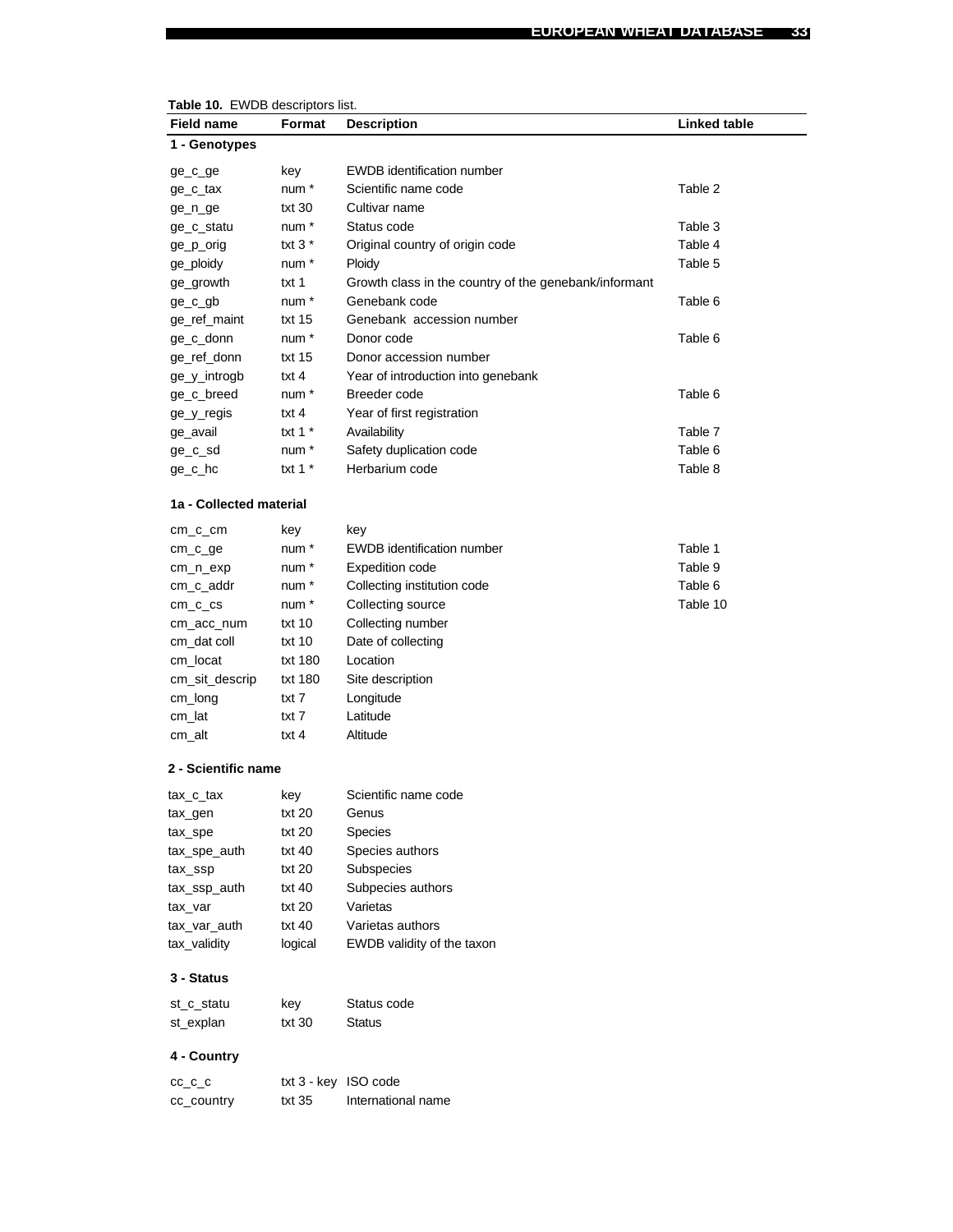**Table 10.** EWDB descriptors list.

| Field name | Format | Description | Linked table |
|---|---|---|---|
| **1 - Genotypes** | | | |
| ge_c_ge | key | EWDB identification number | |
| ge_c_tax | num * | Scientific name code | Table 2 |
| ge_n_ge | txt 30 | Cultivar name | |
| ge_c_statu | num * | Status code | Table 3 |
| ge_p_orig | txt 3 * | Original country of origin code | Table 4 |
| ge_ploidy | num * | Ploidy | Table 5 |
| ge_growth | txt 1 | Growth class in the country of the genebank/informant | |
| ge_c_gb | num * | Genebank code | Table 6 |
| ge_ref_maint | txt 15 | Genebank accession number | |
| ge_c_donn | num * | Donor code | Table 6 |
| ge_ref_donn | txt 15 | Donor accession number | |
| ge_y_introgb | txt 4 | Year of introduction into genebank | |
| ge_c_breed | num * | Breeder code | Table 6 |
| ge_y_regis | txt 4 | Year of first registration | |
| ge_avail | txt 1 * | Availability | Table 7 |
| ge_c_sd | num * | Safety duplication code | Table 6 |
| ge_c_hc | txt 1 * | Herbarium code | Table 8 |
| **1a - Collected material** | | | |
| cm_c_cm | key | key | |
| cm_c_ge | num * | EWDB identification number | Table 1 |
| cm_n_exp | num * | Expedition code | Table 9 |
| cm_c_addr | num * | Collecting institution code | Table 6 |
| cm_c_cs | num * | Collecting source | Table 10 |
| cm_acc_num | txt 10 | Collecting number | |
| cm_dat coll | txt 10 | Date of collecting | |
| cm_locat | txt 180 | Location | |
| cm_sit_descrip | txt 180 | Site description | |
| cm_long | txt 7 | Longitude | |
| cm_lat | txt 7 | Latitude | |
| cm_alt | txt 4 | Altitude | |
| **2 - Scientific name** | | | |
| tax_c_tax | key | Scientific name code | |
| tax_gen | txt 20 | Genus | |
| tax_spe | txt 20 | Species | |
| tax_spe_auth | txt 40 | Species authors | |
| tax_ssp | txt 20 | Subspecies | |
| tax_ssp_auth | txt 40 | Subpecies authors | |
| tax_var | txt 20 | Varietas | |
| tax_var_auth | txt 40 | Varietas authors | |
| tax_validity | logical | EWDB validity of the taxon | |
| **3 - Status** | | | |
| st_c_statu | key | Status code | |
| st_explan | txt 30 | Status | |
| **4 - Country** | | | |
| cc_c_c | txt 3 - key | ISO code | |
| cc_country | txt 35 | International name | |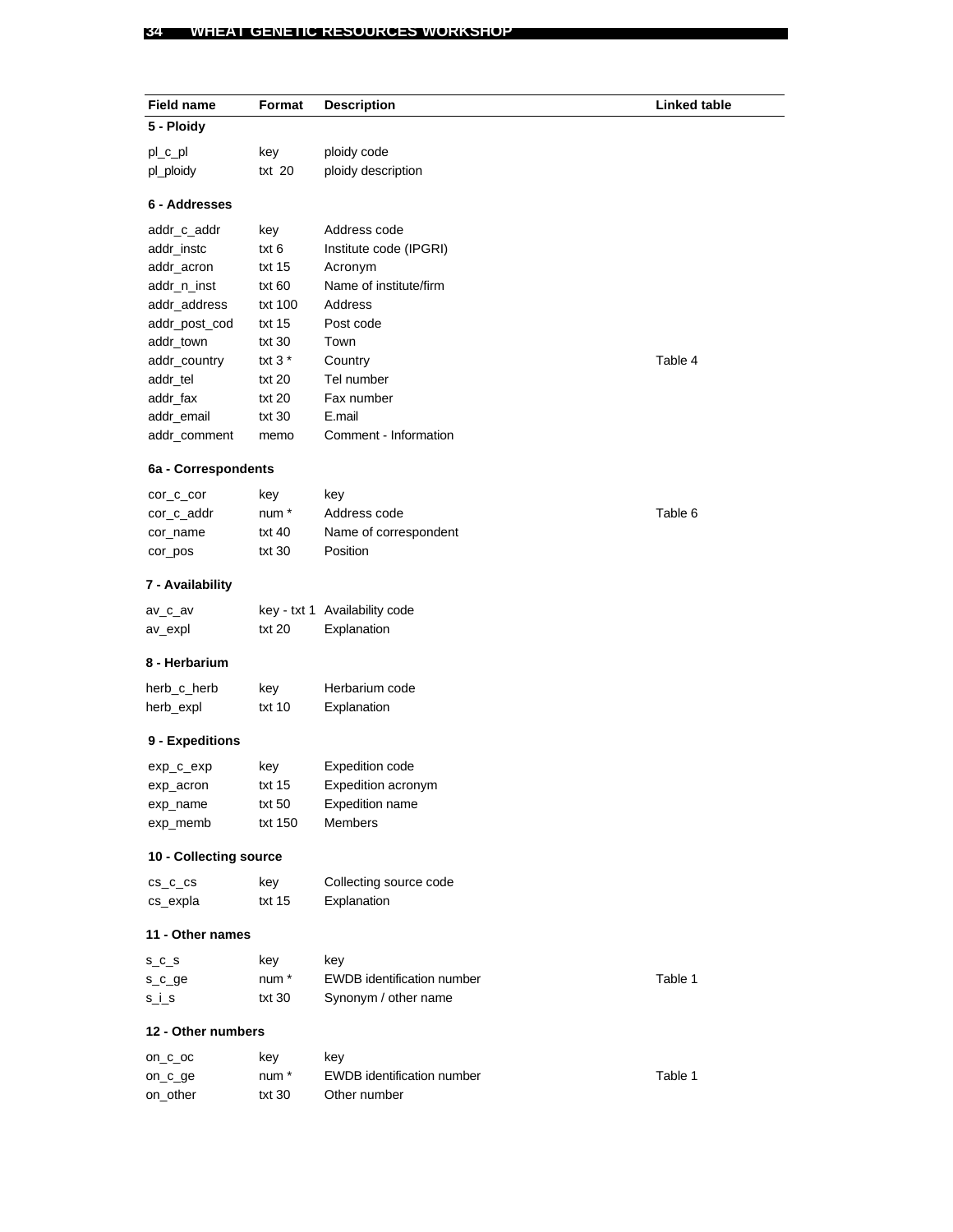| Field name | Format | Description | Linked table |
|---|---|---|---|
| **5 - Ploidy** | | | |
| pl_c_pl | key | ploidy code | |
| pl_ploidy | txt 20 | ploidy description | |
| **6 - Addresses** | | | |
| addr_c_addr | key | Address code | |
| addr_instc | txt 6 | Institute code (IPGRI) | |
| addr_acron | txt 15 | Acronym | |
| addr_n_inst | txt 60 | Name of institute/firm | |
| addr_address | txt 100 | Address | |
| addr_post_cod | txt 15 | Post code | |
| addr_town | txt 30 | Town | |
| addr_country | txt 3 * | Country | Table 4 |
| addr_tel | txt 20 | Tel number | |
| addr_fax | txt 20 | Fax number | |
| addr_email | txt 30 | E.mail | |
| addr_comment | memo | Comment - Information | |
| **6a - Correspondents** | | | |
| cor_c_cor | key | key | |
| cor_c_addr | num * | Address code | Table 6 |
| cor_name | txt 40 | Name of correspondent | |
| cor_pos | txt 30 | Position | |
| **7 - Availability** | | | |
| av_c_av | key - txt 1 | Availability code | |
| av_expl | txt 20 | Explanation | |
| **8 - Herbarium** | | | |
| herb_c_herb | key | Herbarium code | |
| herb_expl | txt 10 | Explanation | |
| **9 - Expeditions** | | | |
| exp_c_exp | key | Expedition code | |
| exp_acron | txt 15 | Expedition acronym | |
| exp_name | txt 50 | Expedition name | |
| exp_memb | txt 150 | Members | |
| **10 - Collecting source** | | | |
| cs_c_cs | key | Collecting source code | |
| cs_expla | txt 15 | Explanation | |
| **11 - Other names** | | | |
| s_c_s | key | key | |
| s_c_ge | num * | EWDB identification number | Table 1 |
| s_i_s | txt 30 | Synonym / other name | |
| **12 - Other numbers** | | | |
| on_c_oc | key | key | |
| on_c_ge | num * | EWDB identification number | Table 1 |
| on_other | txt 30 | Other number | |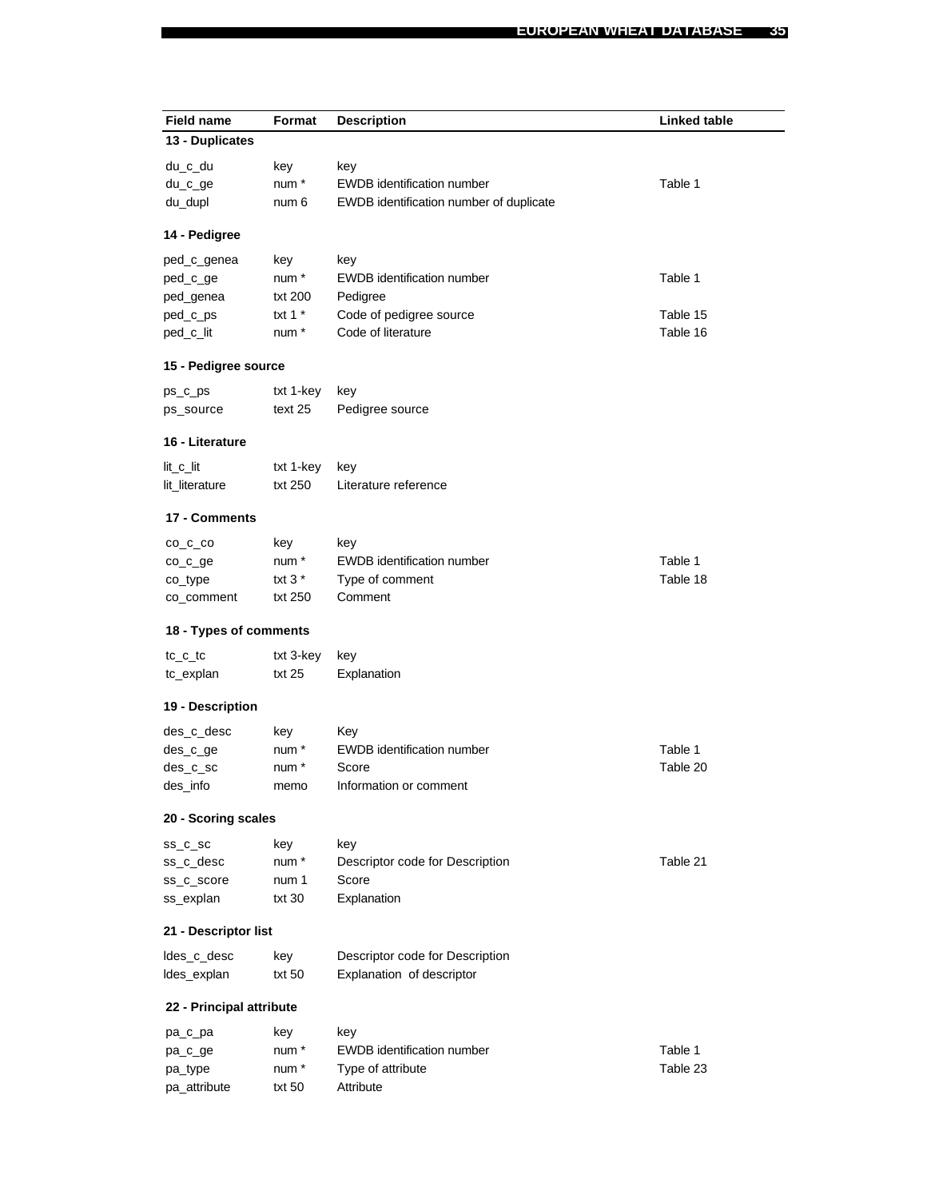| Field name | Format | Description | Linked table |
|---|---|---|---|
| **13 - Duplicates** | | | |
| du_c_du | key | key | |
| du_c_ge | num * | EWDB identification number | Table 1 |
| du_dupl | num 6 | EWDB identification number of duplicate | |
| **14 - Pedigree** | | | |
| ped_c_genea | key | key | |
| ped_c_ge | num * | EWDB identification number | Table 1 |
| ped_genea | txt 200 | Pedigree | |
| ped_c_ps | txt 1 * | Code of pedigree source | Table 15 |
| ped_c_lit | num * | Code of literature | Table 16 |
| **15 - Pedigree source** | | | |
| ps_c_ps | txt 1-key | key | |
| ps_source | text 25 | Pedigree source | |
| **16 - Literature** | | | |
| lit_c_lit | txt 1-key | key | |
| lit_literature | txt 250 | Literature reference | |
| **17 - Comments** | | | |
| co_c_co | key | key | |
| co_c_ge | num * | EWDB identification number | Table 1 |
| co_type | txt 3 * | Type of comment | Table 18 |
| co_comment | txt 250 | Comment | |
| **18 - Types of comments** | | | |
| tc_c_tc | txt 3-key | key | |
| tc_explan | txt 25 | Explanation | |
| **19 - Description** | | | |
| des_c_desc | key | Key | |
| des_c_ge | num * | EWDB identification number | Table 1 |
| des_c_sc | num * | Score | Table 20 |
| des_info | memo | Information or comment | |
| **20 - Scoring scales** | | | |
| ss_c_sc | key | key | |
| ss_c_desc | num * | Descriptor code for Description | Table 21 |
| ss_c_score | num 1 | Score | |
| ss_explan | txt 30 | Explanation | |
| **21 - Descriptor list** | | | |
| ldes_c_desc | key | Descriptor code for Description | |
| ldes_explan | txt 50 | Explanation of descriptor | |
| **22 - Principal attribute** | | | |
| pa_c_pa | key | key | |
| pa_c_ge | num * | EWDB identification number | Table 1 |
| pa_type | num * | Type of attribute | Table 23 |
| pa_attribute | txt 50 | Attribute | |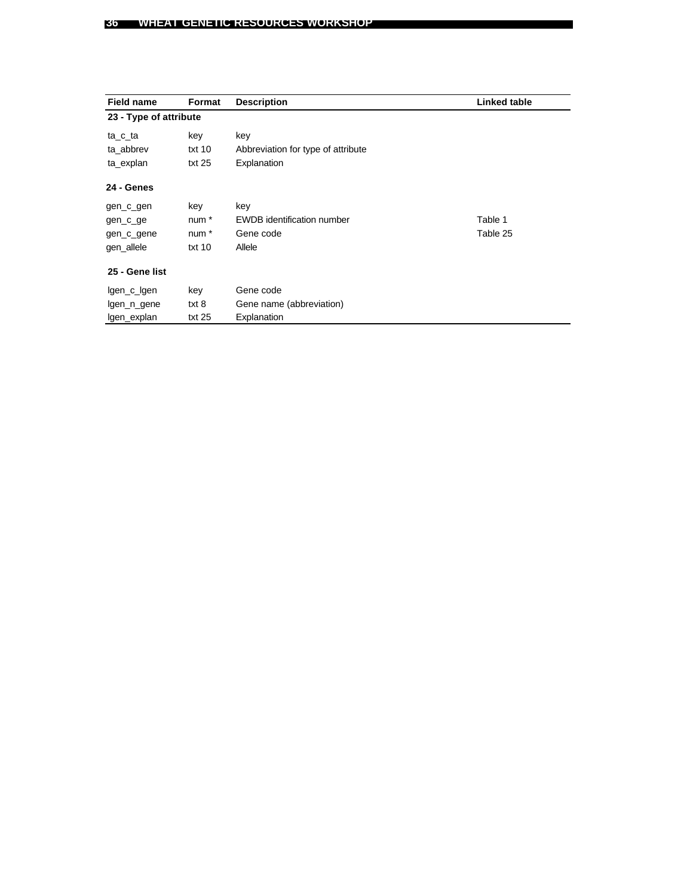| Field name | Format | Description | Linked table |
|---|---|---|---|
| **23 - Type of attribute** | | | |
| ta_c_ta | key | key | |
| ta_abbrev | txt 10 | Abbreviation for type of attribute | |
| ta_explan | txt 25 | Explanation | |
| **24 - Genes** | | | |
| gen_c_gen | key | key | |
| gen_c_ge | num * | EWDB identification number | Table 1 |
| gen_c_gene | num * | Gene code | Table 25 |
| gen_allele | txt 10 | Allele | |
| **25 - Gene list** | | | |
| lgen_c_lgen | key | Gene code | |
| lgen_n_gene | txt 8 | Gene name (abbreviation) | |
| lgen_explan | txt 25 | Explanation | |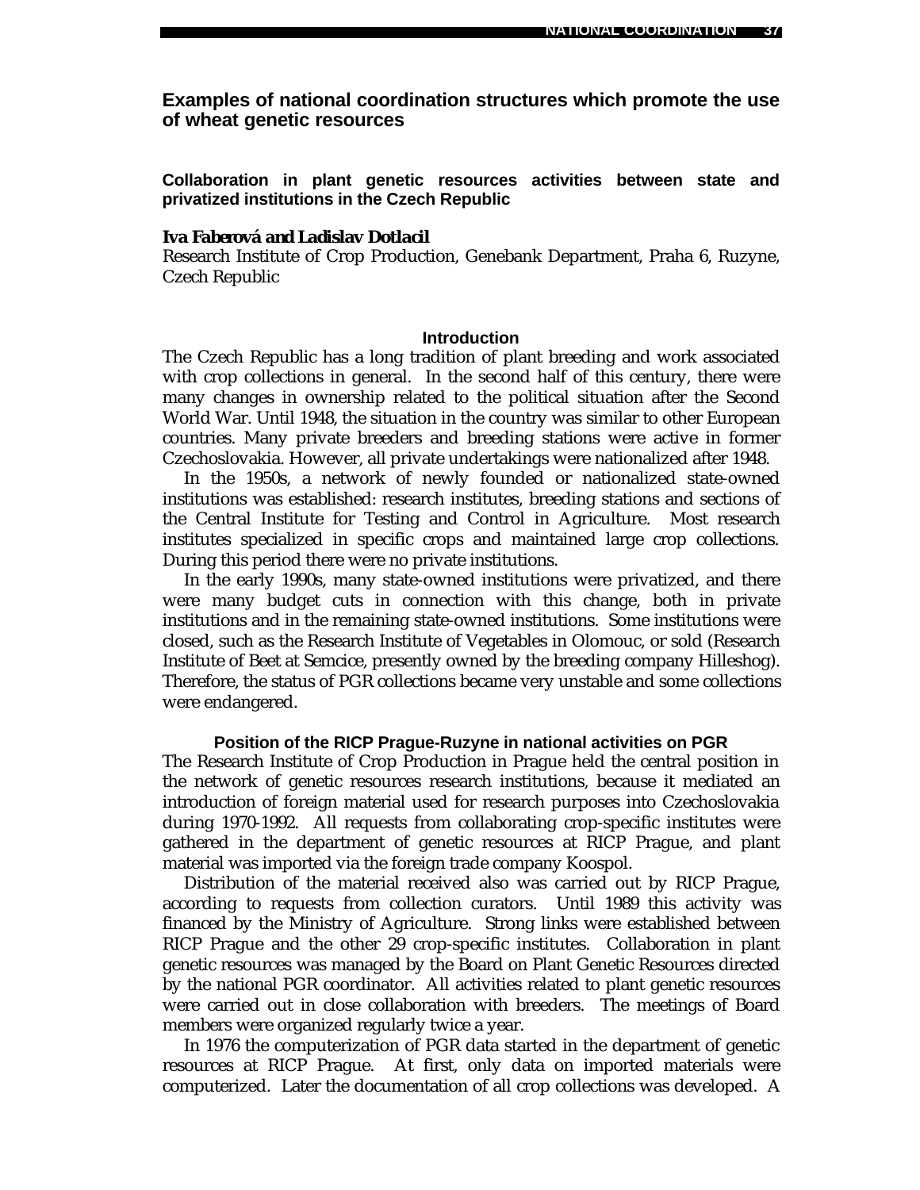## Examples of national coordination structures which promote the use of wheat genetic resources

### Collaboration in plant genetic resources activities between state and privatized institutions in the Czech Republic

**Iva Faberová and Ladislav Dotlacil**

Research Institute of Crop Production, Genebank Department, Praha 6, Ruzyne, Czech Republic

#### Introduction

The Czech Republic has a long tradition of plant breeding and work associated with crop collections in general. In the second half of this century, there were many changes in ownership related to the political situation after the Second World War. Until 1948, the situation in the country was similar to other European countries. Many private breeders and breeding stations were active in former Czechoslovakia. However, all private undertakings were nationalized after 1948.

In the 1950s, a network of newly founded or nationalized state-owned institutions was established: research institutes, breeding stations and sections of the Central Institute for Testing and Control in Agriculture. Most research institutes specialized in specific crops and maintained large crop collections. During this period there were no private institutions.

In the early 1990s, many state-owned institutions were privatized, and there were many budget cuts in connection with this change, both in private institutions and in the remaining state-owned institutions. Some institutions were closed, such as the Research Institute of Vegetables in Olomouc, or sold (Research Institute of Beet at Semcice, presently owned by the breeding company Hilleshog). Therefore, the status of PGR collections became very unstable and some collections were endangered.

#### Position of the RICP Prague-Ruzyne in national activities on PGR

The Research Institute of Crop Production in Prague held the central position in the network of genetic resources research institutions, because it mediated an introduction of foreign material used for research purposes into Czechoslovakia during 1970-1992. All requests from collaborating crop-specific institutes were gathered in the department of genetic resources at RICP Prague, and plant material was imported via the foreign trade company Koospol.

Distribution of the material received also was carried out by RICP Prague, according to requests from collection curators. Until 1989 this activity was financed by the Ministry of Agriculture. Strong links were established between RICP Prague and the other 29 crop-specific institutes. Collaboration in plant genetic resources was managed by the Board on Plant Genetic Resources directed by the national PGR coordinator. All activities related to plant genetic resources were carried out in close collaboration with breeders. The meetings of Board members were organized regularly twice a year.

In 1976 the computerization of PGR data started in the department of genetic resources at RICP Prague. At first, only data on imported materials were computerized. Later the documentation of all crop collections was developed. A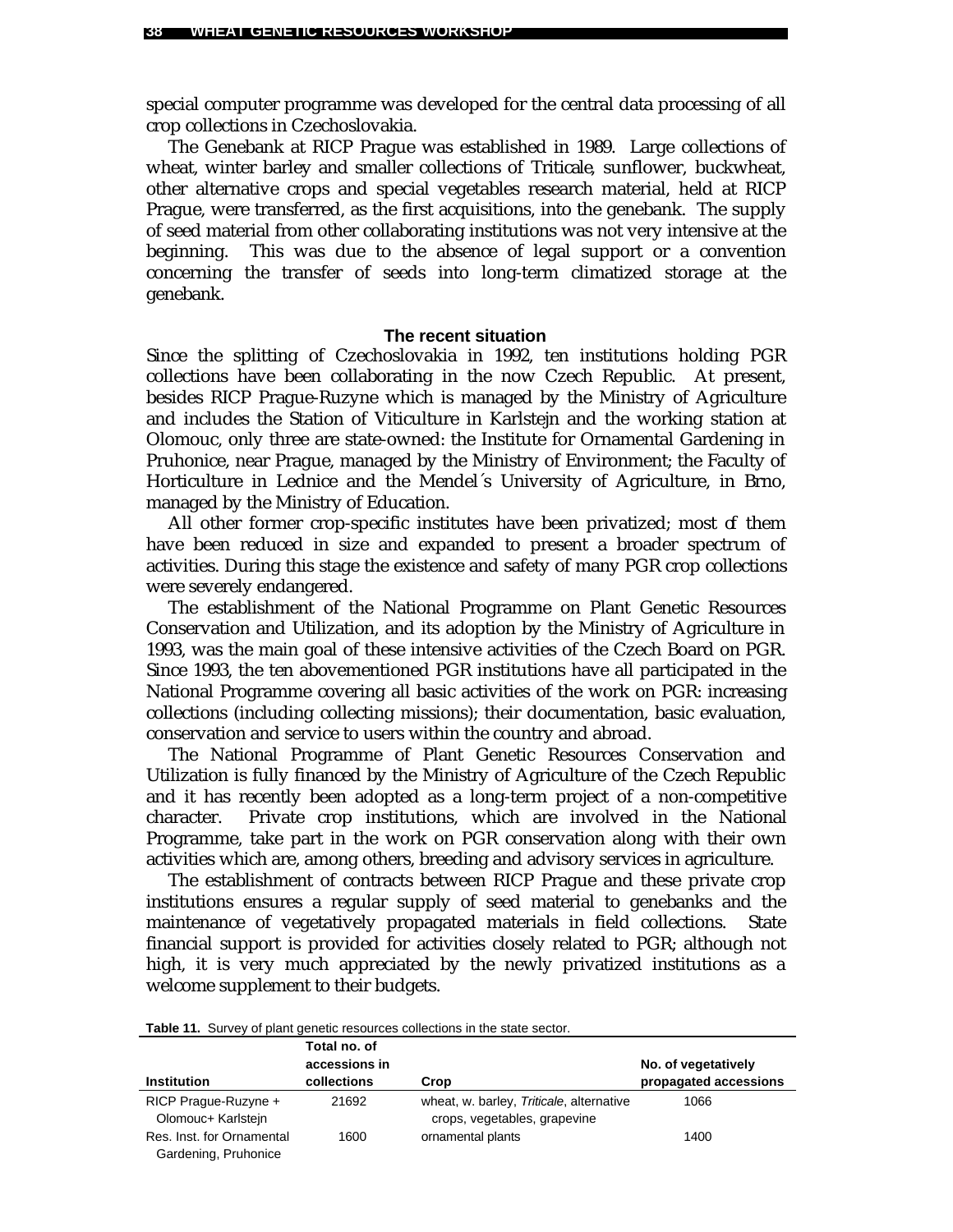special computer programme was developed for the central data processing of all crop collections in Czechoslovakia.

The Genebank at RICP Prague was established in 1989. Large collections of wheat, winter barley and smaller collections of Triticale, sunflower, buckwheat, other alternative crops and special vegetables research material, held at RICP Prague, were transferred, as the first acquisitions, into the genebank. The supply of seed material from other collaborating institutions was not very intensive at the beginning. This was due to the absence of legal support or a convention concerning the transfer of seeds into long-term climatized storage at the genebank.

### The recent situation

Since the splitting of Czechoslovakia in 1992, ten institutions holding PGR collections have been collaborating in the now Czech Republic. At present, besides RICP Prague-Ruzyne which is managed by the Ministry of Agriculture and includes the Station of Viticulture in Karlstejn and the working station at Olomouc, only three are state-owned: the Institute for Ornamental Gardening in Pruhonice, near Prague, managed by the Ministry of Environment; the Faculty of Horticulture in Lednice and the Mendel´s University of Agriculture, in Brno, managed by the Ministry of Education.

All other former crop-specific institutes have been privatized; most of them have been reduced in size and expanded to present a broader spectrum of activities. During this stage the existence and safety of many PGR crop collections were severely endangered.

The establishment of the National Programme on Plant Genetic Resources Conservation and Utilization, and its adoption by the Ministry of Agriculture in 1993, was the main goal of these intensive activities of the Czech Board on PGR. Since 1993, the ten abovementioned PGR institutions have all participated in the National Programme covering all basic activities of the work on PGR: increasing collections (including collecting missions); their documentation, basic evaluation, conservation and service to users within the country and abroad.

The National Programme of Plant Genetic Resources Conservation and Utilization is fully financed by the Ministry of Agriculture of the Czech Republic and it has recently been adopted as a long-term project of a non-competitive character. Private crop institutions, which are involved in the National Programme, take part in the work on PGR conservation along with their own activities which are, among others, breeding and advisory services in agriculture.

The establishment of contracts between RICP Prague and these private crop institutions ensures a regular supply of seed material to genebanks and the maintenance of vegetatively propagated materials in field collections. State financial support is provided for activities closely related to PGR; although not high, it is very much appreciated by the newly privatized institutions as a welcome supplement to their budgets.

**Table 11.** Survey of plant genetic resources collections in the state sector.

| Institution | Total no. of accessions in collections | Crop | No. of vegetatively propagated accessions |
|---|---|---|---|
| RICP Prague-Ruzyne + Olomouc+ Karlstejn | 21692 | wheat, w. barley, *Triticale*, alternative crops, vegetables, grapevine | 1066 |
| Res. Inst. for Ornamental Gardening, Pruhonice | 1600 | ornamental plants | 1400 |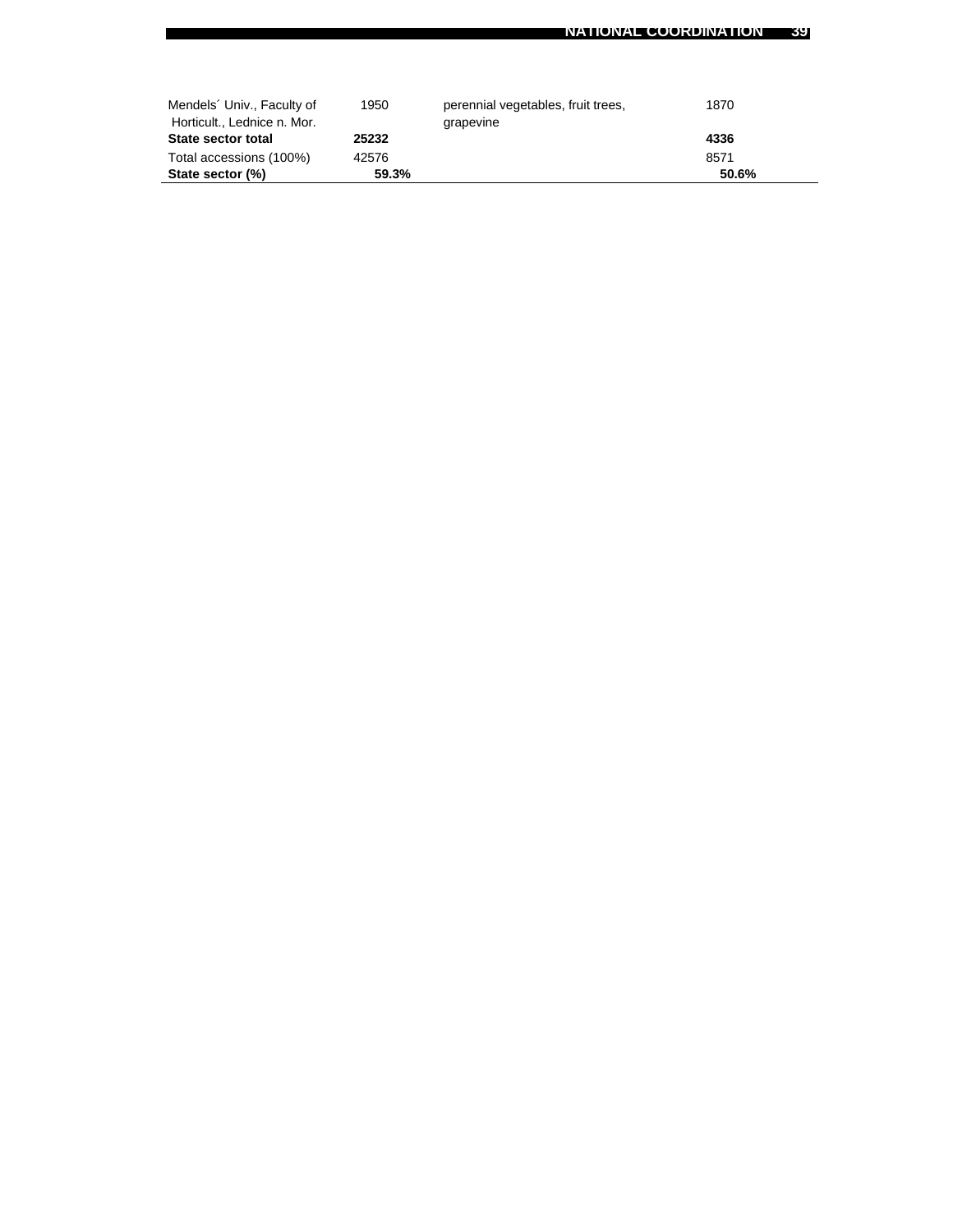| | | | |
|---|---|---|---|
| Mendels´ Univ., Faculty of Horticult., Lednice n. Mor. | 1950 | perennial vegetables, fruit trees, grapevine | 1870 |
| **State sector total** | **25232** | | **4336** |
| Total accessions (100%) | 42576 | | 8571 |
| **State sector (%)** | **59.3%** | | **50.6%** |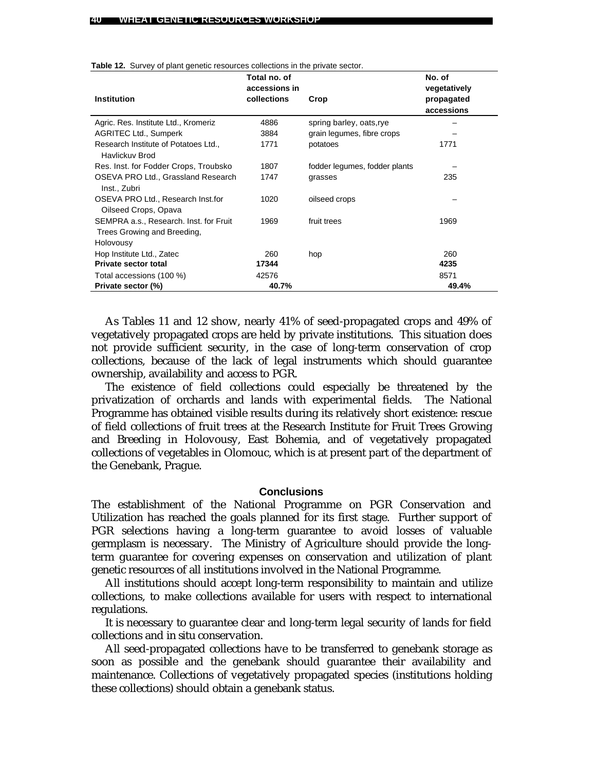**Table 12.** Survey of plant genetic resources collections in the private sector.

| Institution | Total no. of accessions in collections | Crop | No. of vegetatively propagated accessions |
|---|---|---|---|
| Agric. Res. Institute Ltd., Kromeriz | 4886 | spring barley, oats,rye | – |
| AGRITEC Ltd., Sumperk | 3884 | grain legumes, fibre crops | – |
| Research Institute of Potatoes Ltd., Havlickuv Brod | 1771 | potatoes | 1771 |
| Res. Inst. for Fodder Crops, Troubsko | 1807 | fodder legumes, fodder plants | – |
| OSEVA PRO Ltd., Grassland Research Inst., Zubri | 1747 | grasses | 235 |
| OSEVA PRO Ltd., Research Inst.for Oilseed Crops, Opava | 1020 | oilseed crops | – |
| SEMPRA a.s., Research. Inst. for Fruit Trees Growing and Breeding, Holovousy | 1969 | fruit trees | 1969 |
| Hop Institute Ltd., Zatec | 260 | hop | 260 |
| **Private sector total** | **17344** | | **4235** |
| Total accessions (100 %) | 42576 | | 8571 |
| **Private sector (%)** | **40.7%** | | **49.4%** |

As Tables 11 and 12 show, nearly 41% of seed-propagated crops and 49% of vegetatively propagated crops are held by private institutions. This situation does not provide sufficient security, in the case of long-term conservation of crop collections, because of the lack of legal instruments which should guarantee ownership, availability and access to PGR.

The existence of field collections could especially be threatened by the privatization of orchards and lands with experimental fields. The National Programme has obtained visible results during its relatively short existence: rescue of field collections of fruit trees at the Research Institute for Fruit Trees Growing and Breeding in Holovousy, East Bohemia, and of vegetatively propagated collections of vegetables in Olomouc, which is at present part of the department of the Genebank, Prague.

## Conclusions

The establishment of the National Programme on PGR Conservation and Utilization has reached the goals planned for its first stage. Further support of PGR selections having a long-term guarantee to avoid losses of valuable germplasm is necessary. The Ministry of Agriculture should provide the long-term guarantee for covering expenses on conservation and utilization of plant genetic resources of all institutions involved in the National Programme.

All institutions should accept long-term responsibility to maintain and utilize collections, to make collections available for users with respect to international regulations.

It is necessary to guarantee clear and long-term legal security of lands for field collections and in situ conservation.

All seed-propagated collections have to be transferred to genebank storage as soon as possible and the genebank should guarantee their availability and maintenance. Collections of vegetatively propagated species (institutions holding these collections) should obtain a genebank status.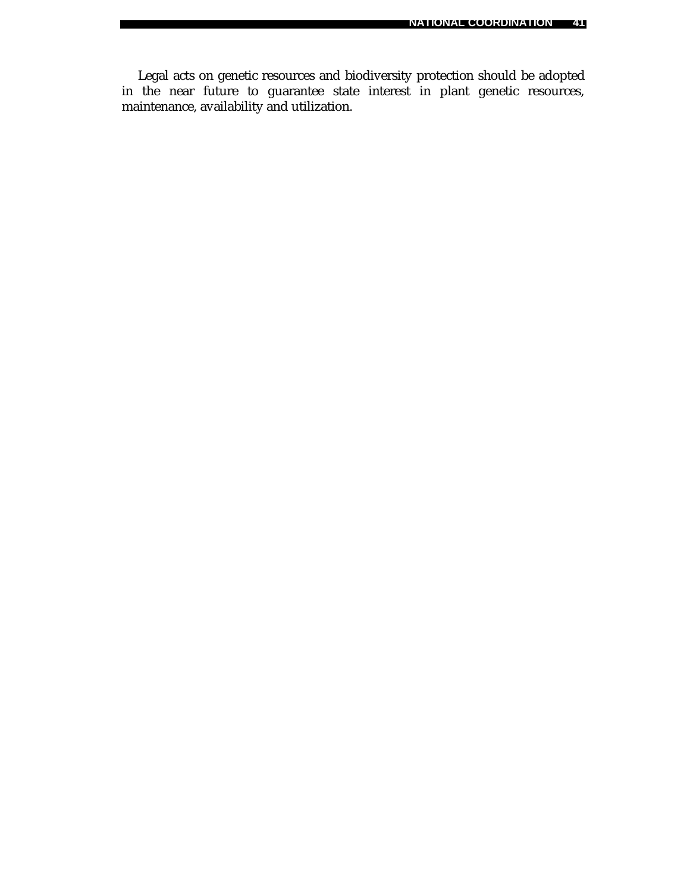Legal acts on genetic resources and biodiversity protection should be adopted in the near future to guarantee state interest in plant genetic resources, maintenance, availability and utilization.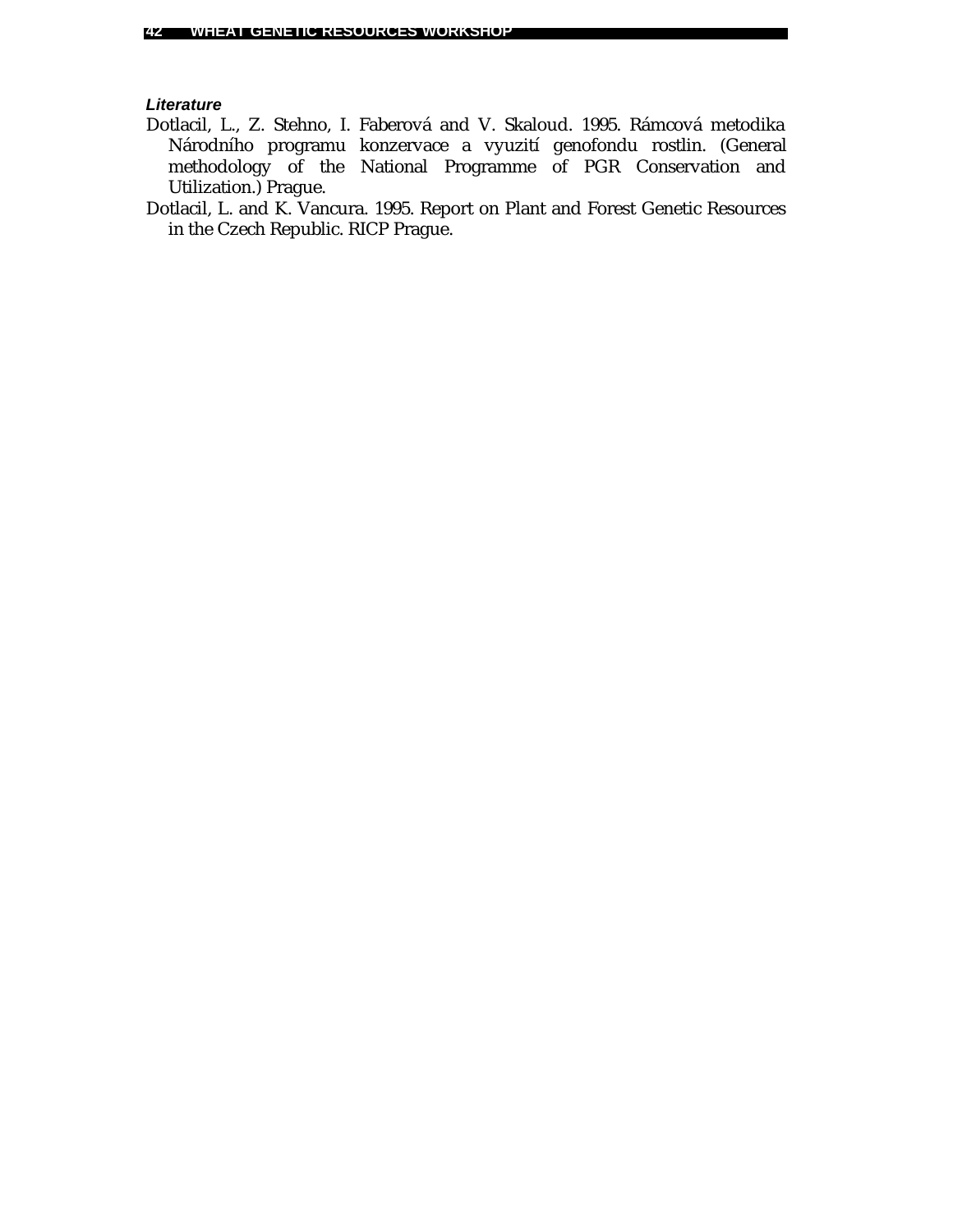***Literature***

Dotlacil, L., Z. Stehno, I. Faberová and V. Skaloud. 1995. Rámcová metodika Národního programu konzervace a vyuzití genofondu rostlin. (General methodology of the National Programme of PGR Conservation and Utilization.) Prague.

Dotlacil, L. and K. Vancura. 1995. Report on Plant and Forest Genetic Resources in the Czech Republic. RICP Prague.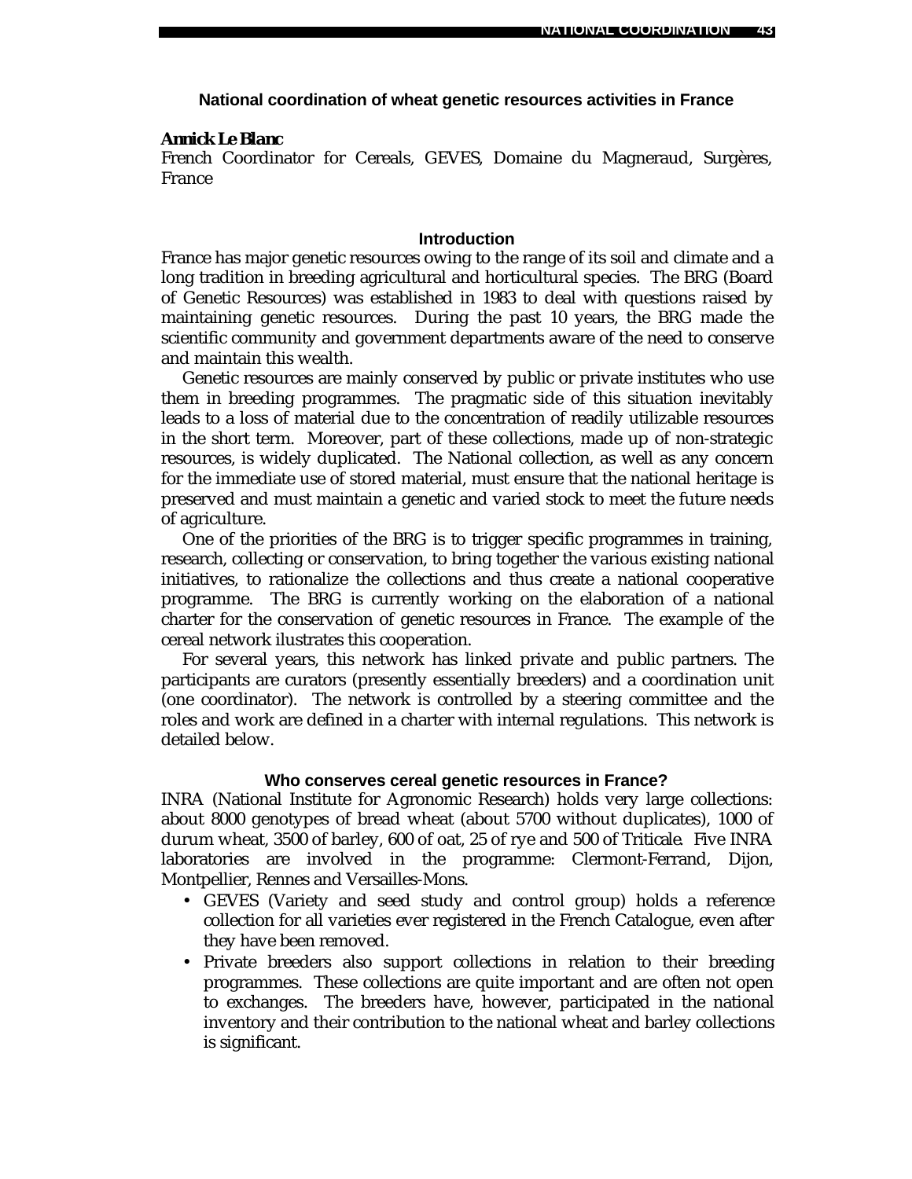## National coordination of wheat genetic resources activities in France

***Annick Le Blanc***
French Coordinator for Cereals, GEVES, Domaine du Magneraud, Surgères, France

### Introduction

France has major genetic resources owing to the range of its soil and climate and a long tradition in breeding agricultural and horticultural species. The BRG (Board of Genetic Resources) was established in 1983 to deal with questions raised by maintaining genetic resources. During the past 10 years, the BRG made the scientific community and government departments aware of the need to conserve and maintain this wealth.

Genetic resources are mainly conserved by public or private institutes who use them in breeding programmes. The pragmatic side of this situation inevitably leads to a loss of material due to the concentration of readily utilizable resources in the short term. Moreover, part of these collections, made up of non-strategic resources, is widely duplicated. The National collection, as well as any concern for the immediate use of stored material, must ensure that the national heritage is preserved and must maintain a genetic and varied stock to meet the future needs of agriculture.

One of the priorities of the BRG is to trigger specific programmes in training, research, collecting or conservation, to bring together the various existing national initiatives, to rationalize the collections and thus create a national cooperative programme. The BRG is currently working on the elaboration of a national charter for the conservation of genetic resources in France. The example of the cereal network ilustrates this cooperation.

For several years, this network has linked private and public partners. The participants are curators (presently essentially breeders) and a coordination unit (one coordinator). The network is controlled by a steering committee and the roles and work are defined in a charter with internal regulations. This network is detailed below.

### Who conserves cereal genetic resources in France?

INRA (National Institute for Agronomic Research) holds very large collections: about 8000 genotypes of bread wheat (about 5700 without duplicates), 1000 of durum wheat, 3500 of barley, 600 of oat, 25 of rye and 500 of Triticale. Five INRA laboratories are involved in the programme: Clermont-Ferrand, Dijon, Montpellier, Rennes and Versailles-Mons.

- GEVES (Variety and seed study and control group) holds a reference collection for all varieties ever registered in the French Catalogue, even after they have been removed.
- Private breeders also support collections in relation to their breeding programmes. These collections are quite important and are often not open to exchanges. The breeders have, however, participated in the national inventory and their contribution to the national wheat and barley collections is significant.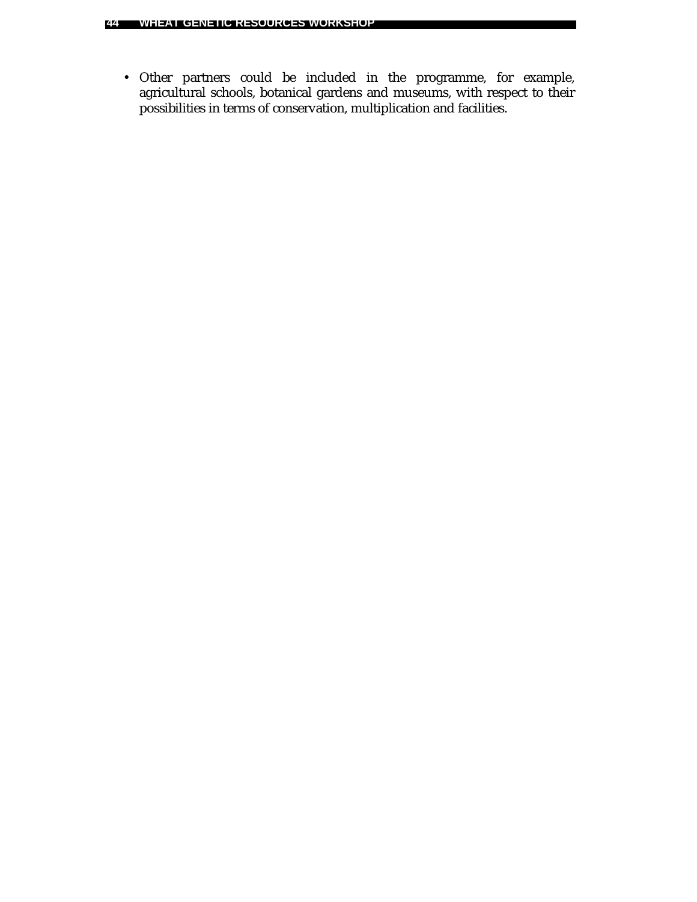- Other partners could be included in the programme, for example, agricultural schools, botanical gardens and museums, with respect to their possibilities in terms of conservation, multiplication and facilities.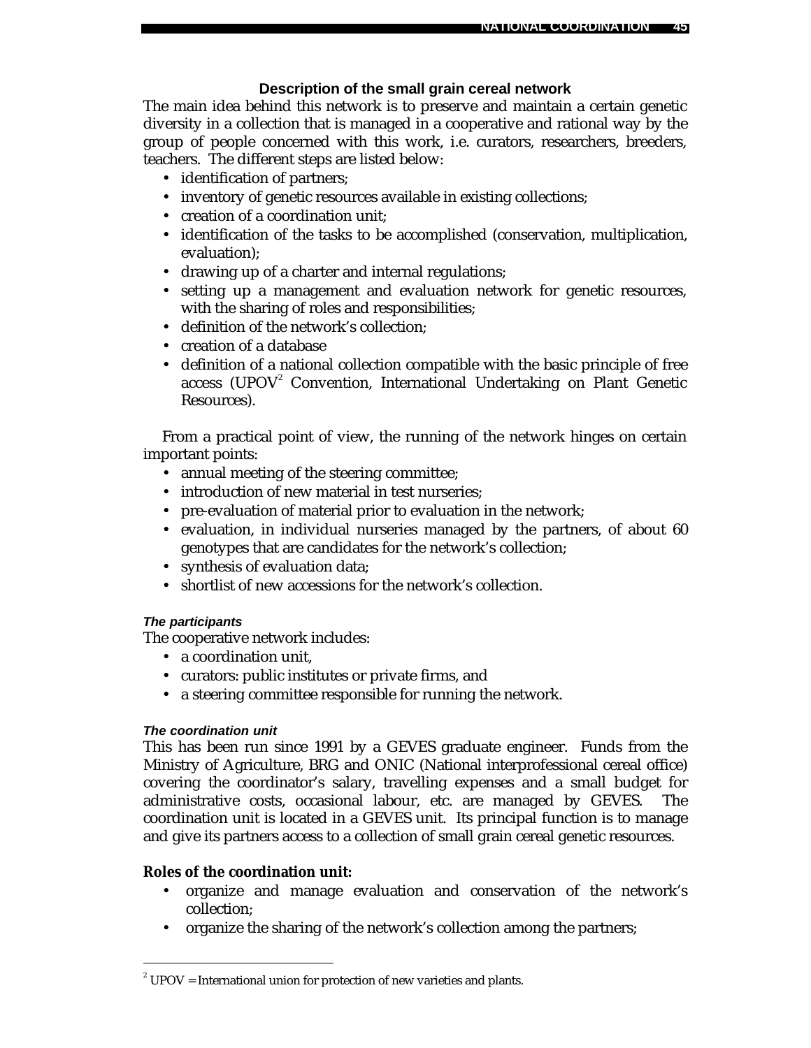### Description of the small grain cereal network

The main idea behind this network is to preserve and maintain a certain genetic diversity in a collection that is managed in a cooperative and rational way by the group of people concerned with this work, i.e. curators, researchers, breeders, teachers. The different steps are listed below:

- identification of partners;
- inventory of genetic resources available in existing collections;
- creation of a coordination unit;
- identification of the tasks to be accomplished (conservation, multiplication, evaluation);
- drawing up of a charter and internal regulations;
- setting up a management and evaluation network for genetic resources, with the sharing of roles and responsibilities;
- definition of the network's collection;
- creation of a database
- definition of a national collection compatible with the basic principle of free access (UPOV[2] Convention, International Undertaking on Plant Genetic Resources).

From a practical point of view, the running of the network hinges on certain important points:

- annual meeting of the steering committee;
- introduction of new material in test nurseries;
- pre-evaluation of material prior to evaluation in the network;
- evaluation, in individual nurseries managed by the partners, of about 60 genotypes that are candidates for the network's collection;
- synthesis of evaluation data;
- shortlist of new accessions for the network's collection.

#### *The participants*

The cooperative network includes:

- a coordination unit,
- curators: public institutes or private firms, and
- a steering committee responsible for running the network.

#### *The coordination unit*

This has been run since 1991 by a GEVES graduate engineer. Funds from the Ministry of Agriculture, BRG and ONIC (National interprofessional cereal office) covering the coordinator's salary, travelling expenses and a small budget for administrative costs, occasional labour, etc. are managed by GEVES. The coordination unit is located in a GEVES unit. Its principal function is to manage and give its partners access to a collection of small grain cereal genetic resources.

**Roles of the coordination unit:**

- organize and manage evaluation and conservation of the network's collection;
- organize the sharing of the network's collection among the partners;

---

[2] UPOV = International union for protection of new varieties and plants.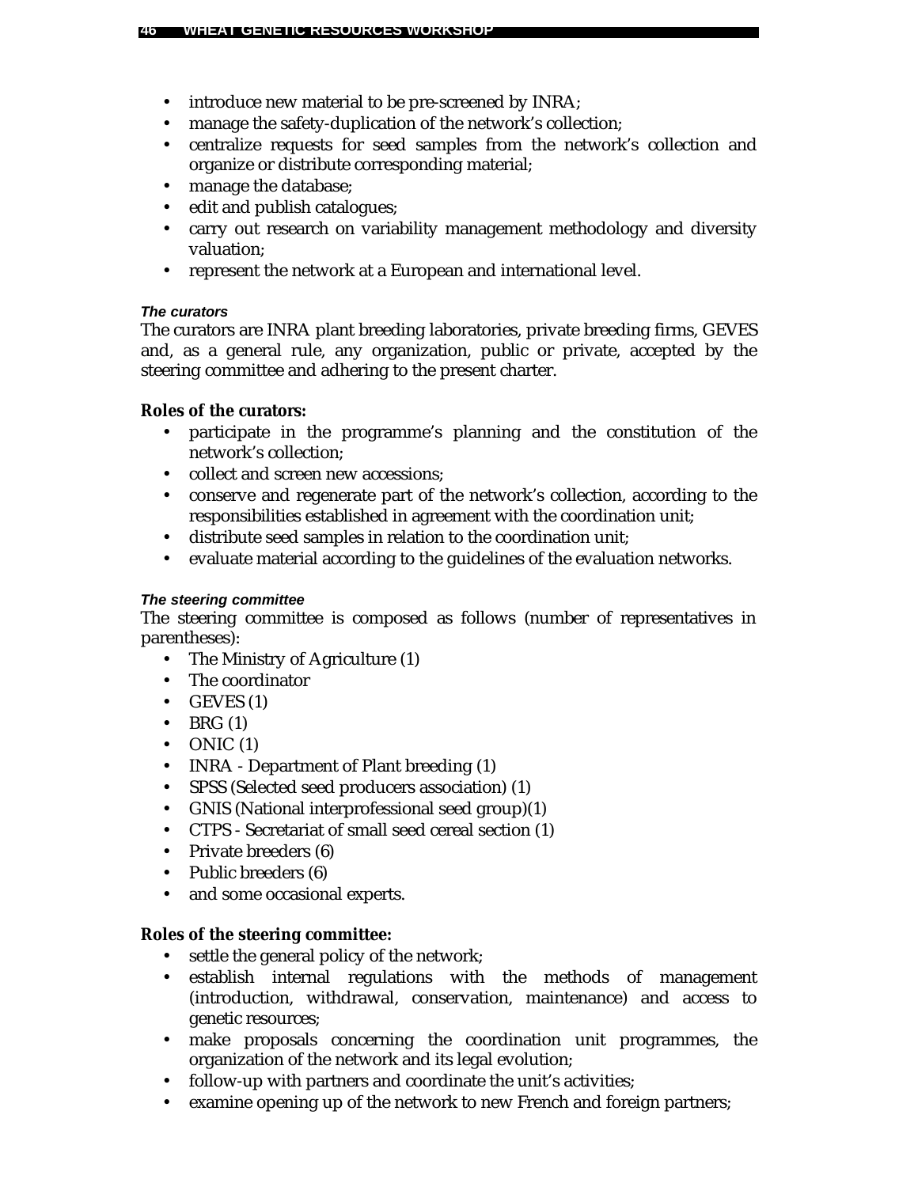- introduce new material to be pre-screened by INRA;
- manage the safety-duplication of the network's collection;
- centralize requests for seed samples from the network's collection and organize or distribute corresponding material;
- manage the database;
- edit and publish catalogues;
- carry out research on variability management methodology and diversity valuation;
- represent the network at a European and international level.

#### *The curators*

The curators are INRA plant breeding laboratories, private breeding firms, GEVES and, as a general rule, any organization, public or private, accepted by the steering committee and adhering to the present charter.

**Roles of the curators:**

- participate in the programme's planning and the constitution of the network's collection;
- collect and screen new accessions;
- conserve and regenerate part of the network's collection, according to the responsibilities established in agreement with the coordination unit;
- distribute seed samples in relation to the coordination unit;
- evaluate material according to the guidelines of the evaluation networks.

#### *The steering committee*

The steering committee is composed as follows (number of representatives in parentheses):

- The Ministry of Agriculture (1)
- The coordinator
- GEVES (1)
- BRG (1)
- ONIC (1)
- INRA - Department of Plant breeding (1)
- SPSS (Selected seed producers association) (1)
- GNIS (National interprofessional seed group)(1)
- CTPS - Secretariat of small seed cereal section (1)
- Private breeders (6)
- Public breeders (6)
- and some occasional experts.

**Roles of the steering committee:**

- settle the general policy of the network;
- establish internal regulations with the methods of management (introduction, withdrawal, conservation, maintenance) and access to genetic resources;
- make proposals concerning the coordination unit programmes, the organization of the network and its legal evolution;
- follow-up with partners and coordinate the unit's activities;
- examine opening up of the network to new French and foreign partners;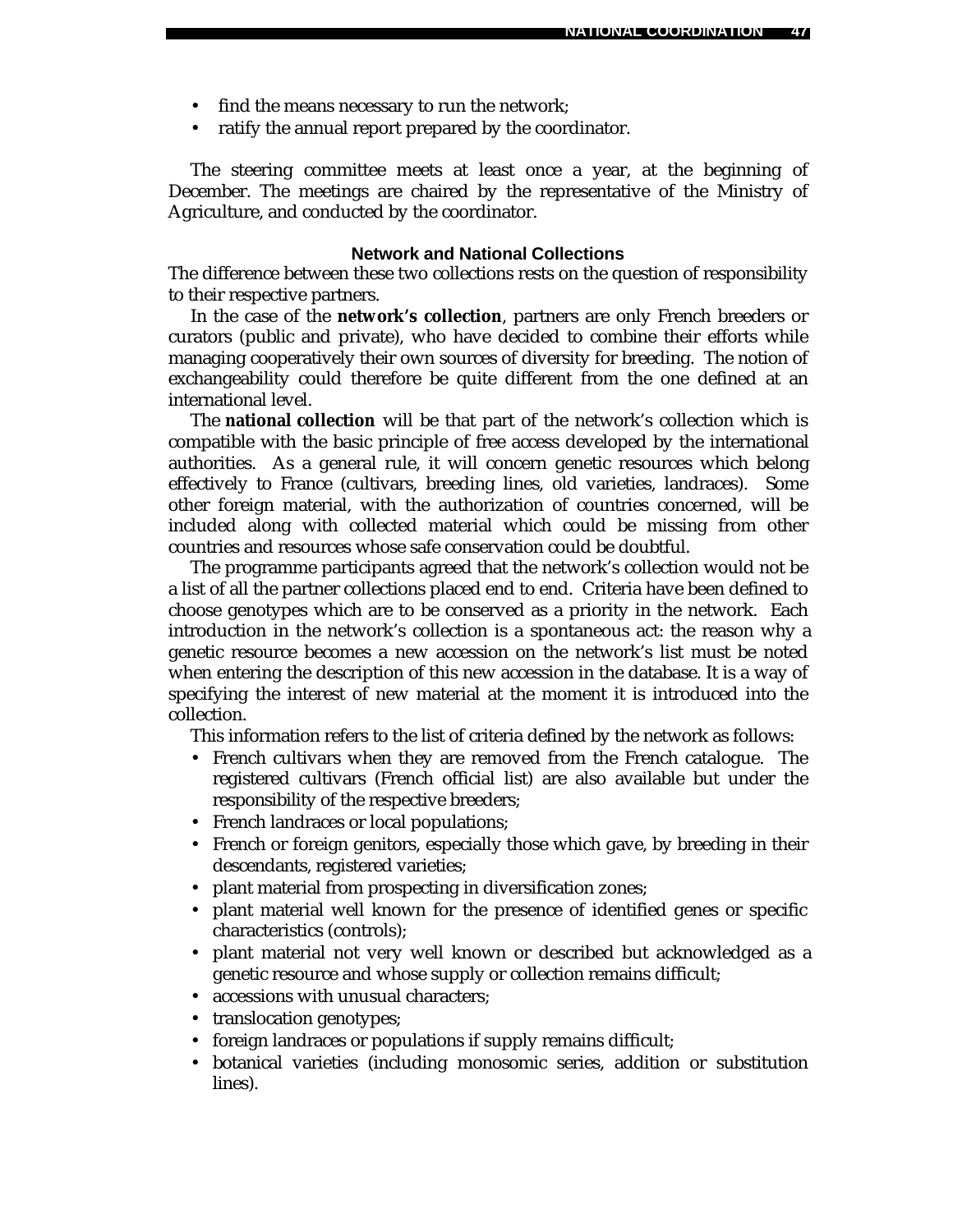- find the means necessary to run the network;
- ratify the annual report prepared by the coordinator.

The steering committee meets at least once a year, at the beginning of December. The meetings are chaired by the representative of the Ministry of Agriculture, and conducted by the coordinator.

### Network and National Collections

The difference between these two collections rests on the question of responsibility to their respective partners.

In the case of the **network's collection**, partners are only French breeders or curators (public and private), who have decided to combine their efforts while managing cooperatively their own sources of diversity for breeding. The notion of exchangeability could therefore be quite different from the one defined at an international level.

The **national collection** will be that part of the network's collection which is compatible with the basic principle of free access developed by the international authorities. As a general rule, it will concern genetic resources which belong effectively to France (cultivars, breeding lines, old varieties, landraces). Some other foreign material, with the authorization of countries concerned, will be included along with collected material which could be missing from other countries and resources whose safe conservation could be doubtful.

The programme participants agreed that the network's collection would not be a list of all the partner collections placed end to end. Criteria have been defined to choose genotypes which are to be conserved as a priority in the network. Each introduction in the network's collection is a spontaneous act: the reason why a genetic resource becomes a new accession on the network's list must be noted when entering the description of this new accession in the database. It is a way of specifying the interest of new material at the moment it is introduced into the collection.

This information refers to the list of criteria defined by the network as follows:

- French cultivars when they are removed from the French catalogue. The registered cultivars (French official list) are also available but under the responsibility of the respective breeders;
- French landraces or local populations;
- French or foreign genitors, especially those which gave, by breeding in their descendants, registered varieties;
- plant material from prospecting in diversification zones;
- plant material well known for the presence of identified genes or specific characteristics (controls);
- plant material not very well known or described but acknowledged as a genetic resource and whose supply or collection remains difficult;
- accessions with unusual characters;
- translocation genotypes;
- foreign landraces or populations if supply remains difficult;
- botanical varieties (including monosomic series, addition or substitution lines).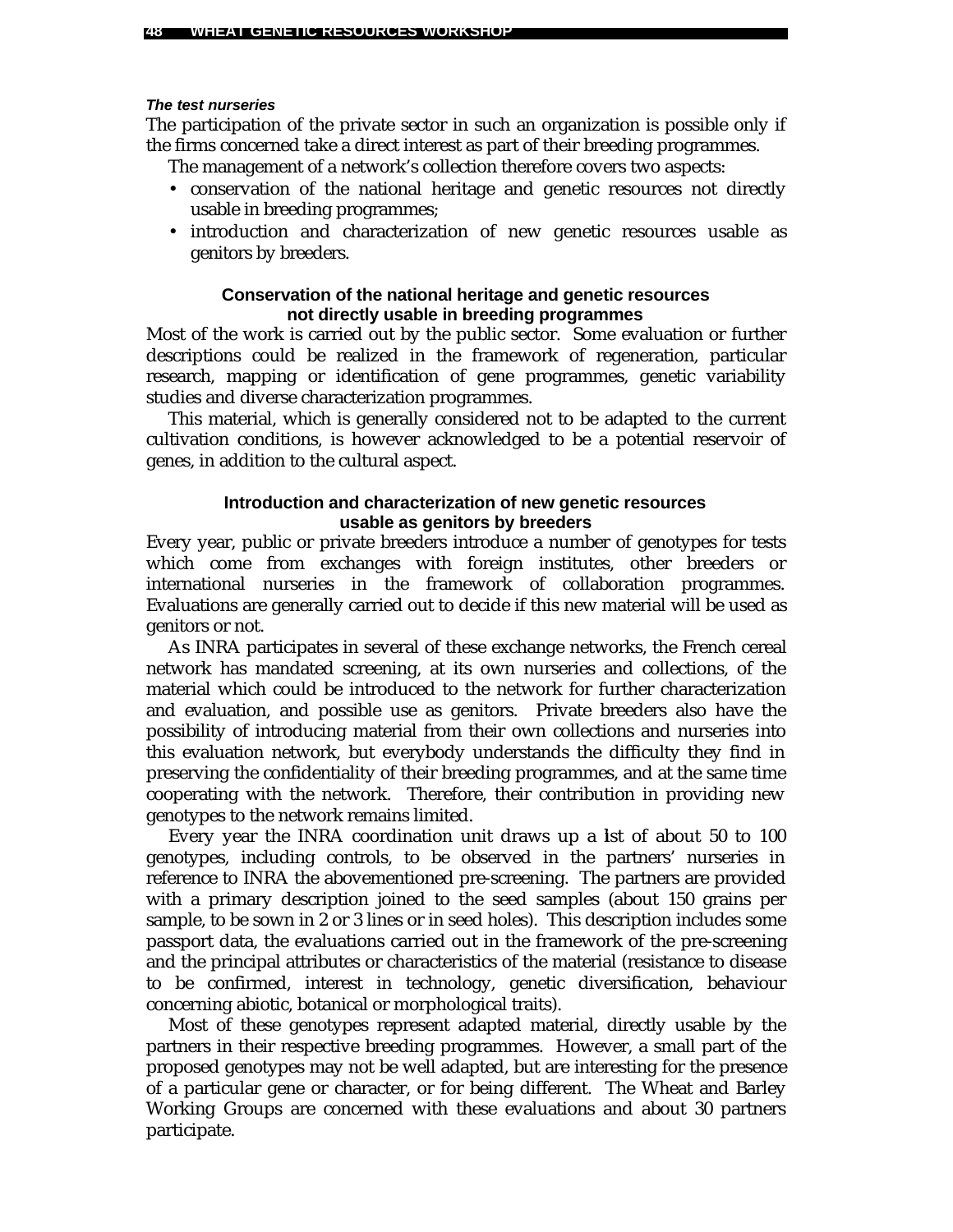#### *The test nurseries*

The participation of the private sector in such an organization is possible only if the firms concerned take a direct interest as part of their breeding programmes.

The management of a network's collection therefore covers two aspects:

- conservation of the national heritage and genetic resources not directly usable in breeding programmes;
- introduction and characterization of new genetic resources usable as genitors by breeders.

### Conservation of the national heritage and genetic resources not directly usable in breeding programmes

Most of the work is carried out by the public sector. Some evaluation or further descriptions could be realized in the framework of regeneration, particular research, mapping or identification of gene programmes, genetic variability studies and diverse characterization programmes.

This material, which is generally considered not to be adapted to the current cultivation conditions, is however acknowledged to be a potential reservoir of genes, in addition to the cultural aspect.

### Introduction and characterization of new genetic resources usable as genitors by breeders

Every year, public or private breeders introduce a number of genotypes for tests which come from exchanges with foreign institutes, other breeders or international nurseries in the framework of collaboration programmes. Evaluations are generally carried out to decide if this new material will be used as genitors or not.

As INRA participates in several of these exchange networks, the French cereal network has mandated screening, at its own nurseries and collections, of the material which could be introduced to the network for further characterization and evaluation, and possible use as genitors. Private breeders also have the possibility of introducing material from their own collections and nurseries into this evaluation network, but everybody understands the difficulty they find in preserving the confidentiality of their breeding programmes, and at the same time cooperating with the network. Therefore, their contribution in providing new genotypes to the network remains limited.

Every year the INRA coordination unit draws up a list of about 50 to 100 genotypes, including controls, to be observed in the partners' nurseries in reference to INRA the abovementioned pre-screening. The partners are provided with a primary description joined to the seed samples (about 150 grains per sample, to be sown in 2 or 3 lines or in seed holes). This description includes some passport data, the evaluations carried out in the framework of the pre-screening and the principal attributes or characteristics of the material (resistance to disease to be confirmed, interest in technology, genetic diversification, behaviour concerning abiotic, botanical or morphological traits).

Most of these genotypes represent adapted material, directly usable by the partners in their respective breeding programmes. However, a small part of the proposed genotypes may not be well adapted, but are interesting for the presence of a particular gene or character, or for being different. The Wheat and Barley Working Groups are concerned with these evaluations and about 30 partners participate.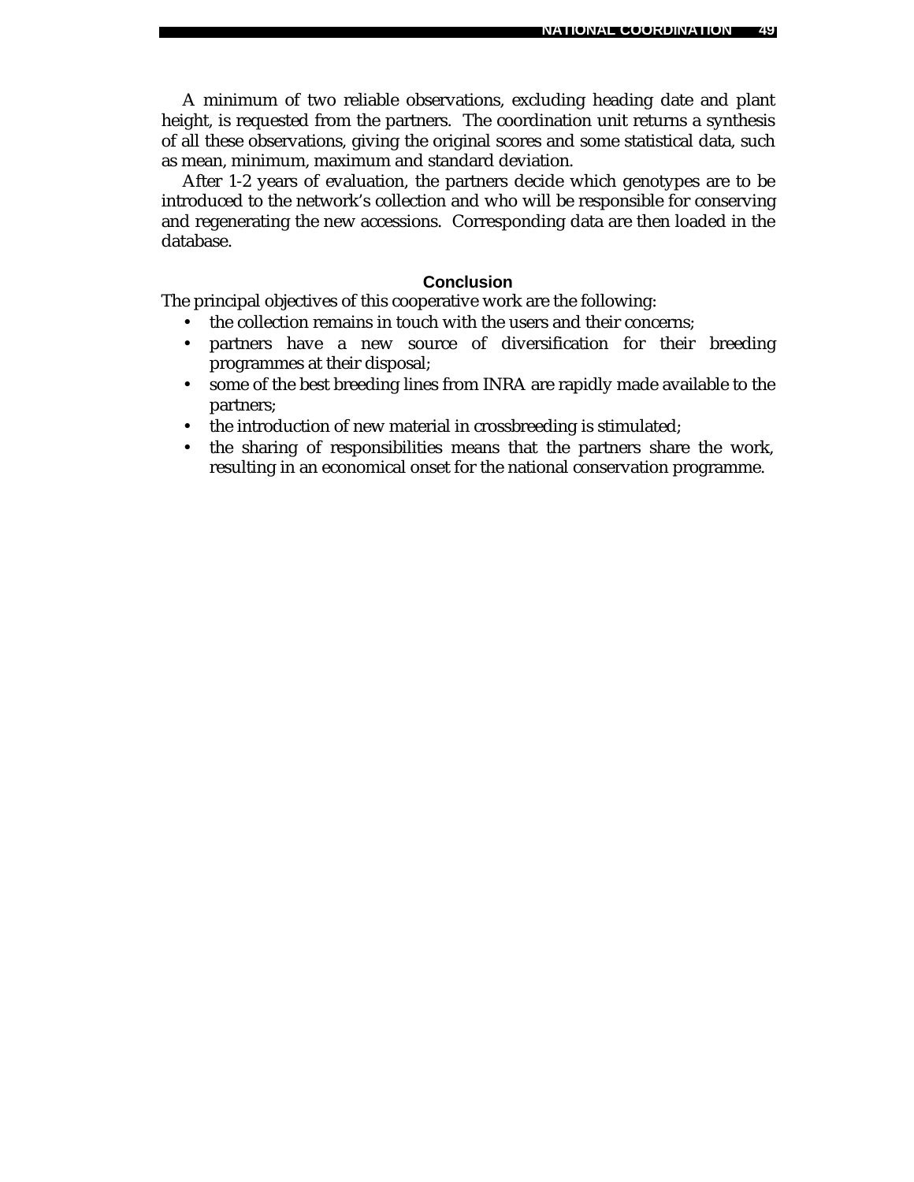A minimum of two reliable observations, excluding heading date and plant height, is requested from the partners. The coordination unit returns a synthesis of all these observations, giving the original scores and some statistical data, such as mean, minimum, maximum and standard deviation.

After 1-2 years of evaluation, the partners decide which genotypes are to be introduced to the network's collection and who will be responsible for conserving and regenerating the new accessions. Corresponding data are then loaded in the database.

## Conclusion

The principal objectives of this cooperative work are the following:

- the collection remains in touch with the users and their concerns;
- partners have a new source of diversification for their breeding programmes at their disposal;
- some of the best breeding lines from INRA are rapidly made available to the partners;
- the introduction of new material in crossbreeding is stimulated;
- the sharing of responsibilities means that the partners share the work, resulting in an economical onset for the national conservation programme.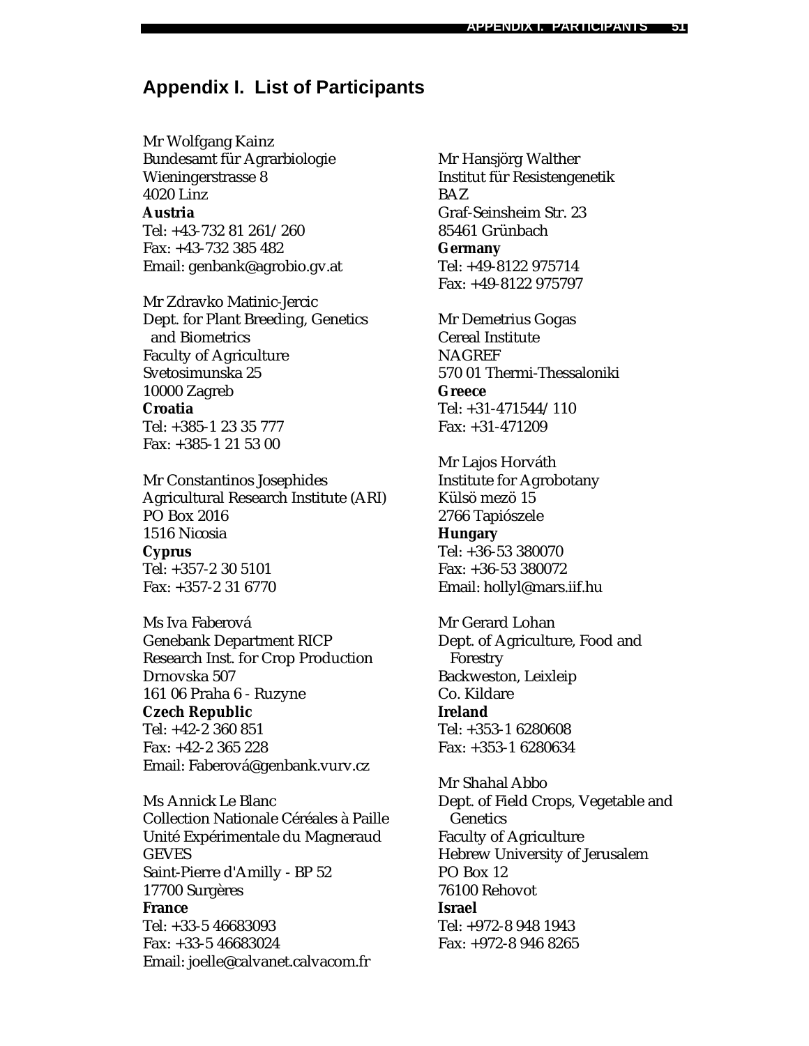## Appendix I. List of Participants

Mr Wolfgang Kainz
Bundesamt für Agrarbiologie
Wieningerstrasse 8
4020 Linz
**Austria**
Tel: +43-732 81 261/260
Fax: +43-732 385 482
Email: genbank@agrobio.gv.at

Mr Zdravko Matinic-Jercic
Dept. for Plant Breeding, Genetics and Biometrics
Faculty of Agriculture
Svetosimunska 25
10000 Zagreb
**Croatia**
Tel: +385-1 23 35 777
Fax: +385-1 21 53 00

Mr Constantinos Josephides
Agricultural Research Institute (ARI)
PO Box 2016
1516 Nicosia
**Cyprus**
Tel: +357-2 30 5101
Fax: +357-2 31 6770

Ms Iva Faberová
Genebank Department RICP
Research Inst. for Crop Production
Drnovska 507
161 06 Praha 6 - Ruzyne
**Czech Republic**
Tel: +42-2 360 851
Fax: +42-2 365 228
Email: Faberová@genbank.vurv.cz

Ms Annick Le Blanc
Collection Nationale Céréales à Paille
Unité Expérimentale du Magneraud
GEVES
Saint-Pierre d'Amilly - BP 52
17700 Surgères
**France**
Tel: +33-5 46683093
Fax: +33-5 46683024
Email: joelle@calvanet.calvacom.fr

Mr Hansjörg Walther
Institut für Resistengenetik
BAZ
Graf-Seinsheim Str. 23
85461 Grünbach
**Germany**
Tel: +49-8122 975714
Fax: +49-8122 975797

Mr Demetrius Gogas
Cereal Institute
NAGREF
570 01 Thermi-Thessaloniki
**Greece**
Tel: +31-471544/110
Fax: +31-471209

Mr Lajos Horváth
Institute for Agrobotany
Külsö mezö 15
2766 Tapiószele
**Hungary**
Tel: +36-53 380070
Fax: +36-53 380072
Email: hollyl@mars.iif.hu

Mr Gerard Lohan
Dept. of Agriculture, Food and Forestry
Backweston, Leixleip
Co. Kildare
**Ireland**
Tel: +353-1 6280608
Fax: +353-1 6280634

Mr Shahal Abbo
Dept. of Field Crops, Vegetable and Genetics
Faculty of Agriculture
Hebrew University of Jerusalem
PO Box 12
76100 Rehovot
**Israel**
Tel: +972-8 948 1943
Fax: +972-8 946 8265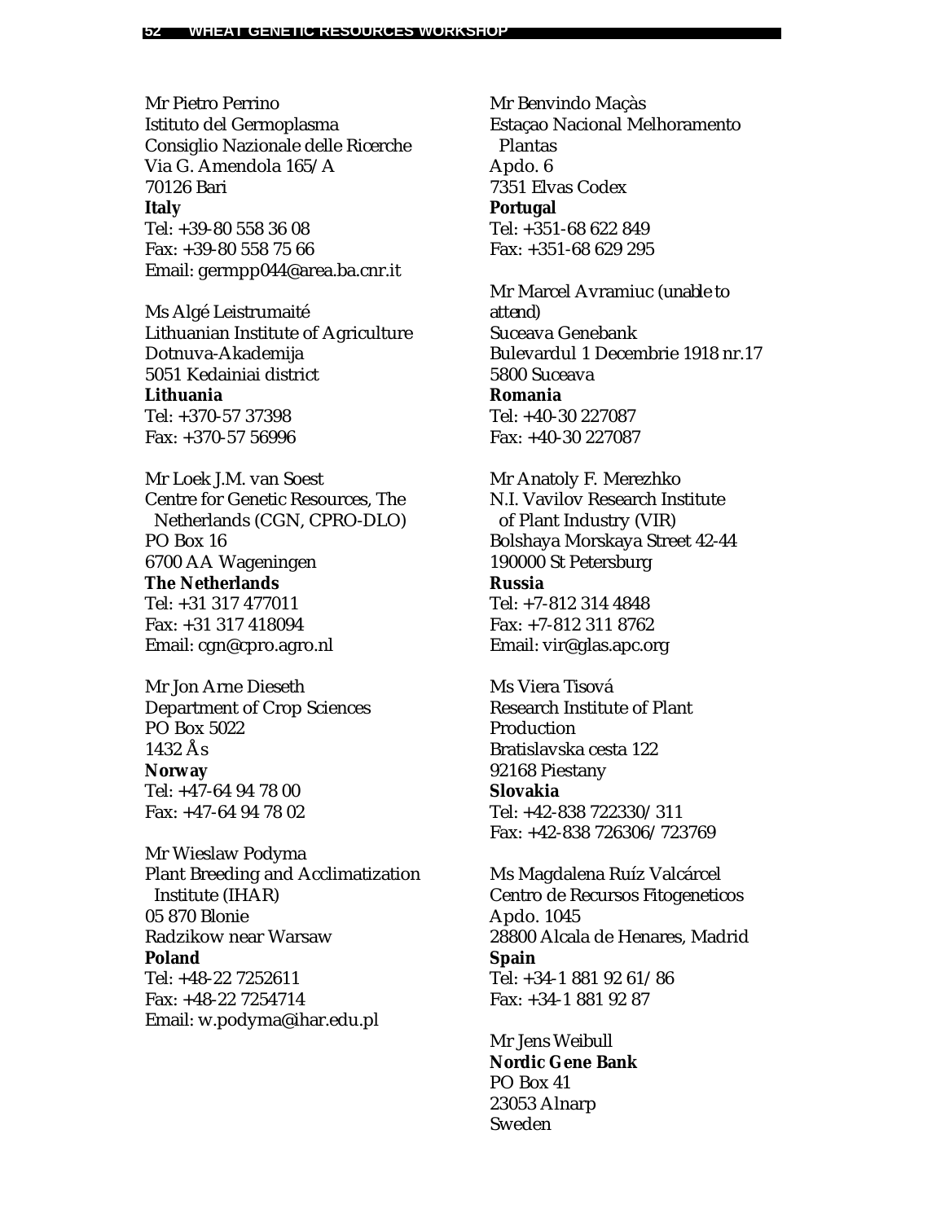Mr Pietro Perrino
Istituto del Germoplasma
Consiglio Nazionale delle Ricerche
Via G. Amendola 165/A
70126 Bari
**Italy**
Tel: +39-80 558 36 08
Fax: +39-80 558 75 66
Email: germpp044@area.ba.cnr.it

Ms Algé Leistrumaité
Lithuanian Institute of Agriculture
Dotnuva-Akademija
5051 Kedainiai district
**Lithuania**
Tel: +370-57 37398
Fax: +370-57 56996

Mr Loek J.M. van Soest
Centre for Genetic Resources, The Netherlands (CGN, CPRO-DLO)
PO Box 16
6700 AA Wageningen
**The Netherlands**
Tel: +31 317 477011
Fax: +31 317 418094
Email: cgn@cpro.agro.nl

Mr Jon Arne Dieseth
Department of Crop Sciences
PO Box 5022
1432 Ås
**Norway**
Tel: +47-64 94 78 00
Fax: +47-64 94 78 02

Mr Wieslaw Podyma
Plant Breeding and Acclimatization Institute (IHAR)
05 870 Blonie
Radzikow near Warsaw
**Poland**
Tel: +48-22 7252611
Fax: +48-22 7254714
Email: w.podyma@ihar.edu.pl

Mr Benvindo Maçàs
Estaçao Nacional Melhoramento Plantas
Apdo. 6
7351 Elvas Codex
**Portugal**
Tel: +351-68 622 849
Fax: +351-68 629 295

Mr Marcel Avramiuc *(unable to attend)*
Suceava Genebank
Bulevardul 1 Decembrie 1918 nr.17
5800 Suceava
**Romania**
Tel: +40-30 227087
Fax: +40-30 227087

Mr Anatoly F. Merezhko
N.I. Vavilov Research Institute of Plant Industry (VIR)
Bolshaya Morskaya Street 42-44
190000 St Petersburg
**Russia**
Tel: +7-812 314 4848
Fax: +7-812 311 8762
Email: vir@glas.apc.org

Ms Viera Tisová
Research Institute of Plant Production
Bratislavska cesta 122
92168 Piestany
**Slovakia**
Tel: +42-838 722330/311
Fax: +42-838 726306/723769

Ms Magdalena Ruíz Valcárcel
Centro de Recursos Fitogeneticos
Apdo. 1045
28800 Alcala de Henares, Madrid
**Spain**
Tel: +34-1 881 92 61/86
Fax: +34-1 881 92 87

Mr Jens Weibull
**Nordic Gene Bank**
PO Box 41
23053 Alnarp
Sweden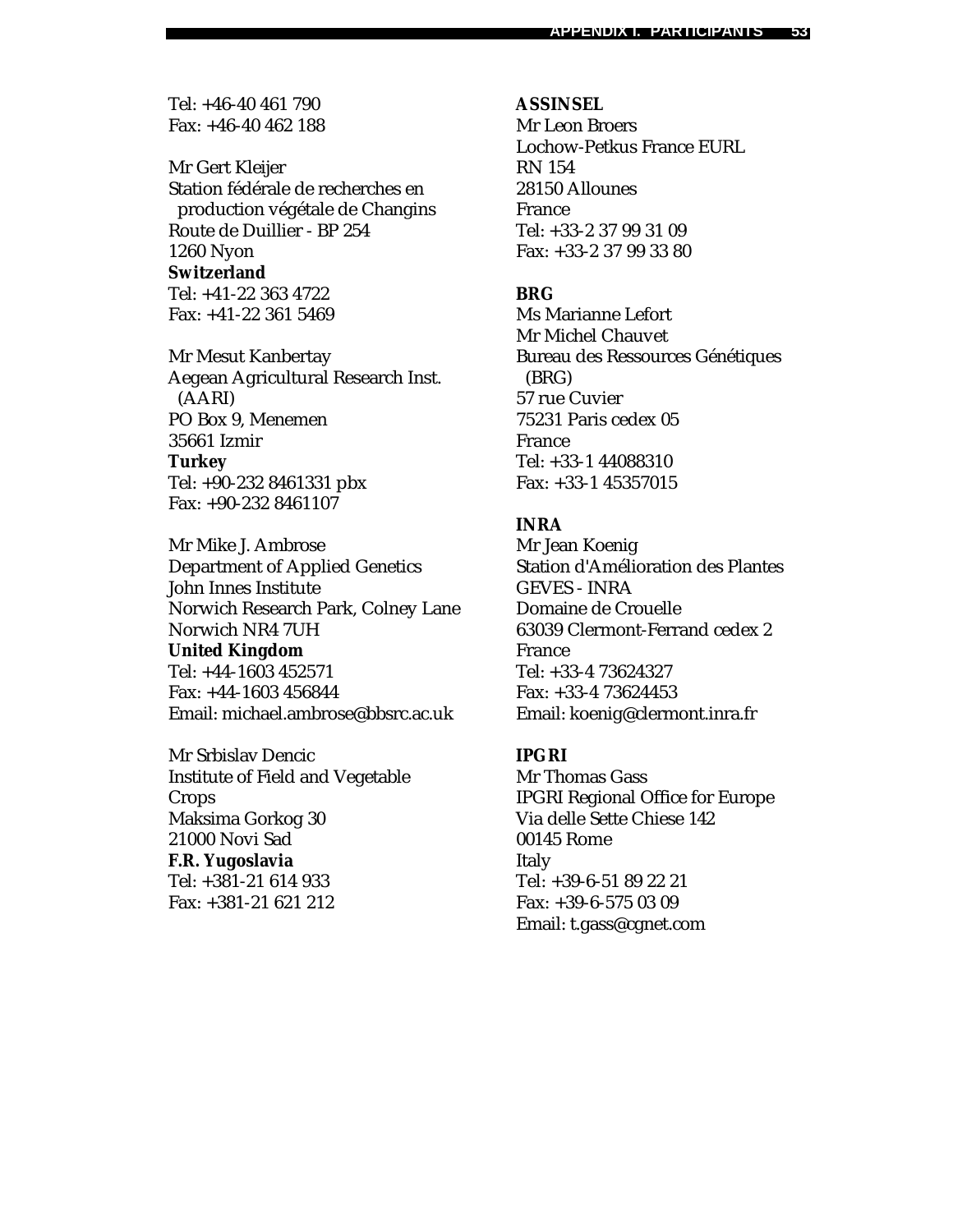Tel: +46-40 461 790
Fax: +46-40 462 188

Mr Gert Kleijer
Station fédérale de recherches en production végétale de Changins
Route de Duillier - BP 254
1260 Nyon
**Switzerland**
Tel: +41-22 363 4722
Fax: +41-22 361 5469

Mr Mesut Kanbertay
Aegean Agricultural Research Inst. (AARI)
PO Box 9, Menemen
35661 Izmir
**Turkey**
Tel: +90-232 8461331 pbx
Fax: +90-232 8461107

Mr Mike J. Ambrose
Department of Applied Genetics
John Innes Institute
Norwich Research Park, Colney Lane
Norwich NR4 7UH
**United Kingdom**
Tel: +44-1603 452571
Fax: +44-1603 456844
Email: michael.ambrose@bbsrc.ac.uk

Mr Srbislav Dencic
Institute of Field and Vegetable Crops
Maksima Gorkog 30
21000 Novi Sad
**F.R. Yugoslavia**
Tel: +381-21 614 933
Fax: +381-21 621 212

**ASSINSEL**
Mr Leon Broers
Lochow-Petkus France EURL
RN 154
28150 Allounes
France
Tel: +33-2 37 99 31 09
Fax: +33-2 37 99 33 80

**BRG**
Ms Marianne Lefort
Mr Michel Chauvet
Bureau des Ressources Génétiques (BRG)
57 rue Cuvier
75231 Paris cedex 05
France
Tel: +33-1 44088310
Fax: +33-1 45357015

**INRA**
Mr Jean Koenig
Station d'Amélioration des Plantes
GEVES - INRA
Domaine de Crouelle
63039 Clermont-Ferrand cedex 2
France
Tel: +33-4 73624327
Fax: +33-4 73624453
Email: koenig@clermont.inra.fr

**IPGRI**
Mr Thomas Gass
IPGRI Regional Office for Europe
Via delle Sette Chiese 142
00145 Rome
Italy
Tel: +39-6-51 89 22 21
Fax: +39-6-575 03 09
Email: t.gass@cgnet.com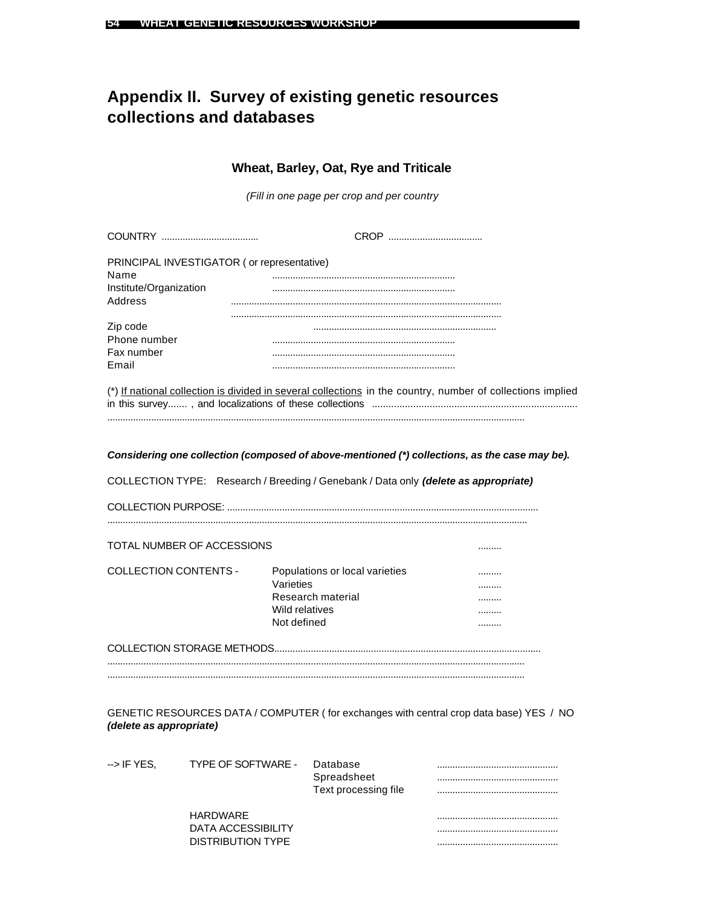# Appendix II. Survey of existing genetic resources collections and databases

### Wheat, Barley, Oat, Rye and Triticale

*(Fill in one page per crop and per country*

COUNTRY ..................................... CROP ....................................

PRINCIPAL INVESTIGATOR ( or representative)
Name .......................................................................
Institute/Organization .......................................................................
Address ........................................................................................................
........................................................................................................
Zip code .......................................................................
Phone number .......................................................................
Fax number .......................................................................
Email .......................................................................

(*) If national collection is divided in several collections in the country, number of collections implied in this survey....... , and localizations of these collections ..........................................................................
.................................................................................................................................................................

***Considering one collection (composed of above-mentioned (*) collections, as the case may be).***

COLLECTION TYPE: Research / Breeding / Genebank / Data only ***(delete as appropriate)***

COLLECTION PURPOSE: ......................................................................................................................
.................................................................................................................................................................

TOTAL NUMBER OF ACCESSIONS .........

| | | |
|---|---|---|
| COLLECTION CONTENTS - | Populations or local varieties | ......... |
| | Varieties | ......... |
| | Research material | ......... |
| | Wild relatives | ......... |
| | Not defined | ......... |

COLLECTION STORAGE METHODS......................................................................................................
.................................................................................................................................................................
.................................................................................................................................................................

GENETIC RESOURCES DATA / COMPUTER ( for exchanges with central crop data base) YES / NO ***(delete as appropriate)***

| | | | |
|---|---|---|---|
| --> IF YES, | TYPE OF SOFTWARE - | Database | ............................................... |
| | | Spreadsheet | ............................................... |
| | | Text processing file | ............................................... |
| | HARDWARE | | ............................................... |
| | DATA ACCESSIBILITY | | ............................................... |
| | DISTRIBUTION TYPE | | ............................................... |